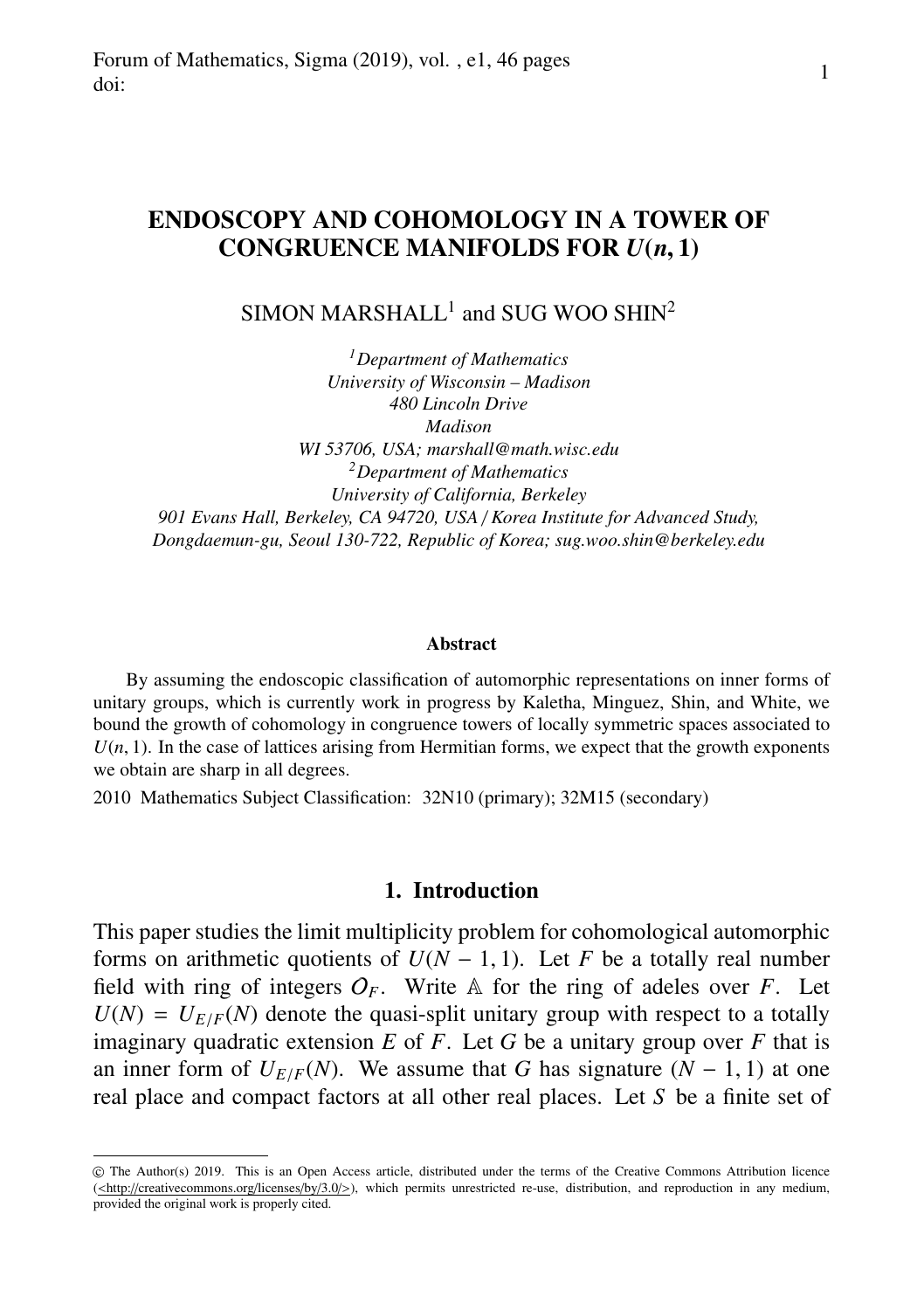# ENDOSCOPY AND COHOMOLOGY IN A TOWER OF CONGRUENCE MANIFOLDS FOR $U(n, 1)$

SIMON MARSHALL[1] and SUG WOO SHIN[2]

[1] *Department of Mathematics*
*University of Wisconsin – Madison*
*480 Lincoln Drive*
*Madison*
*WI 53706, USA; marshall@math.wisc.edu*
[2] *Department of Mathematics*
*University of California, Berkeley*
*901 Evans Hall, Berkeley, CA 94720, USA / Korea Institute for Advanced Study, Dongdaemun-gu, Seoul 130-722, Republic of Korea; sug.woo.shin@berkeley.edu*

### Abstract

By assuming the endoscopic classification of automorphic representations on inner forms of unitary groups, which is currently work in progress by Kaletha, Minguez, Shin, and White, we bound the growth of cohomology in congruence towers of locally symmetric spaces associated to $U(n, 1)$. In the case of lattices arising from Hermitian forms, we expect that the growth exponents we obtain are sharp in all degrees.

2010 Mathematics Subject Classification: 32N10 (primary); 32M15 (secondary)

## 1. Introduction

This paper studies the limit multiplicity problem for cohomological automorphic forms on arithmetic quotients of $U(N-1, 1)$. Let $F$ be a totally real number field with ring of integers $\mathcal{O}_F$. Write $\mathbb{A}$ for the ring of adeles over $F$. Let $U(N) = U_{E/F}(N)$ denote the quasi-split unitary group with respect to a totally imaginary quadratic extension $E$ of $F$. Let $G$ be a unitary group over $F$ that is an inner form of $U_{E/F}(N)$. We assume that $G$ has signature $(N-1, 1)$ at one real place and compact factors at all other real places. Let $S$ be a finite set of

© The Author(s) 2019. This is an Open Access article, distributed under the terms of the Creative Commons Attribution licence (<http://creativecommons.org/licenses/by/3.0/>), which permits unrestricted re-use, distribution, and reproduction in any medium, provided the original work is properly cited.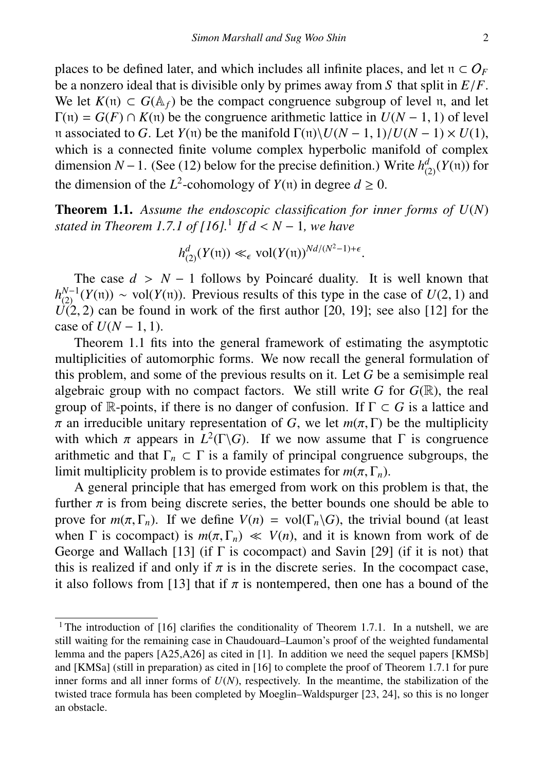places to be defined later, and which includes all infinite places, and let $\mathfrak{n} \subset \mathcal{O}_F$ be a nonzero ideal that is divisible only by primes away from $S$ that split in $E/F$. We let $K(\mathfrak{n}) \subset G(\mathbb{A}_f)$ be the compact congruence subgroup of level $\mathfrak{n}$, and let $\Gamma(\mathfrak{n}) = G(F) \cap K(\mathfrak{n})$ be the congruence arithmetic lattice in $U(N-1,1)$ of level $\mathfrak{n}$ associated to $G$. Let $Y(\mathfrak{n})$ be the manifold $\Gamma(\mathfrak{n})\backslash U(N-1,1)/U(N-1) \times U(1)$, which is a connected finite volume complex hyperbolic manifold of complex dimension $N-1$. (See (12) below for the precise definition.) Write $h^d_{(2)}(Y(\mathfrak{n}))$ for the dimension of the $L^2$-cohomology of $Y(\mathfrak{n})$ in degree $d \geq 0$.

**Theorem 1.1.** *Assume the endoscopic classification for inner forms of $U(N)$ stated in Theorem 1.7.1 of [16].*[1] *If $d < N-1$, we have*

$$h^d_{(2)}(Y(\mathfrak{n})) \ll_\epsilon \operatorname{vol}(Y(\mathfrak{n}))^{Nd/(N^2-1)+\epsilon}.$$

The case $d > N-1$ follows by Poincaré duality. It is well known that $h^{N-1}_{(2)}(Y(\mathfrak{n})) \sim \operatorname{vol}(Y(\mathfrak{n}))$. Previous results of this type in the case of $U(2,1)$ and $U(2,2)$ can be found in work of the first author [20, 19]; see also [12] for the case of $U(N-1,1)$.

Theorem 1.1 fits into the general framework of estimating the asymptotic multiplicities of automorphic forms. We now recall the general formulation of this problem, and some of the previous results on it. Let $G$ be a semisimple real algebraic group with no compact factors. We still write $G$ for $G(\mathbb{R})$, the real group of $\mathbb{R}$-points, if there is no danger of confusion. If $\Gamma \subset G$ is a lattice and $\pi$ an irreducible unitary representation of $G$, we let $m(\pi, \Gamma)$ be the multiplicity with which $\pi$ appears in $L^2(\Gamma\backslash G)$. If we now assume that $\Gamma$ is congruence arithmetic and that $\Gamma_n \subset \Gamma$ is a family of principal congruence subgroups, the limit multiplicity problem is to provide estimates for $m(\pi, \Gamma_n)$.

A general principle that has emerged from work on this problem is that, the further $\pi$ is from being discrete series, the better bounds one should be able to prove for $m(\pi, \Gamma_n)$. If we define $V(n) = \operatorname{vol}(\Gamma_n\backslash G)$, the trivial bound (at least when $\Gamma$ is cocompact) is $m(\pi, \Gamma_n) \ll V(n)$, and it is known from work of de George and Wallach [13] (if $\Gamma$ is cocompact) and Savin [29] (if it is not) that this is realized if and only if $\pi$ is in the discrete series. In the cocompact case, it also follows from [13] that if $\pi$ is nontempered, then one has a bound of the

[1] The introduction of [16] clarifies the conditionality of Theorem 1.7.1. In a nutshell, we are still waiting for the remaining case in Chaudouard–Laumon's proof of the weighted fundamental lemma and the papers [A25,A26] as cited in [1]. In addition we need the sequel papers [KMSb] and [KMSa] (still in preparation) as cited in [16] to complete the proof of Theorem 1.7.1 for pure inner forms and all inner forms of $U(N)$, respectively. In the meantime, the stabilization of the twisted trace formula has been completed by Moeglin–Waldspurger [23, 24], so this is no longer an obstacle.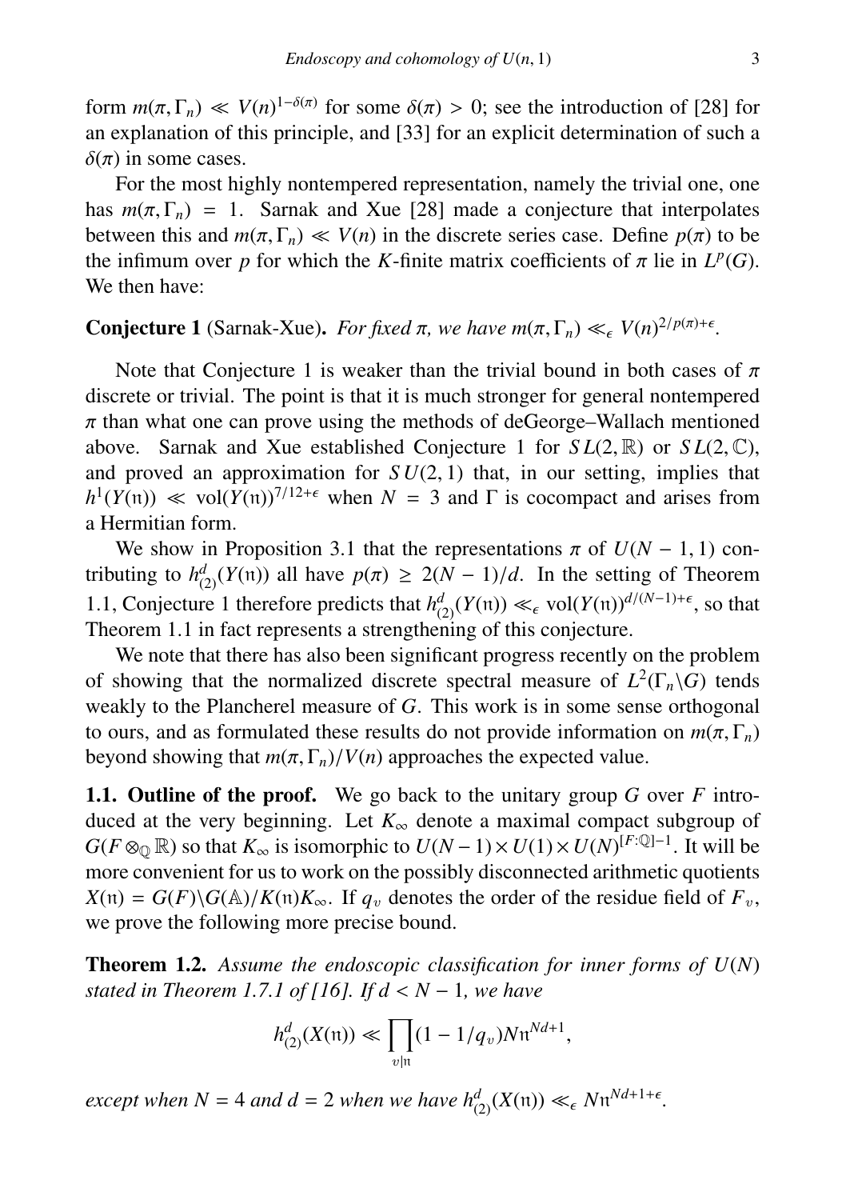form $m(\pi, \Gamma_n) \ll V(n)^{1-\delta(\pi)}$ for some $\delta(\pi) > 0$; see the introduction of [28] for an explanation of this principle, and [33] for an explicit determination of such a $\delta(\pi)$ in some cases.

For the most highly nontempered representation, namely the trivial one, one has $m(\pi, \Gamma_n) = 1$. Sarnak and Xue [28] made a conjecture that interpolates between this and $m(\pi, \Gamma_n) \ll V(n)$ in the discrete series case. Define $p(\pi)$ to be the infimum over $p$ for which the $K$-finite matrix coefficients of $\pi$ lie in $L^p(G)$. We then have:

**Conjecture 1** (Sarnak-Xue). *For fixed $\pi$, we have $m(\pi, \Gamma_n) \ll_\epsilon V(n)^{2/p(\pi)+\epsilon}$.*

Note that Conjecture 1 is weaker than the trivial bound in both cases of $\pi$ discrete or trivial. The point is that it is much stronger for general nontempered $\pi$ than what one can prove using the methods of deGeorge–Wallach mentioned above. Sarnak and Xue established Conjecture 1 for $SL(2, \mathbb{R})$ or $SL(2, \mathbb{C})$, and proved an approximation for $SU(2, 1)$ that, in our setting, implies that $h^1(Y(\mathfrak{n})) \ll \mathrm{vol}(Y(\mathfrak{n}))^{7/12+\epsilon}$ when $N = 3$ and $\Gamma$ is cocompact and arises from a Hermitian form.

We show in Proposition 3.1 that the representations $\pi$ of $U(N-1, 1)$ contributing to $h^d_{(2)}(Y(\mathfrak{n}))$ all have $p(\pi) \geq 2(N-1)/d$. In the setting of Theorem 1.1, Conjecture 1 therefore predicts that $h^d_{(2)}(Y(\mathfrak{n})) \ll_\epsilon \mathrm{vol}(Y(\mathfrak{n}))^{d/(N-1)+\epsilon}$, so that Theorem 1.1 in fact represents a strengthening of this conjecture.

We note that there has also been significant progress recently on the problem of showing that the normalized discrete spectral measure of $L^2(\Gamma_n \backslash G)$ tends weakly to the Plancherel measure of $G$. This work is in some sense orthogonal to ours, and as formulated these results do not provide information on $m(\pi, \Gamma_n)$ beyond showing that $m(\pi, \Gamma_n)/V(n)$ approaches the expected value.

**1.1. Outline of the proof.** We go back to the unitary group $G$ over $F$ introduced at the very beginning. Let $K_\infty$ denote a maximal compact subgroup of $G(F \otimes_{\mathbb{Q}} \mathbb{R})$ so that $K_\infty$ is isomorphic to $U(N-1) \times U(1) \times U(N)^{[F:\mathbb{Q}]-1}$. It will be more convenient for us to work on the possibly disconnected arithmetic quotients $X(\mathfrak{n}) = G(F) \backslash G(\mathbb{A}) / K(\mathfrak{n}) K_\infty$. If $q_v$ denotes the order of the residue field of $F_v$, we prove the following more precise bound.

**Theorem 1.2.** *Assume the endoscopic classification for inner forms of $U(N)$ stated in Theorem 1.7.1 of [16]. If $d < N-1$, we have*

$$h^d_{(2)}(X(\mathfrak{n})) \ll \prod_{v|\mathfrak{n}} (1 - 1/q_v) N\mathfrak{n}^{Nd+1},$$

*except when $N = 4$ and $d = 2$ when we have $h^d_{(2)}(X(\mathfrak{n})) \ll_\epsilon N\mathfrak{n}^{Nd+1+\epsilon}$.*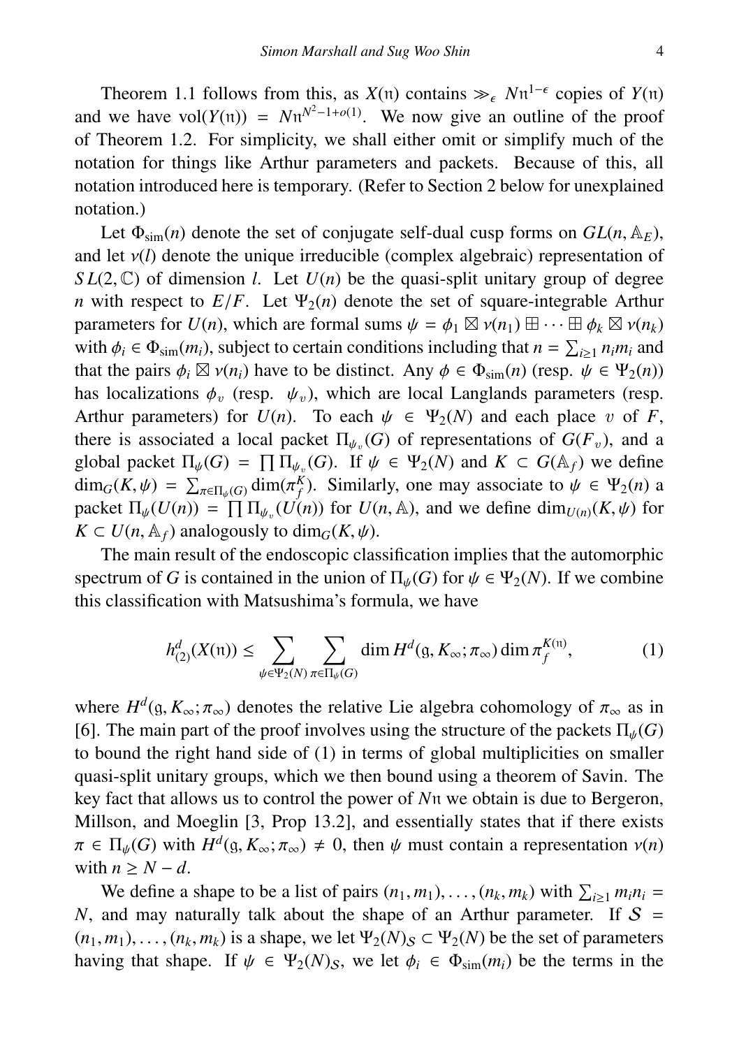Theorem 1.1 follows from this, as $X(\mathfrak{n})$ contains $\gg_\epsilon N\mathfrak{n}^{1-\epsilon}$ copies of $Y(\mathfrak{n})$ and we have $\mathrm{vol}(Y(\mathfrak{n})) = N\mathfrak{n}^{N^2-1+o(1)}$. We now give an outline of the proof of Theorem 1.2. For simplicity, we shall either omit or simplify much of the notation for things like Arthur parameters and packets. Because of this, all notation introduced here is temporary. (Refer to Section 2 below for unexplained notation.)

Let $\Phi_{\mathrm{sim}}(n)$ denote the set of conjugate self-dual cusp forms on $GL(n, \mathbb{A}_E)$, and let $\nu(l)$ denote the unique irreducible (complex algebraic) representation of $SL(2, \mathbb{C})$ of dimension $l$. Let $U(n)$ be the quasi-split unitary group of degree $n$ with respect to $E/F$. Let $\Psi_2(n)$ denote the set of square-integrable Arthur parameters for $U(n)$, which are formal sums $\psi = \phi_1 \boxtimes \nu(n_1) \boxplus \cdots \boxplus \phi_k \boxtimes \nu(n_k)$ with $\phi_i \in \Phi_{\mathrm{sim}}(m_i)$, subject to certain conditions including that $n = \sum_{i \geq 1} n_i m_i$ and that the pairs $\phi_i \boxtimes \nu(n_i)$ have to be distinct. Any $\phi \in \Phi_{\mathrm{sim}}(n)$ (resp. $\psi \in \Psi_2(n)$) has localizations $\phi_v$ (resp. $\psi_v$), which are local Langlands parameters (resp. Arthur parameters) for $U(n)$. To each $\psi \in \Psi_2(N)$ and each place $v$ of $F$, there is associated a local packet $\Pi_{\psi_v}(G)$ of representations of $G(F_v)$, and a global packet $\Pi_\psi(G) = \prod \Pi_{\psi_v}(G)$. If $\psi \in \Psi_2(N)$ and $K \subset G(\mathbb{A}_f)$ we define $\dim_G(K, \psi) = \sum_{\pi \in \Pi_\psi(G)} \dim(\pi_f^K)$. Similarly, one may associate to $\psi \in \Psi_2(n)$ a packet $\Pi_\psi(U(n)) = \prod \Pi_{\psi_v}(U(n))$ for $U(n, \mathbb{A})$, and we define $\dim_{U(n)}(K, \psi)$ for $K \subset U(n, \mathbb{A}_f)$ analogously to $\dim_G(K, \psi)$.

The main result of the endoscopic classification implies that the automorphic spectrum of $G$ is contained in the union of $\Pi_\psi(G)$ for $\psi \in \Psi_2(N)$. If we combine this classification with Matsushima's formula, we have

$$h^d_{(2)}(X(\mathfrak{n})) \leq \sum_{\psi \in \Psi_2(N)} \sum_{\pi \in \Pi_\psi(G)} \dim H^d(\mathfrak{g}, K_\infty; \pi_\infty) \dim \pi_f^{K(\mathfrak{n})}, \tag{1}$$

where $H^d(\mathfrak{g}, K_\infty; \pi_\infty)$ denotes the relative Lie algebra cohomology of $\pi_\infty$ as in [6]. The main part of the proof involves using the structure of the packets $\Pi_\psi(G)$ to bound the right hand side of (1) in terms of global multiplicities on smaller quasi-split unitary groups, which we then bound using a theorem of Savin. The key fact that allows us to control the power of $N\mathfrak{n}$ we obtain is due to Bergeron, Millson, and Moeglin [3, Prop 13.2], and essentially states that if there exists $\pi \in \Pi_\psi(G)$ with $H^d(\mathfrak{g}, K_\infty; \pi_\infty) \neq 0$, then $\psi$ must contain a representation $\nu(n)$ with $n \geq N - d$.

We define a shape to be a list of pairs $(n_1, m_1), \ldots, (n_k, m_k)$ with $\sum_{i \geq 1} m_i n_i = N$, and may naturally talk about the shape of an Arthur parameter. If $\mathcal{S} = (n_1, m_1), \ldots, (n_k, m_k)$ is a shape, we let $\Psi_2(N)_{\mathcal{S}} \subset \Psi_2(N)$ be the set of parameters having that shape. If $\psi \in \Psi_2(N)_{\mathcal{S}}$, we let $\phi_i \in \Phi_{\mathrm{sim}}(m_i)$ be the terms in the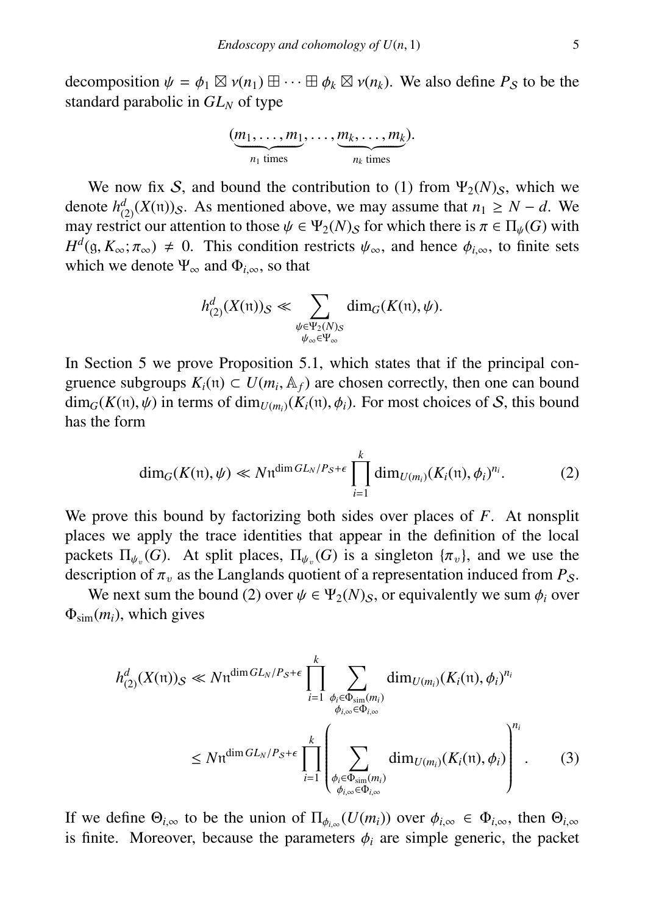decomposition $\psi = \phi_1 \boxtimes \nu(n_1) \boxplus \cdots \boxplus \phi_k \boxtimes \nu(n_k)$. We also define $P_{\mathcal{S}}$ to be the standard parabolic in $GL_N$ of type

$$(\underbrace{m_1, \dots, m_1}_{n_1 \text{ times}}, \dots, \underbrace{m_k, \dots, m_k}_{n_k \text{ times}}).$$

We now fix $\mathcal{S}$, and bound the contribution to (1) from $\Psi_2(N)_{\mathcal{S}}$, which we denote $h^d_{(2)}(X(\mathfrak{n}))_{\mathcal{S}}$. As mentioned above, we may assume that $n_1 \geq N - d$. We may restrict our attention to those $\psi \in \Psi_2(N)_{\mathcal{S}}$ for which there is $\pi \in \Pi_\psi(G)$ with $H^d(\mathfrak{g}, K_\infty; \pi_\infty) \neq 0$. This condition restricts $\psi_\infty$, and hence $\phi_{i,\infty}$, to finite sets which we denote $\Psi_\infty$ and $\Phi_{i,\infty}$, so that

$$h^d_{(2)}(X(\mathfrak{n}))_{\mathcal{S}} \ll \sum_{\substack{\psi \in \Psi_2(N)_{\mathcal{S}} \\ \psi_\infty \in \Psi_\infty}} \dim_G(K(\mathfrak{n}), \psi).$$

In Section 5 we prove Proposition 5.1, which states that if the principal congruence subgroups $K_i(\mathfrak{n}) \subset U(m_i, \mathbb{A}_f)$ are chosen correctly, then one can bound $\dim_G(K(\mathfrak{n}), \psi)$ in terms of $\dim_{U(m_i)}(K_i(\mathfrak{n}), \phi_i)$. For most choices of $\mathcal{S}$, this bound has the form

$$\dim_G(K(\mathfrak{n}), \psi) \ll N\mathfrak{n}^{\dim GL_N / P_{\mathcal{S}} + \epsilon} \prod_{i=1}^k \dim_{U(m_i)}(K_i(\mathfrak{n}), \phi_i)^{n_i}. \tag{2}$$

We prove this bound by factorizing both sides over places of $F$. At nonsplit places we apply the trace identities that appear in the definition of the local packets $\Pi_{\psi_v}(G)$. At split places, $\Pi_{\psi_v}(G)$ is a singleton $\{\pi_v\}$, and we use the description of $\pi_v$ as the Langlands quotient of a representation induced from $P_{\mathcal{S}}$.

We next sum the bound (2) over $\psi \in \Psi_2(N)_{\mathcal{S}}$, or equivalently we sum $\phi_i$ over $\Phi_{\text{sim}}(m_i)$, which gives

$$\begin{aligned} h^d_{(2)}(X(\mathfrak{n}))_{\mathcal{S}} &\ll N\mathfrak{n}^{\dim GL_N / P_{\mathcal{S}} + \epsilon} \prod_{i=1}^k \sum_{\substack{\phi_i \in \Phi_{\text{sim}}(m_i) \\ \phi_{i,\infty} \in \Phi_{i,\infty}}} \dim_{U(m_i)}(K_i(\mathfrak{n}), \phi_i)^{n_i} \\ &\leq N\mathfrak{n}^{\dim GL_N / P_{\mathcal{S}} + \epsilon} \prod_{i=1}^k \left( \sum_{\substack{\phi_i \in \Phi_{\text{sim}}(m_i) \\ \phi_{i,\infty} \in \Phi_{i,\infty}}} \dim_{U(m_i)}(K_i(\mathfrak{n}), \phi_i) \right)^{n_i}. \end{aligned} \tag{3}$$

If we define $\Theta_{i,\infty}$ to be the union of $\Pi_{\phi_{i,\infty}}(U(m_i))$ over $\phi_{i,\infty} \in \Phi_{i,\infty}$, then $\Theta_{i,\infty}$ is finite. Moreover, because the parameters $\phi_i$ are simple generic, the packet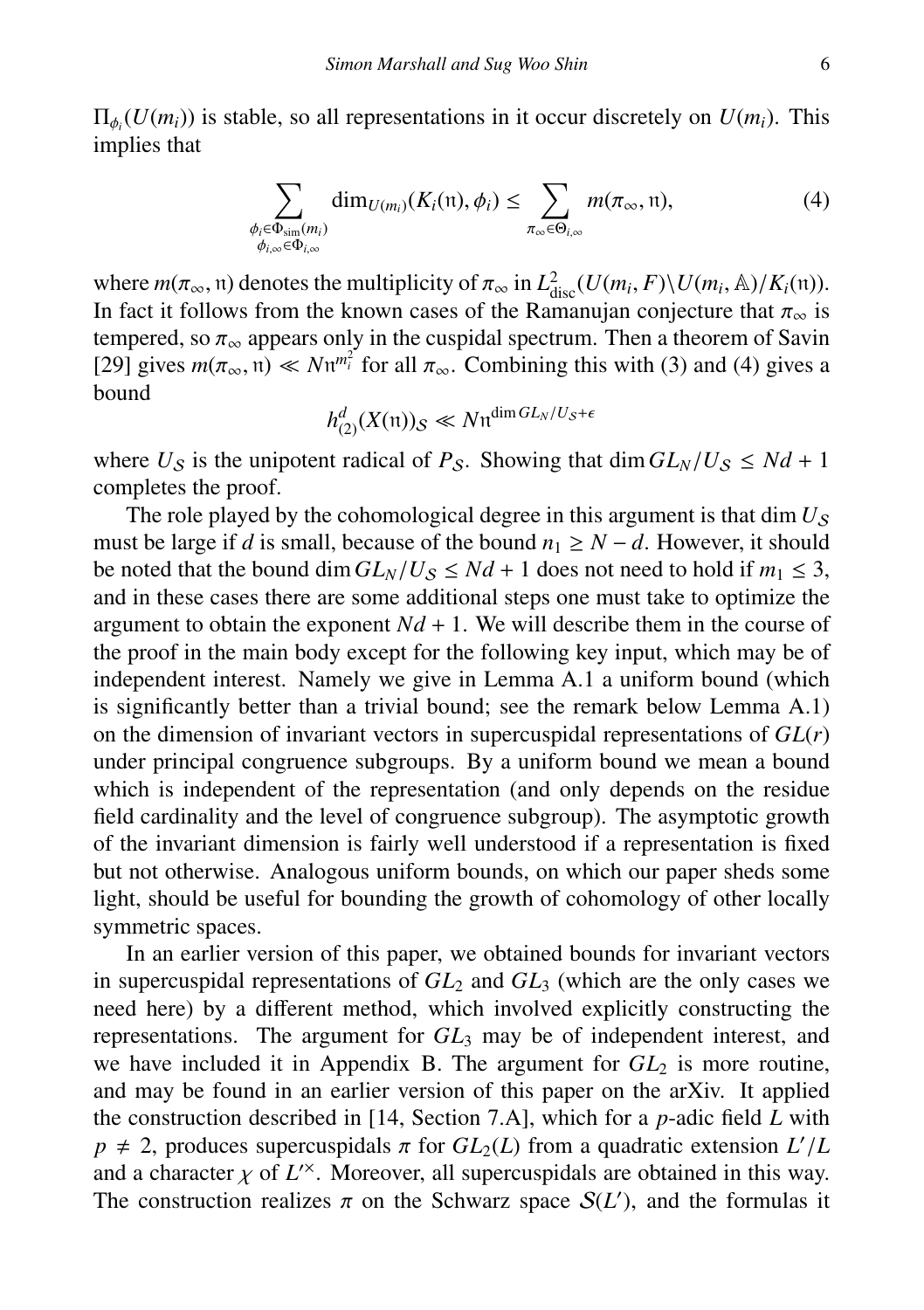$\Pi_{\phi_i}(U(m_i))$ is stable, so all representations in it occur discretely on $U(m_i)$. This implies that

$$\sum_{\substack{\phi_i \in \Phi_{\mathrm{sim}}(m_i) \\ \phi_{i,\infty} \in \Phi_{i,\infty}}} \dim_{U(m_i)}(K_i(\mathfrak{n}), \phi_i) \leq \sum_{\pi_\infty \in \Theta_{i,\infty}} m(\pi_\infty, \mathfrak{n}), \tag{4}$$

where $m(\pi_\infty, \mathfrak{n})$ denotes the multiplicity of $\pi_\infty$ in $L^2_{\mathrm{disc}}(U(m_i, F)\backslash U(m_i, \mathbb{A})/K_i(\mathfrak{n}))$. In fact it follows from the known cases of the Ramanujan conjecture that $\pi_\infty$ is tempered, so $\pi_\infty$ appears only in the cuspidal spectrum. Then a theorem of Savin [29] gives $m(\pi_\infty, \mathfrak{n}) \ll N\mathfrak{n}^{m_i^2}$ for all $\pi_\infty$. Combining this with (3) and (4) gives a bound

$$h^d_{(2)}(X(\mathfrak{n}))_{\mathcal{S}} \ll N\mathfrak{n}^{\dim GL_N/U_{\mathcal{S}}+\epsilon}$$

where $U_{\mathcal{S}}$ is the unipotent radical of $P_{\mathcal{S}}$. Showing that $\dim GL_N/U_{\mathcal{S}} \leq Nd+1$ completes the proof.

The role played by the cohomological degree in this argument is that $\dim U_{\mathcal{S}}$ must be large if $d$ is small, because of the bound $n_1 \geq N-d$. However, it should be noted that the bound $\dim GL_N/U_{\mathcal{S}} \leq Nd+1$ does not need to hold if $m_1 \leq 3$, and in these cases there are some additional steps one must take to optimize the argument to obtain the exponent $Nd+1$. We will describe them in the course of the proof in the main body except for the following key input, which may be of independent interest. Namely we give in Lemma A.1 a uniform bound (which is significantly better than a trivial bound; see the remark below Lemma A.1) on the dimension of invariant vectors in supercuspidal representations of $GL(r)$ under principal congruence subgroups. By a uniform bound we mean a bound which is independent of the representation (and only depends on the residue field cardinality and the level of congruence subgroup). The asymptotic growth of the invariant dimension is fairly well understood if a representation is fixed but not otherwise. Analogous uniform bounds, on which our paper sheds some light, should be useful for bounding the growth of cohomology of other locally symmetric spaces.

In an earlier version of this paper, we obtained bounds for invariant vectors in supercuspidal representations of $GL_2$ and $GL_3$ (which are the only cases we need here) by a different method, which involved explicitly constructing the representations. The argument for $GL_3$ may be of independent interest, and we have included it in Appendix B. The argument for $GL_2$ is more routine, and may be found in an earlier version of this paper on the arXiv. It applied the construction described in [14, Section 7.A], which for a $p$-adic field $L$ with $p \neq 2$, produces supercuspidals $\pi$ for $GL_2(L)$ from a quadratic extension $L'/L$ and a character $\chi$ of $L'^{\times}$. Moreover, all supercuspidals are obtained in this way. The construction realizes $\pi$ on the Schwarz space $\mathcal{S}(L')$, and the formulas it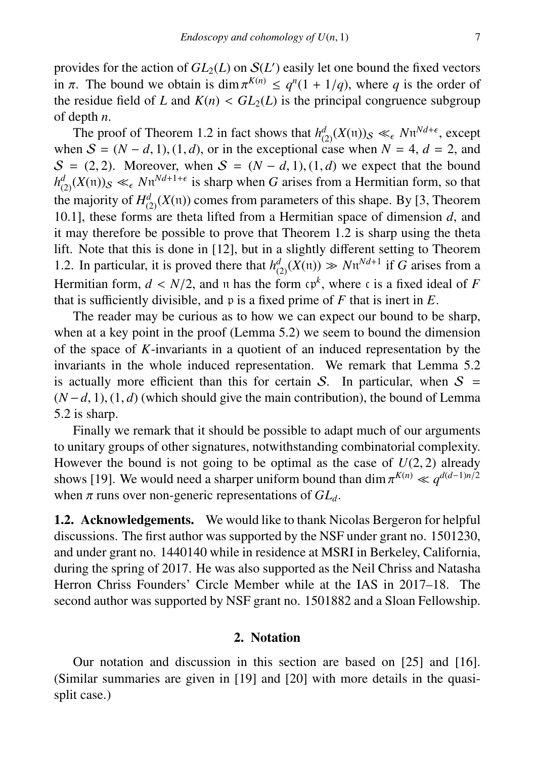provides for the action of $GL_2(L)$ on $\mathcal{S}(L')$ easily let one bound the fixed vectors in $\pi$. The bound we obtain is $\dim \pi^{K(n)} \leq q^n(1 + 1/q)$, where $q$ is the order of the residue field of $L$ and $K(n) < GL_2(L)$ is the principal congruence subgroup of depth $n$.

The proof of Theorem 1.2 in fact shows that $h^d_{(2)}(X(\mathfrak{n}))_{\mathcal{S}} \ll_\epsilon N\mathfrak{n}^{Nd+\epsilon}$, except when $\mathcal{S} = (N-d,1),(1,d)$, or in the exceptional case when $N = 4$, $d = 2$, and $\mathcal{S} = (2,2)$. Moreover, when $\mathcal{S} = (N-d,1),(1,d)$ we expect that the bound $h^d_{(2)}(X(\mathfrak{n}))_{\mathcal{S}} \ll_\epsilon N\mathfrak{n}^{Nd+1+\epsilon}$ is sharp when $G$ arises from a Hermitian form, so that the majority of $H^d_{(2)}(X(\mathfrak{n}))$ comes from parameters of this shape. By [3, Theorem 10.1], these forms are theta lifted from a Hermitian space of dimension $d$, and it may therefore be possible to prove that Theorem 1.2 is sharp using the theta lift. Note that this is done in [12], but in a slightly different setting to Theorem 1.2. In particular, it is proved there that $h^d_{(2)}(X(\mathfrak{n})) \gg N\mathfrak{n}^{Nd+1}$ if $G$ arises from a Hermitian form, $d < N/2$, and $\mathfrak{n}$ has the form $\mathfrak{c}\mathfrak{p}^k$, where $\mathfrak{c}$ is a fixed ideal of $F$ that is sufficiently divisible, and $\mathfrak{p}$ is a fixed prime of $F$ that is inert in $E$.

The reader may be curious as to how we can expect our bound to be sharp, when at a key point in the proof (Lemma 5.2) we seem to bound the dimension of the space of $K$-invariants in a quotient of an induced representation by the invariants in the whole induced representation. We remark that Lemma 5.2 is actually more efficient than this for certain $\mathcal{S}$. In particular, when $\mathcal{S} = (N-d,1),(1,d)$ (which should give the main contribution), the bound of Lemma 5.2 is sharp.

Finally we remark that it should be possible to adapt much of our arguments to unitary groups of other signatures, notwithstanding combinatorial complexity. However the bound is not going to be optimal as the case of $U(2,2)$ already shows [19]. We would need a sharper uniform bound than $\dim \pi^{K(n)} \ll q^{d(d-1)n/2}$ when $\pi$ runs over non-generic representations of $GL_d$.

**1.2. Acknowledgements.** We would like to thank Nicolas Bergeron for helpful discussions. The first author was supported by the NSF under grant no. 1501230, and under grant no. 1440140 while in residence at MSRI in Berkeley, California, during the spring of 2017. He was also supported as the Neil Chriss and Natasha Herron Chriss Founders' Circle Member while at the IAS in 2017–18. The second author was supported by NSF grant no. 1501882 and a Sloan Fellowship.

## 2. Notation

Our notation and discussion in this section are based on [25] and [16]. (Similar summaries are given in [19] and [20] with more details in the quasi-split case.)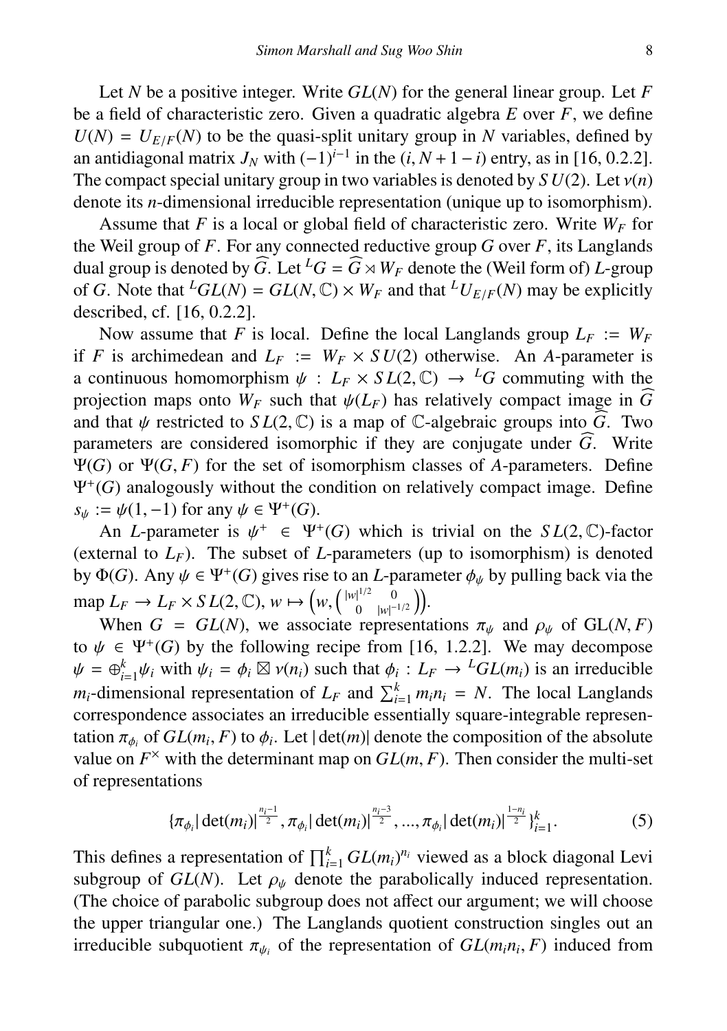Let $N$ be a positive integer. Write $GL(N)$ for the general linear group. Let $F$ be a field of characteristic zero. Given a quadratic algebra $E$ over $F$, we define $U(N) = U_{E/F}(N)$ to be the quasi-split unitary group in $N$ variables, defined by an antidiagonal matrix $J_N$ with $(-1)^{i-1}$ in the $(i, N+1-i)$ entry, as in [16, 0.2.2]. The compact special unitary group in two variables is denoted by $SU(2)$. Let $\nu(n)$ denote its $n$-dimensional irreducible representation (unique up to isomorphism).

Assume that $F$ is a local or global field of characteristic zero. Write $W_F$ for the Weil group of $F$. For any connected reductive group $G$ over $F$, its Langlands dual group is denoted by $\widehat{G}$. Let ${}^LG = \widehat{G} \rtimes W_F$ denote the (Weil form of) $L$-group of $G$. Note that ${}^LGL(N) = GL(N, \mathbb{C}) \times W_F$ and that ${}^LU_{E/F}(N)$ may be explicitly described, cf. [16, 0.2.2].

Now assume that $F$ is local. Define the local Langlands group $L_F := W_F$ if $F$ is archimedean and $L_F := W_F \times SU(2)$ otherwise. An $A$-parameter is a continuous homomorphism $\psi : L_F \times SL(2, \mathbb{C}) \to {}^LG$ commuting with the projection maps onto $W_F$ such that $\psi(L_F)$ has relatively compact image in $\widehat{G}$ and that $\psi$ restricted to $SL(2, \mathbb{C})$ is a map of $\mathbb{C}$-algebraic groups into $\widehat{G}$. Two parameters are considered isomorphic if they are conjugate under $\widehat{G}$. Write $\Psi(G)$ or $\Psi(G, F)$ for the set of isomorphism classes of $A$-parameters. Define $\Psi^+(G)$ analogously without the condition on relatively compact image. Define $s_\psi := \psi(1, -1)$ for any $\psi \in \Psi^+(G)$.

An $L$-parameter is $\psi^+ \in \Psi^+(G)$ which is trivial on the $SL(2, \mathbb{C})$-factor (external to $L_F$). The subset of $L$-parameters (up to isomorphism) is denoted by $\Phi(G)$. Any $\psi \in \Psi^+(G)$ gives rise to an $L$-parameter $\phi_\psi$ by pulling back via the map $L_F \to L_F \times SL(2, \mathbb{C})$, $w \mapsto \left(w, \left(\begin{smallmatrix} |w|^{1/2} & 0 \\ 0 & |w|^{-1/2} \end{smallmatrix}\right)\right)$.

When $G = GL(N)$, we associate representations $\pi_\psi$ and $\rho_\psi$ of $\mathrm{GL}(N, F)$ to $\psi \in \Psi^+(G)$ by the following recipe from [16, 1.2.2]. We may decompose $\psi = \oplus_{i=1}^k \psi_i$ with $\psi_i = \phi_i \boxtimes \nu(n_i)$ such that $\phi_i : L_F \to {}^LGL(m_i)$ is an irreducible $m_i$-dimensional representation of $L_F$ and $\sum_{i=1}^k m_i n_i = N$. The local Langlands correspondence associates an irreducible essentially square-integrable representation $\pi_{\phi_i}$ of $GL(m_i, F)$ to $\phi_i$. Let $|\det(m)|$ denote the composition of the absolute value on $F^\times$ with the determinant map on $GL(m, F)$. Then consider the multi-set of representations

$$\{\pi_{\phi_i} |\det(m_i)|^{\frac{n_i-1}{2}}, \pi_{\phi_i} |\det(m_i)|^{\frac{n_i-3}{2}}, ..., \pi_{\phi_i} |\det(m_i)|^{\frac{1-n_i}{2}}\}_{i=1}^k. \tag{5}$$

This defines a representation of $\prod_{i=1}^k GL(m_i)^{n_i}$ viewed as a block diagonal Levi subgroup of $GL(N)$. Let $\rho_\psi$ denote the parabolically induced representation. (The choice of parabolic subgroup does not affect our argument; we will choose the upper triangular one.) The Langlands quotient construction singles out an irreducible subquotient $\pi_{\psi_i}$ of the representation of $GL(m_i n_i, F)$ induced from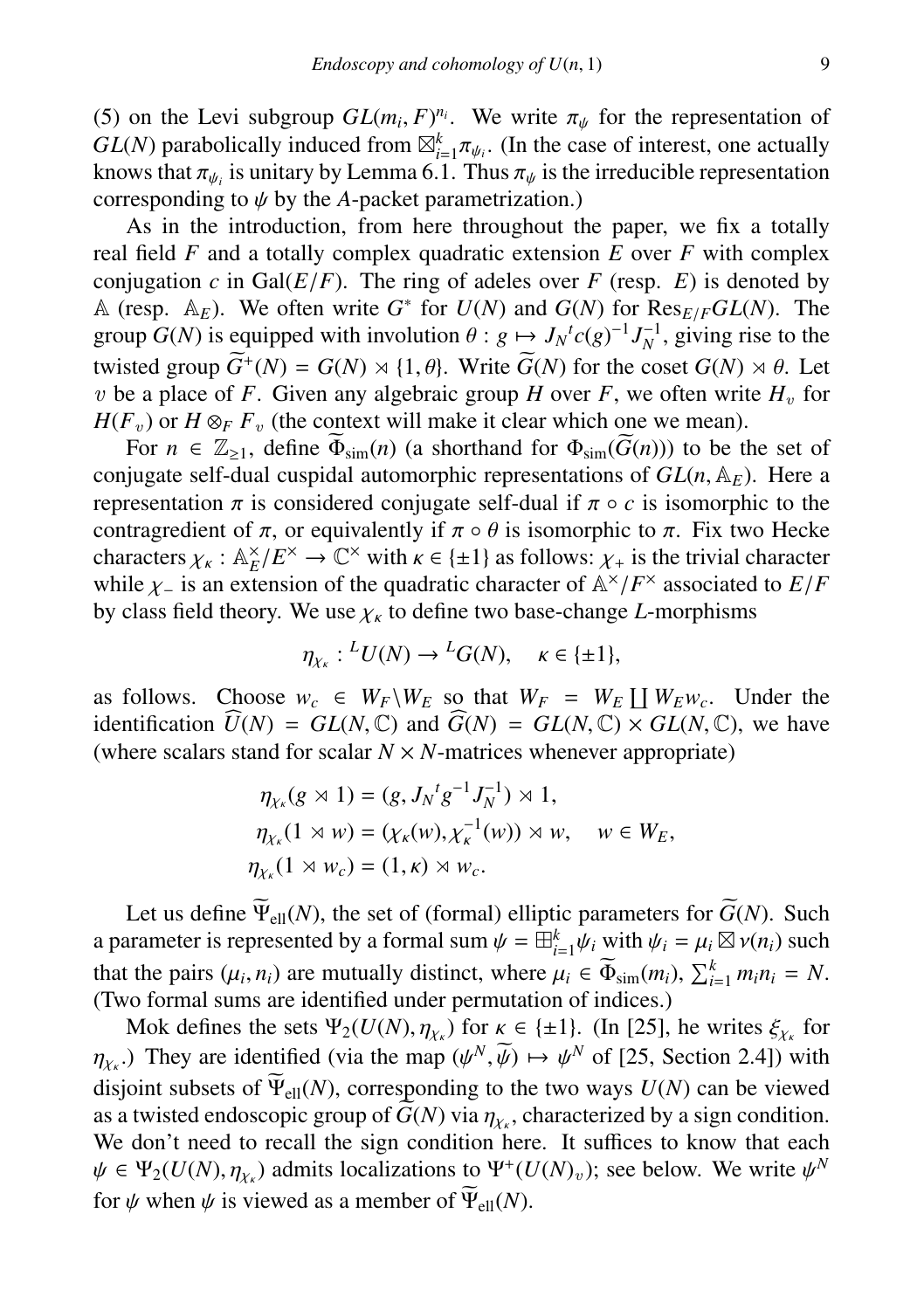(5) on the Levi subgroup $GL(m_i, F)^{n_i}$. We write $\pi_\psi$ for the representation of $GL(N)$ parabolically induced from $\boxtimes_{i=1}^k \pi_{\psi_i}$. (In the case of interest, one actually knows that $\pi_{\psi_i}$ is unitary by Lemma 6.1. Thus $\pi_\psi$ is the irreducible representation corresponding to $\psi$ by the $A$-packet parametrization.)

As in the introduction, from here throughout the paper, we fix a totally real field $F$ and a totally complex quadratic extension $E$ over $F$ with complex conjugation $c$ in $\mathrm{Gal}(E/F)$. The ring of adeles over $F$ (resp. $E$) is denoted by $\mathbb{A}$ (resp. $\mathbb{A}_E$). We often write $G^*$ for $U(N)$ and $G(N)$ for $\mathrm{Res}_{E/F} GL(N)$. The group $G(N)$ is equipped with involution $\theta : g \mapsto J_N {}^t c(g)^{-1} J_N^{-1}$, giving rise to the twisted group $\widetilde{G}^+(N) = G(N) \rtimes \{1, \theta\}$. Write $\widetilde{G}(N)$ for the coset $G(N) \rtimes \theta$. Let $v$ be a place of $F$. Given any algebraic group $H$ over $F$, we often write $H_v$ for $H(F_v)$ or $H \otimes_F F_v$ (the context will make it clear which one we mean).

For $n \in \mathbb{Z}_{\geq 1}$, define $\widetilde{\Phi}_{\mathrm{sim}}(n)$ (a shorthand for $\Phi_{\mathrm{sim}}(\widetilde{G}(n))$) to be the set of conjugate self-dual cuspidal automorphic representations of $GL(n, \mathbb{A}_E)$. Here a representation $\pi$ is considered conjugate self-dual if $\pi \circ c$ is isomorphic to the contragredient of $\pi$, or equivalently if $\pi \circ \theta$ is isomorphic to $\pi$. Fix two Hecke characters $\chi_\kappa : \mathbb{A}_E^\times / E^\times \to \mathbb{C}^\times$ with $\kappa \in \{\pm 1\}$ as follows: $\chi_+$ is the trivial character while $\chi_-$ is an extension of the quadratic character of $\mathbb{A}^\times / F^\times$ associated to $E/F$ by class field theory. We use $\chi_\kappa$ to define two base-change $L$-morphisms

$$\eta_{\chi_\kappa} : {}^L U(N) \to {}^L G(N), \quad \kappa \in \{\pm 1\},$$

as follows. Choose $w_c \in W_F \backslash W_E$ so that $W_F = W_E \coprod W_E w_c$. Under the identification $\widehat{U}(N) = GL(N, \mathbb{C})$ and $\widehat{G}(N) = GL(N, \mathbb{C}) \times GL(N, \mathbb{C})$, we have (where scalars stand for scalar $N \times N$-matrices whenever appropriate)

$$\begin{aligned}
\eta_{\chi_\kappa}(g \rtimes 1) &= (g, J_N {}^t g^{-1} J_N^{-1}) \rtimes 1, \\
\eta_{\chi_\kappa}(1 \rtimes w) &= (\chi_\kappa(w), \chi_\kappa^{-1}(w)) \rtimes w, \quad w \in W_E, \\
\eta_{\chi_\kappa}(1 \rtimes w_c) &= (1, \kappa) \rtimes w_c.
\end{aligned}$$

Let us define $\widetilde{\Psi}_{\mathrm{ell}}(N)$, the set of (formal) elliptic parameters for $\widetilde{G}(N)$. Such a parameter is represented by a formal sum $\psi = \boxplus_{i=1}^k \psi_i$ with $\psi_i = \mu_i \boxtimes \nu(n_i)$ such that the pairs $(\mu_i, n_i)$ are mutually distinct, where $\mu_i \in \widetilde{\Phi}_{\mathrm{sim}}(m_i)$, $\sum_{i=1}^k m_i n_i = N$. (Two formal sums are identified under permutation of indices.)

Mok defines the sets $\Psi_2(U(N), \eta_{\chi_\kappa})$ for $\kappa \in \{\pm 1\}$. (In [25], he writes $\xi_{\chi_\kappa}$ for $\eta_{\chi_\kappa}$.) They are identified (via the map $(\psi^N, \widetilde{\psi}) \mapsto \psi^N$ of [25, Section 2.4]) with disjoint subsets of $\widetilde{\Psi}_{\mathrm{ell}}(N)$, corresponding to the two ways $U(N)$ can be viewed as a twisted endoscopic group of $\widetilde{G}(N)$ via $\eta_{\chi_\kappa}$, characterized by a sign condition. We don't need to recall the sign condition here. It suffices to know that each $\psi \in \Psi_2(U(N), \eta_{\chi_\kappa})$ admits localizations to $\Psi^+(U(N)_v)$; see below. We write $\psi^N$ for $\psi$ when $\psi$ is viewed as a member of $\widetilde{\Psi}_{\mathrm{ell}}(N)$.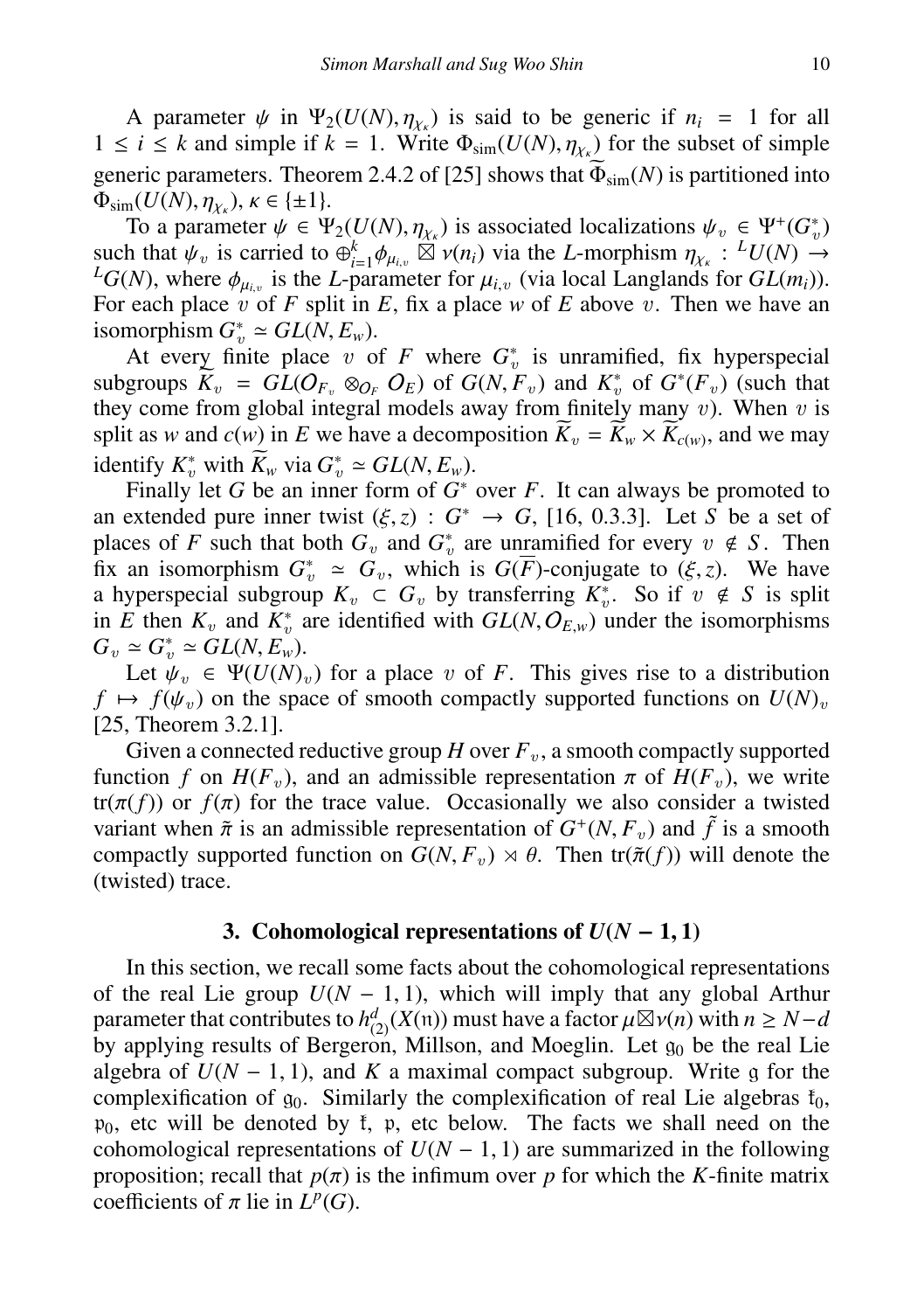A parameter $\psi$ in $\Psi_2(U(N), \eta_{\chi_\kappa})$ is said to be generic if $n_i = 1$ for all $1 \leq i \leq k$ and simple if $k = 1$. Write $\Phi_{\mathrm{sim}}(U(N), \eta_{\chi_\kappa})$ for the subset of simple generic parameters. Theorem 2.4.2 of [25] shows that $\widetilde{\Phi}_{\mathrm{sim}}(N)$ is partitioned into $\Phi_{\mathrm{sim}}(U(N), \eta_{\chi_\kappa})$, $\kappa \in \{\pm 1\}$.

To a parameter $\psi \in \Psi_2(U(N), \eta_{\chi_\kappa})$ is associated localizations $\psi_v \in \Psi^+(G_v^*)$ such that $\psi_v$ is carried to $\oplus_{i=1}^k \phi_{\mu_{i,v}} \boxtimes \nu(n_i)$ via the $L$-morphism $\eta_{\chi_\kappa} : {}^L U(N) \to {}^L G(N)$, where $\phi_{\mu_{i,v}}$ is the $L$-parameter for $\mu_{i,v}$ (via local Langlands for $GL(m_i)$). For each place $v$ of $F$ split in $E$, fix a place $w$ of $E$ above $v$. Then we have an isomorphism $G_v^* \simeq GL(N, E_w)$.

At every finite place $v$ of $F$ where $G_v^*$ is unramified, fix hyperspecial subgroups $\widetilde{K}_v = GL(\mathcal{O}_{F_v} \otimes_{\mathcal{O}_F} \mathcal{O}_E)$ of $G(N, F_v)$ and $K_v^*$ of $G^*(F_v)$ (such that they come from global integral models away from finitely many $v$). When $v$ is split as $w$ and $c(w)$ in $E$ we have a decomposition $\widetilde{K}_v = \widetilde{K}_w \times \widetilde{K}_{c(w)}$, and we may identify $K_v^*$ with $\widetilde{K}_w$ via $G_v^* \simeq GL(N, E_w)$.

Finally let $G$ be an inner form of $G^*$ over $F$. It can always be promoted to an extended pure inner twist $(\xi, z) : G^* \to G$, [16, 0.3.3]. Let $S$ be a set of places of $F$ such that both $G_v$ and $G_v^*$ are unramified for every $v \notin S$. Then fix an isomorphism $G_v^* \simeq G_v$, which is $G(\overline{F})$-conjugate to $(\xi, z)$. We have a hyperspecial subgroup $K_v \subset G_v$ by transferring $K_v^*$. So if $v \notin S$ is split in $E$ then $K_v$ and $K_v^*$ are identified with $GL(N, \mathcal{O}_{E,w})$ under the isomorphisms $G_v \simeq G_v^* \simeq GL(N, E_w)$.

Let $\psi_v \in \Psi(U(N)_v)$ for a place $v$ of $F$. This gives rise to a distribution $f \mapsto f(\psi_v)$ on the space of smooth compactly supported functions on $U(N)_v$ [25, Theorem 3.2.1].

Given a connected reductive group $H$ over $F_v$, a smooth compactly supported function $f$ on $H(F_v)$, and an admissible representation $\pi$ of $H(F_v)$, we write $\mathrm{tr}(\pi(f))$ or $f(\pi)$ for the trace value. Occasionally we also consider a twisted variant when $\tilde{\pi}$ is an admissible representation of $G^+(N, F_v)$ and $\tilde{f}$ is a smooth compactly supported function on $G(N, F_v) \rtimes \theta$. Then $\mathrm{tr}(\tilde{\pi}(f))$ will denote the (twisted) trace.

## 3. Cohomological representations of $U(N-1, 1)$

In this section, we recall some facts about the cohomological representations of the real Lie group $U(N-1, 1)$, which will imply that any global Arthur parameter that contributes to $h^d_{(2)}(X(\mathfrak{n}))$ must have a factor $\mu \boxtimes \nu(n)$ with $n \geq N-d$ by applying results of Bergeron, Millson, and Moeglin. Let $\mathfrak{g}_0$ be the real Lie algebra of $U(N-1, 1)$, and $K$ a maximal compact subgroup. Write $\mathfrak{g}$ for the complexification of $\mathfrak{g}_0$. Similarly the complexification of real Lie algebras $\mathfrak{k}_0$, $\mathfrak{p}_0$, etc will be denoted by $\mathfrak{k}$, $\mathfrak{p}$, etc below. The facts we shall need on the cohomological representations of $U(N-1, 1)$ are summarized in the following proposition; recall that $p(\pi)$ is the infimum over $p$ for which the $K$-finite matrix coefficients of $\pi$ lie in $L^p(G)$.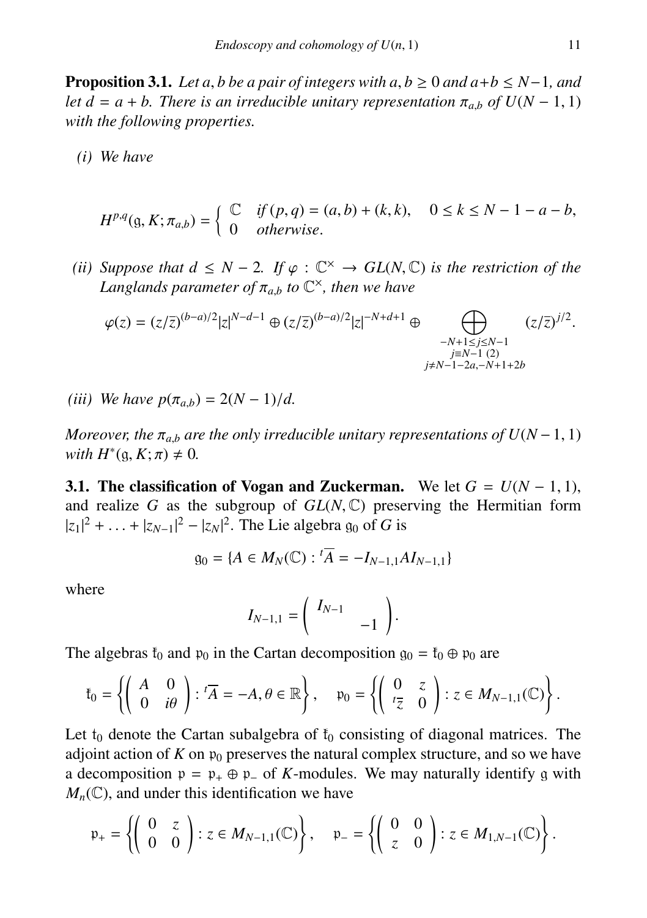**Proposition 3.1.** *Let $a, b$ be a pair of integers with $a, b \geq 0$ and $a+b \leq N-1$, and let $d = a + b$. There is an irreducible unitary representation $\pi_{a,b}$ of $U(N-1, 1)$ with the following properties.*

*(i) We have*

$$H^{p,q}(\mathfrak{g}, K; \pi_{a,b}) = \begin{cases} \mathbb{C} & \text{if } (p,q) = (a,b) + (k,k), \quad 0 \leq k \leq N-1-a-b, \\ 0 & \text{otherwise}. \end{cases}$$

*(ii) Suppose that $d \leq N-2$. If $\varphi : \mathbb{C}^\times \to GL(N, \mathbb{C})$ is the restriction of the Langlands parameter of $\pi_{a,b}$ to $\mathbb{C}^\times$, then we have*

$$\varphi(z) = (z/\overline{z})^{(b-a)/2}|z|^{N-d-1} \oplus (z/\overline{z})^{(b-a)/2}|z|^{-N+d+1} \oplus \bigoplus_{\substack{-N+1 \leq j \leq N-1 \\ j \equiv N-1 \ (2) \\ j \neq N-1-2a, -N+1+2b}} (z/\overline{z})^{j/2}.$$

*(iii) We have $p(\pi_{a,b}) = 2(N-1)/d$.*

*Moreover, the $\pi_{a,b}$ are the only irreducible unitary representations of $U(N-1,1)$ with $H^*(\mathfrak{g}, K; \pi) \neq 0$.*

**3.1. The classification of Vogan and Zuckerman.** We let $G = U(N-1, 1)$, and realize $G$ as the subgroup of $GL(N, \mathbb{C})$ preserving the Hermitian form $|z_1|^2 + \ldots + |z_{N-1}|^2 - |z_N|^2$. The Lie algebra $\mathfrak{g}_0$ of $G$ is

$$\mathfrak{g}_0 = \{A \in M_N(\mathbb{C}) : {}^t\overline{A} = -I_{N-1,1} A I_{N-1,1}\}$$

where

$$I_{N-1,1} = \begin{pmatrix} I_{N-1} & \\ & -1 \end{pmatrix}.$$

The algebras $\mathfrak{k}_0$ and $\mathfrak{p}_0$ in the Cartan decomposition $\mathfrak{g}_0 = \mathfrak{k}_0 \oplus \mathfrak{p}_0$ are

$$\mathfrak{k}_0 = \left\{ \begin{pmatrix} A & 0 \\ 0 & i\theta \end{pmatrix} : {}^t\overline{A} = -A, \theta \in \mathbb{R} \right\}, \quad \mathfrak{p}_0 = \left\{ \begin{pmatrix} 0 & z \\ {}^t\overline{z} & 0 \end{pmatrix} : z \in M_{N-1,1}(\mathbb{C}) \right\}.$$

Let $\mathfrak{t}_0$ denote the Cartan subalgebra of $\mathfrak{k}_0$ consisting of diagonal matrices. The adjoint action of $K$ on $\mathfrak{p}_0$ preserves the natural complex structure, and so we have a decomposition $\mathfrak{p} = \mathfrak{p}_+ \oplus \mathfrak{p}_-$ of $K$-modules. We may naturally identify $\mathfrak{g}$ with $M_n(\mathbb{C})$, and under this identification we have

$$\mathfrak{p}_+ = \left\{ \begin{pmatrix} 0 & z \\ 0 & 0 \end{pmatrix} : z \in M_{N-1,1}(\mathbb{C}) \right\}, \quad \mathfrak{p}_- = \left\{ \begin{pmatrix} 0 & 0 \\ z & 0 \end{pmatrix} : z \in M_{1,N-1}(\mathbb{C}) \right\}.$$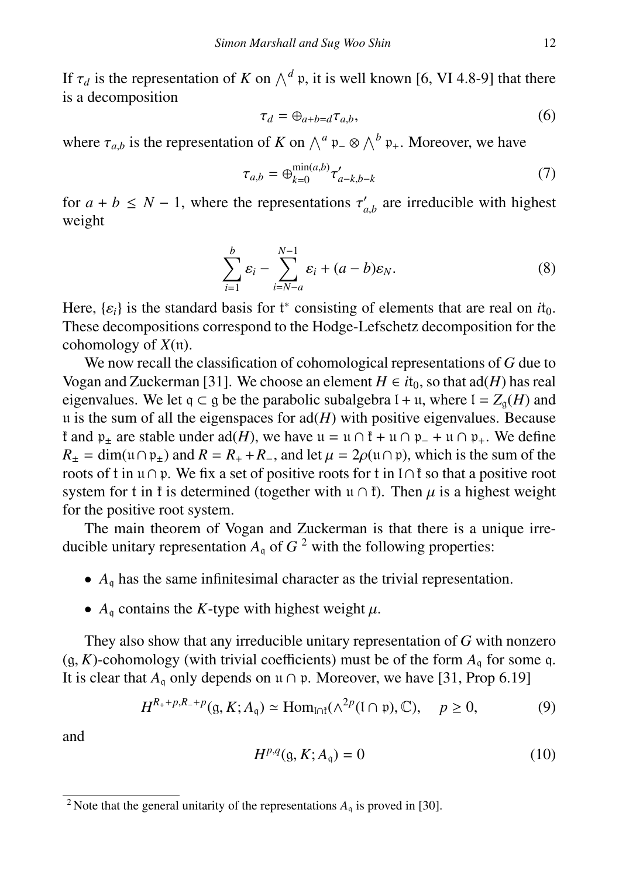If $\tau_d$ is the representation of $K$ on $\bigwedge^d \mathfrak{p}$, it is well known [6, VI 4.8-9] that there is a decomposition

$$\tau_d = \oplus_{a+b=d} \tau_{a,b}, \tag{6}$$

where $\tau_{a,b}$ is the representation of $K$ on $\bigwedge^a \mathfrak{p}_- \otimes \bigwedge^b \mathfrak{p}_+$. Moreover, we have

$$\tau_{a,b} = \oplus_{k=0}^{\min(a,b)} \tau'_{a-k,b-k} \tag{7}$$

for $a + b \leq N - 1$, where the representations $\tau'_{a,b}$ are irreducible with highest weight

$$\sum_{i=1}^{b} \varepsilon_i - \sum_{i=N-a}^{N-1} \varepsilon_i + (a - b)\varepsilon_N. \tag{8}$$

Here, $\{\varepsilon_i\}$ is the standard basis for $\mathfrak{t}^*$ consisting of elements that are real on $i\mathfrak{t}_0$. These decompositions correspond to the Hodge-Lefschetz decomposition for the cohomology of $X(\mathfrak{n})$.

We now recall the classification of cohomological representations of $G$ due to Vogan and Zuckerman [31]. We choose an element $H \in i\mathfrak{t}_0$, so that $\mathrm{ad}(H)$ has real eigenvalues. We let $\mathfrak{q} \subset \mathfrak{g}$ be the parabolic subalgebra $\mathfrak{l} + \mathfrak{u}$, where $\mathfrak{l} = Z_{\mathfrak{g}}(H)$ and $\mathfrak{u}$ is the sum of all the eigenspaces for $\mathrm{ad}(H)$ with positive eigenvalues. Because $\mathfrak{k}$ and $\mathfrak{p}_\pm$ are stable under $\mathrm{ad}(H)$, we have $\mathfrak{u} = \mathfrak{u} \cap \mathfrak{k} + \mathfrak{u} \cap \mathfrak{p}_- + \mathfrak{u} \cap \mathfrak{p}_+$. We define $R_\pm = \dim(\mathfrak{u} \cap \mathfrak{p}_\pm)$ and $R = R_+ + R_-$, and let $\mu = 2\rho(\mathfrak{u} \cap \mathfrak{p})$, which is the sum of the roots of $\mathfrak{t}$ in $\mathfrak{u} \cap \mathfrak{p}$. We fix a set of positive roots for $\mathfrak{t}$ in $\mathfrak{l} \cap \mathfrak{k}$ so that a positive root system for $\mathfrak{t}$ in $\mathfrak{k}$ is determined (together with $\mathfrak{u} \cap \mathfrak{k}$). Then $\mu$ is a highest weight for the positive root system.

The main theorem of Vogan and Zuckerman is that there is a unique irreducible unitary representation $A_{\mathfrak{q}}$ of $G$ [2] with the following properties:

- $A_{\mathfrak{q}}$ has the same infinitesimal character as the trivial representation.
- $A_{\mathfrak{q}}$ contains the $K$-type with highest weight $\mu$.

They also show that any irreducible unitary representation of $G$ with nonzero $(\mathfrak{g}, K)$-cohomology (with trivial coefficients) must be of the form $A_{\mathfrak{q}}$ for some $\mathfrak{q}$. It is clear that $A_{\mathfrak{q}}$ only depends on $\mathfrak{u} \cap \mathfrak{p}$. Moreover, we have [31, Prop 6.19]

$$H^{R_+ + p, R_- + p}(\mathfrak{g}, K; A_{\mathfrak{q}}) \simeq \mathrm{Hom}_{\mathfrak{l} \cap \mathfrak{k}}(\wedge^{2p}(\mathfrak{l} \cap \mathfrak{p}), \mathbb{C}), \quad p \geq 0, \tag{9}$$

and

$$H^{p,q}(\mathfrak{g}, K; A_{\mathfrak{q}}) = 0 \tag{10}$$

---

[2] Note that the general unitarity of the representations $A_{\mathfrak{q}}$ is proved in [30].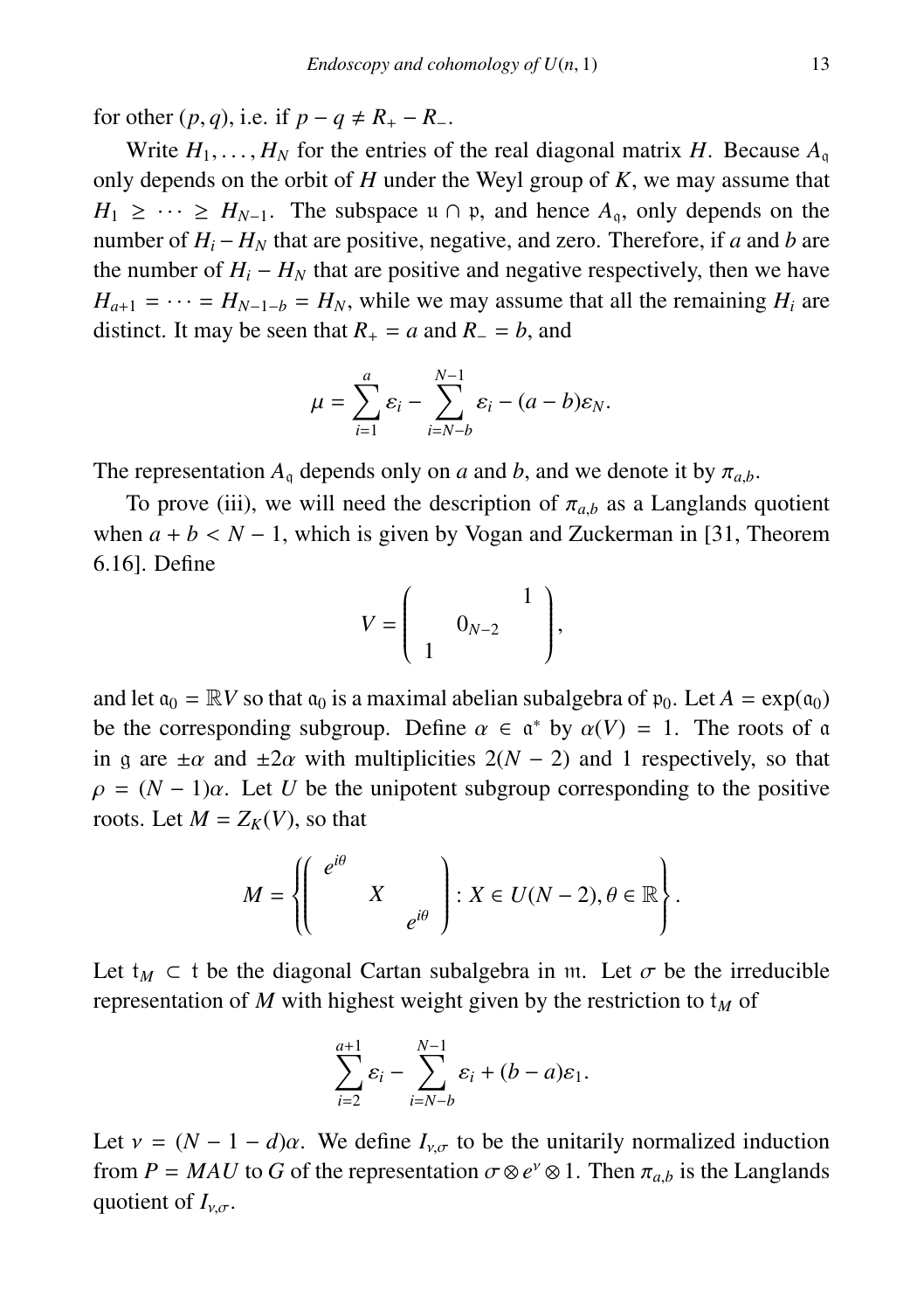for other $(p, q)$, i.e. if $p - q \neq R_+ - R_-$.

Write $H_1, \ldots, H_N$ for the entries of the real diagonal matrix $H$. Because $A_\mathfrak{q}$ only depends on the orbit of $H$ under the Weyl group of $K$, we may assume that $H_1 \geq \cdots \geq H_{N-1}$. The subspace $\mathfrak{u} \cap \mathfrak{p}$, and hence $A_\mathfrak{q}$, only depends on the number of $H_i - H_N$ that are positive, negative, and zero. Therefore, if $a$ and $b$ are the number of $H_i - H_N$ that are positive and negative respectively, then we have $H_{a+1} = \cdots = H_{N-1-b} = H_N$, while we may assume that all the remaining $H_i$ are distinct. It may be seen that $R_+ = a$ and $R_- = b$, and

$$\mu = \sum_{i=1}^{a} \varepsilon_i - \sum_{i=N-b}^{N-1} \varepsilon_i - (a-b)\varepsilon_N.$$

The representation $A_\mathfrak{q}$ depends only on $a$ and $b$, and we denote it by $\pi_{a,b}$.

To prove (iii), we will need the description of $\pi_{a,b}$ as a Langlands quotient when $a + b < N - 1$, which is given by Vogan and Zuckerman in [31, Theorem 6.16]. Define

$$V = \begin{pmatrix} & & 1 \\ & 0_{N-2} & \\ 1 & & \end{pmatrix},$$

and let $\mathfrak{a}_0 = \mathbb{R}V$ so that $\mathfrak{a}_0$ is a maximal abelian subalgebra of $\mathfrak{p}_0$. Let $A = \exp(\mathfrak{a}_0)$ be the corresponding subgroup. Define $\alpha \in \mathfrak{a}^*$ by $\alpha(V) = 1$. The roots of $\mathfrak{a}$ in $\mathfrak{g}$ are $\pm\alpha$ and $\pm 2\alpha$ with multiplicities $2(N-2)$ and 1 respectively, so that $\rho = (N-1)\alpha$. Let $U$ be the unipotent subgroup corresponding to the positive roots. Let $M = Z_K(V)$, so that

$$M = \left\{ \begin{pmatrix} e^{i\theta} & & \\ & X & \\ & & e^{i\theta} \end{pmatrix} : X \in U(N-2), \theta \in \mathbb{R} \right\}.$$

Let $\mathfrak{t}_M \subset \mathfrak{t}$ be the diagonal Cartan subalgebra in $\mathfrak{m}$. Let $\sigma$ be the irreducible representation of $M$ with highest weight given by the restriction to $\mathfrak{t}_M$ of

$$\sum_{i=2}^{a+1} \varepsilon_i - \sum_{i=N-b}^{N-1} \varepsilon_i + (b-a)\varepsilon_1.$$

Let $\nu = (N - 1 - d)\alpha$. We define $I_{\nu,\sigma}$ to be the unitarily normalized induction from $P = MAU$ to $G$ of the representation $\sigma \otimes e^\nu \otimes 1$. Then $\pi_{a,b}$ is the Langlands quotient of $I_{\nu,\sigma}$.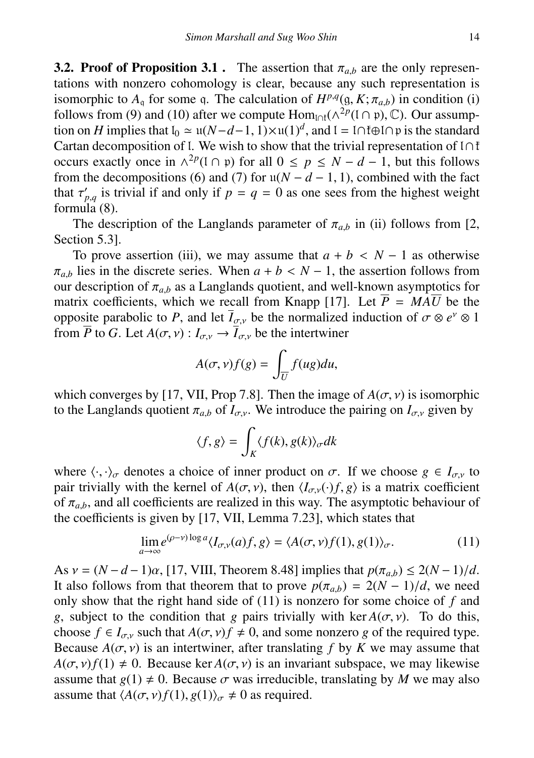**3.2. Proof of Proposition 3.1 .** The assertion that $\pi_{a,b}$ are the only representations with nonzero cohomology is clear, because any such representation is isomorphic to $A_{\mathfrak{q}}$ for some $\mathfrak{q}$. The calculation of $H^{p,q}(\mathfrak{g}, K; \pi_{a,b})$ in condition (i) follows from (9) and (10) after we compute $\mathrm{Hom}_{\mathfrak{l} \cap \mathfrak{k}}(\wedge^{2p}(\mathfrak{l} \cap \mathfrak{p}), \mathbb{C})$. Our assumption on $H$ implies that $\mathfrak{l}_0 \simeq \mathfrak{u}(N-d-1, 1) \times \mathfrak{u}(1)^d$, and $\mathfrak{l} = \mathfrak{l} \cap \mathfrak{k} \oplus \mathfrak{l} \cap \mathfrak{p}$ is the standard Cartan decomposition of $\mathfrak{l}$. We wish to show that the trivial representation of $\mathfrak{l} \cap \mathfrak{k}$ occurs exactly once in $\wedge^{2p}(\mathfrak{l} \cap \mathfrak{p})$ for all $0 \leq p \leq N-d-1$, but this follows from the decompositions (6) and (7) for $\mathfrak{u}(N-d-1, 1)$, combined with the fact that $\tau'_{p,q}$ is trivial if and only if $p = q = 0$ as one sees from the highest weight formula (8).

The description of the Langlands parameter of $\pi_{a,b}$ in (ii) follows from [2, Section 5.3].

To prove assertion (iii), we may assume that $a + b < N - 1$ as otherwise $\pi_{a,b}$ lies in the discrete series. When $a + b < N - 1$, the assertion follows from our description of $\pi_{a,b}$ as a Langlands quotient, and well-known asymptotics for matrix coefficients, which we recall from Knapp [17]. Let $\overline{P} = MA\overline{U}$ be the opposite parabolic to $P$, and let $\overline{I}_{\sigma,\nu}$ be the normalized induction of $\sigma \otimes e^{\nu} \otimes 1$ from $\overline{P}$ to $G$. Let $A(\sigma, \nu) : I_{\sigma,\nu} \to \overline{I}_{\sigma,\nu}$ be the intertwiner

$$A(\sigma, \nu) f(g) = \int_{\overline{U}} f(ug) du,$$

which converges by [17, VII, Prop 7.8]. Then the image of $A(\sigma, \nu)$ is isomorphic to the Langlands quotient $\pi_{a,b}$ of $I_{\sigma,\nu}$. We introduce the pairing on $I_{\sigma,\nu}$ given by

$$\langle f, g \rangle = \int_K \langle f(k), g(k) \rangle_\sigma dk$$

where $\langle \cdot, \cdot \rangle_\sigma$ denotes a choice of inner product on $\sigma$. If we choose $g \in I_{\sigma,\nu}$ to pair trivially with the kernel of $A(\sigma, \nu)$, then $\langle I_{\sigma,\nu}(\cdot) f, g \rangle$ is a matrix coefficient of $\pi_{a,b}$, and all coefficients are realized in this way. The asymptotic behaviour of the coefficients is given by [17, VII, Lemma 7.23], which states that

$$\lim_{a \to \infty} e^{(\rho - \nu) \log a} \langle I_{\sigma,\nu}(a) f, g \rangle = \langle A(\sigma, \nu) f(1), g(1) \rangle_\sigma. \tag{11}$$

As $\nu = (N - d - 1)\alpha$, [17, VIII, Theorem 8.48] implies that $p(\pi_{a,b}) \leq 2(N-1)/d$. It also follows from that theorem that to prove $p(\pi_{a,b}) = 2(N-1)/d$, we need only show that the right hand side of (11) is nonzero for some choice of $f$ and $g$, subject to the condition that $g$ pairs trivially with $\ker A(\sigma, \nu)$. To do this, choose $f \in I_{\sigma,\nu}$ such that $A(\sigma, \nu) f \neq 0$, and some nonzero $g$ of the required type. Because $A(\sigma, \nu)$ is an intertwiner, after translating $f$ by $K$ we may assume that $A(\sigma, \nu) f(1) \neq 0$. Because $\ker A(\sigma, \nu)$ is an invariant subspace, we may likewise assume that $g(1) \neq 0$. Because $\sigma$ was irreducible, translating by $M$ we may also assume that $\langle A(\sigma, \nu) f(1), g(1) \rangle_\sigma \neq 0$ as required.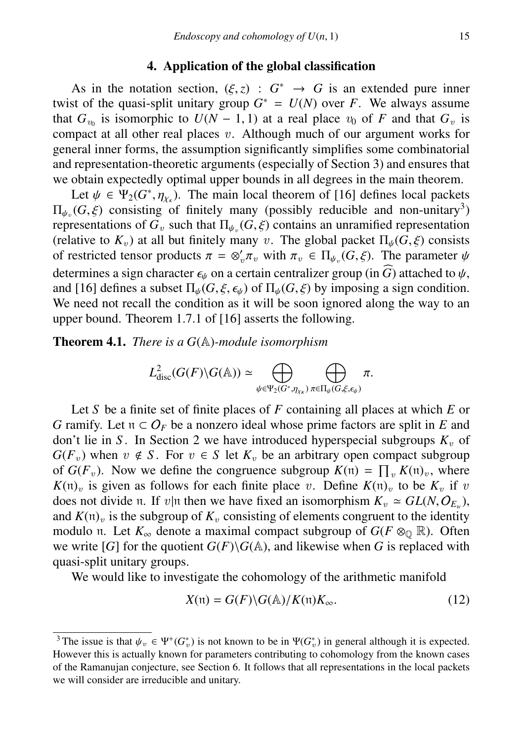## 4. Application of the global classification

As in the notation section, $(\xi, z) : G^* \to G$ is an extended pure inner twist of the quasi-split unitary group $G^* = U(N)$ over $F$. We always assume that $G_{v_0}$ is isomorphic to $U(N-1,1)$ at a real place $v_0$ of $F$ and that $G_v$ is compact at all other real places $v$. Although much of our argument works for general inner forms, the assumption significantly simplifies some combinatorial and representation-theoretic arguments (especially of Section 3) and ensures that we obtain expectedly optimal upper bounds in all degrees in the main theorem.

Let $\psi \in \Psi_2(G^*, \eta_{\chi_\kappa})$. The main local theorem of [16] defines local packets $\Pi_{\psi_v}(G, \xi)$ consisting of finitely many (possibly reducible and non-unitary[3]) representations of $G_v$ such that $\Pi_{\psi_v}(G, \xi)$ contains an unramified representation (relative to $K_v$) at all but finitely many $v$. The global packet $\Pi_\psi(G, \xi)$ consists of restricted tensor products $\pi = \otimes'_v \pi_v$ with $\pi_v \in \Pi_{\psi_v}(G, \xi)$. The parameter $\psi$ determines a sign character $\epsilon_\psi$ on a certain centralizer group (in $\widehat{G}$) attached to $\psi$, and [16] defines a subset $\Pi_\psi(G, \xi, \epsilon_\psi)$ of $\Pi_\psi(G, \xi)$ by imposing a sign condition. We need not recall the condition as it will be soon ignored along the way to an upper bound. Theorem 1.7.1 of [16] asserts the following.

**Theorem 4.1.** *There is a $G(\mathbb{A})$-module isomorphism*

$$L^2_{\mathrm{disc}}(G(F)\backslash G(\mathbb{A})) \simeq \bigoplus_{\psi \in \Psi_2(G^*, \eta_{\chi_\kappa})} \bigoplus_{\pi \in \Pi_\psi(G, \xi, \epsilon_\psi)} \pi.$$

Let $S$ be a finite set of finite places of $F$ containing all places at which $E$ or $G$ ramify. Let $\mathfrak{n} \subset \mathcal{O}_F$ be a nonzero ideal whose prime factors are split in $E$ and don't lie in $S$. In Section 2 we have introduced hyperspecial subgroups $K_v$ of $G(F_v)$ when $v \notin S$. For $v \in S$ let $K_v$ be an arbitrary open compact subgroup of $G(F_v)$. Now we define the congruence subgroup $K(\mathfrak{n}) = \prod_v K(\mathfrak{n})_v$, where $K(\mathfrak{n})_v$ is given as follows for each finite place $v$. Define $K(\mathfrak{n})_v$ to be $K_v$ if $v$ does not divide $\mathfrak{n}$. If $v | \mathfrak{n}$ then we have fixed an isomorphism $K_v \simeq GL(N, \mathcal{O}_{E_w})$, and $K(\mathfrak{n})_v$ is the subgroup of $K_v$ consisting of elements congruent to the identity modulo $\mathfrak{n}$. Let $K_\infty$ denote a maximal compact subgroup of $G(F \otimes_{\mathbb{Q}} \mathbb{R})$. Often we write $[G]$ for the quotient $G(F)\backslash G(\mathbb{A})$, and likewise when $G$ is replaced with quasi-split unitary groups.

We would like to investigate the cohomology of the arithmetic manifold

$$X(\mathfrak{n}) = G(F)\backslash G(\mathbb{A})/K(\mathfrak{n})K_\infty. \tag{12}$$

[3] The issue is that $\psi_v \in \Psi^+(G^*_v)$ is not known to be in $\Psi(G^*_v)$ in general although it is expected. However this is actually known for parameters contributing to cohomology from the known cases of the Ramanujan conjecture, see Section 6. It follows that all representations in the local packets we will consider are irreducible and unitary.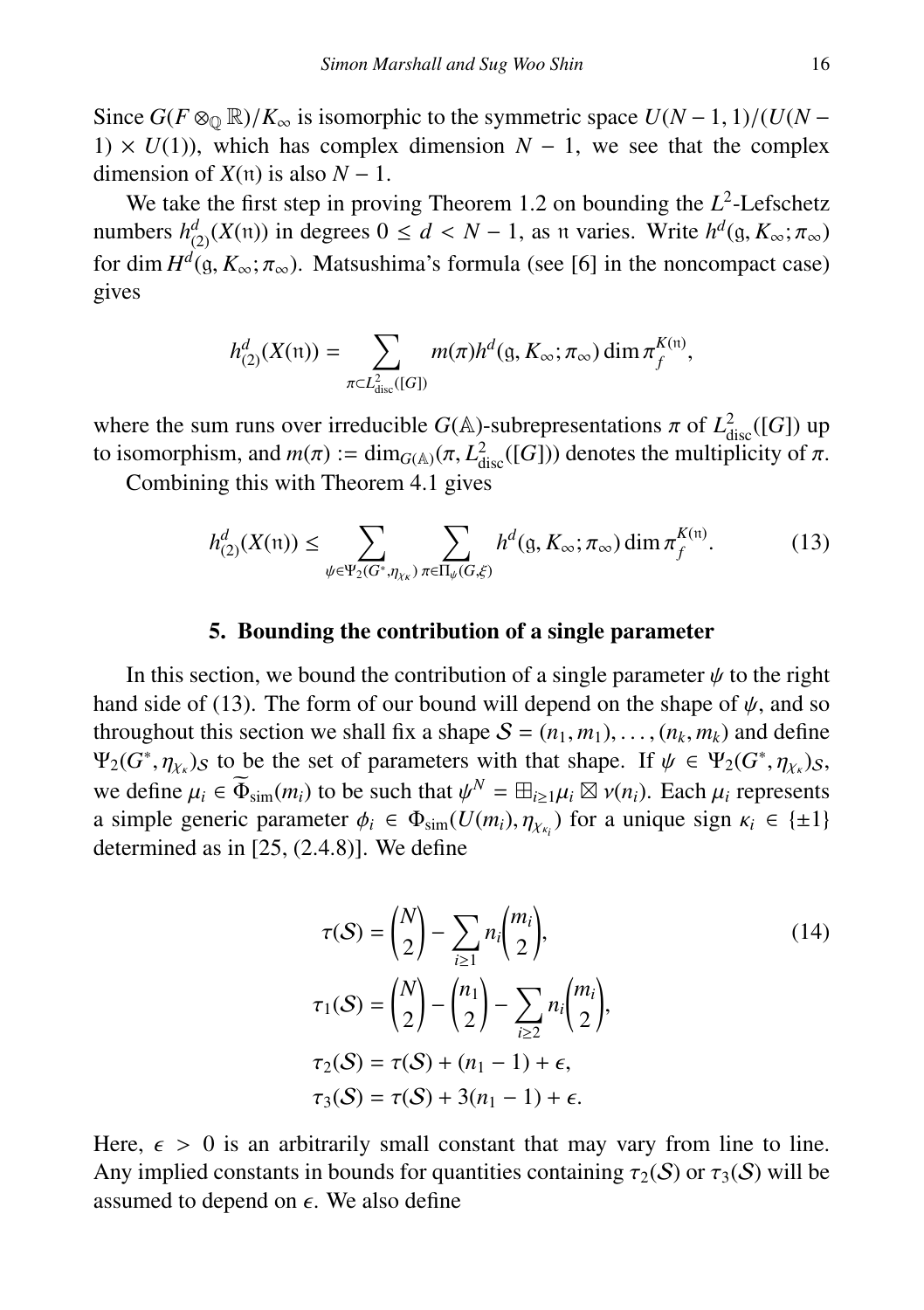Since $G(F \otimes_{\mathbb{Q}} \mathbb{R})/K_\infty$ is isomorphic to the symmetric space $U(N-1,1)/(U(N-1) \times U(1))$, which has complex dimension $N-1$, we see that the complex dimension of $X(\mathfrak{n})$ is also $N-1$.

We take the first step in proving Theorem 1.2 on bounding the $L^2$-Lefschetz numbers $h^d_{(2)}(X(\mathfrak{n}))$ in degrees $0 \le d < N-1$, as $\mathfrak{n}$ varies. Write $h^d(\mathfrak{g}, K_\infty; \pi_\infty)$ for $\dim H^d(\mathfrak{g}, K_\infty; \pi_\infty)$. Matsushima's formula (see [6] in the noncompact case) gives

$$h^d_{(2)}(X(\mathfrak{n})) = \sum_{\pi \subset L^2_{\mathrm{disc}}([G])} m(\pi) h^d(\mathfrak{g}, K_\infty; \pi_\infty) \dim \pi_f^{K(\mathfrak{n})},$$

where the sum runs over irreducible $G(\mathbb{A})$-subrepresentations $\pi$ of $L^2_{\mathrm{disc}}([G])$ up to isomorphism, and $m(\pi) := \dim_{G(\mathbb{A})}(\pi, L^2_{\mathrm{disc}}([G]))$ denotes the multiplicity of $\pi$.

Combining this with Theorem 4.1 gives

$$h^d_{(2)}(X(\mathfrak{n})) \le \sum_{\psi \in \Psi_2(G^*, \eta_{\chi_\kappa})} \sum_{\pi \in \Pi_\psi(G,\xi)} h^d(\mathfrak{g}, K_\infty; \pi_\infty) \dim \pi_f^{K(\mathfrak{n})}. \tag{13}$$

## 5. Bounding the contribution of a single parameter

In this section, we bound the contribution of a single parameter $\psi$ to the right hand side of (13). The form of our bound will depend on the shape of $\psi$, and so throughout this section we shall fix a shape $\mathcal{S} = (n_1, m_1), \ldots, (n_k, m_k)$ and define $\Psi_2(G^*, \eta_{\chi_\kappa})_{\mathcal{S}}$ to be the set of parameters with that shape. If $\psi \in \Psi_2(G^*, \eta_{\chi_\kappa})_{\mathcal{S}}$, we define $\mu_i \in \widetilde{\Phi}_{\mathrm{sim}}(m_i)$ to be such that $\psi^N = \boxplus_{i \ge 1} \mu_i \boxtimes \nu(n_i)$. Each $\mu_i$ represents a simple generic parameter $\phi_i \in \Phi_{\mathrm{sim}}(U(m_i), \eta_{\chi_{\kappa_i}})$ for a unique sign $\kappa_i \in \{\pm 1\}$ determined as in [25, (2.4.8)]. We define

$$\begin{aligned}
\tau(\mathcal{S}) &= \binom{N}{2} - \sum_{i \ge 1} n_i \binom{m_i}{2}, \\
\tau_1(\mathcal{S}) &= \binom{N}{2} - \binom{n_1}{2} - \sum_{i \ge 2} n_i \binom{m_i}{2}, \\
\tau_2(\mathcal{S}) &= \tau(\mathcal{S}) + (n_1 - 1) + \epsilon, \\
\tau_3(\mathcal{S}) &= \tau(\mathcal{S}) + 3(n_1 - 1) + \epsilon.
\end{aligned} \tag{14}$$

Here, $\epsilon > 0$ is an arbitrarily small constant that may vary from line to line. Any implied constants in bounds for quantities containing $\tau_2(\mathcal{S})$ or $\tau_3(\mathcal{S})$ will be assumed to depend on $\epsilon$. We also define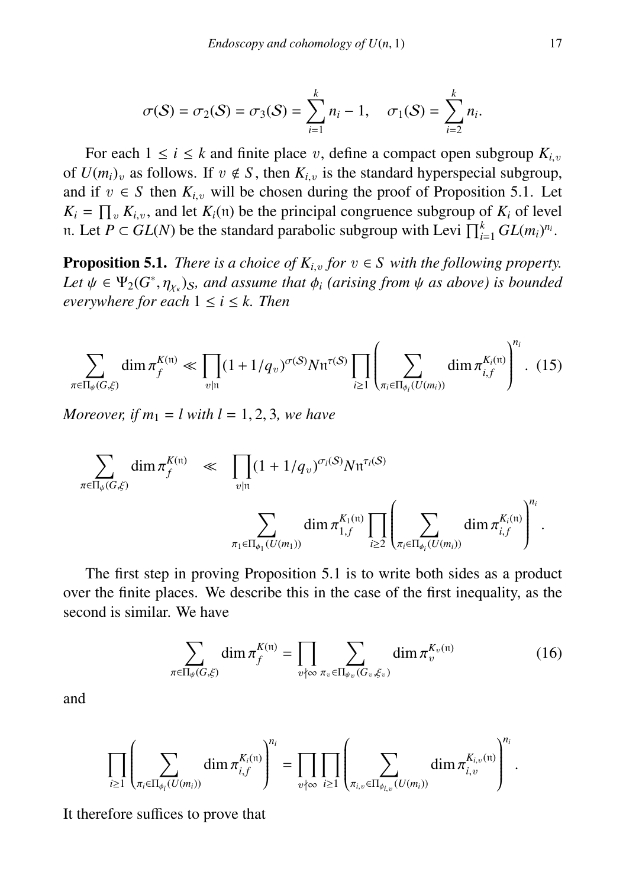$$\sigma(\mathcal{S}) = \sigma_2(\mathcal{S}) = \sigma_3(\mathcal{S}) = \sum_{i=1}^{k} n_i - 1, \quad \sigma_1(\mathcal{S}) = \sum_{i=2}^{k} n_i.$$

For each $1 \leq i \leq k$ and finite place $v$, define a compact open subgroup $K_{i,v}$ of $U(m_i)_v$ as follows. If $v \notin S$, then $K_{i,v}$ is the standard hyperspecial subgroup, and if $v \in S$ then $K_{i,v}$ will be chosen during the proof of Proposition 5.1. Let $K_i = \prod_v K_{i,v}$, and let $K_i(\mathfrak{n})$ be the principal congruence subgroup of $K_i$ of level $\mathfrak{n}$. Let $P \subset GL(N)$ be the standard parabolic subgroup with Levi $\prod_{i=1}^{k} GL(m_i)^{n_i}$.

**Proposition 5.1.** *There is a choice of $K_{i,v}$ for $v \in S$ with the following property. Let $\psi \in \Psi_2(G^*, \eta_{\chi_\kappa})_{\mathcal{S}}$, and assume that $\phi_i$ (arising from $\psi$ as above) is bounded everywhere for each $1 \leq i \leq k$. Then*

$$\sum_{\pi \in \Pi_\psi(G,\xi)} \dim \pi_f^{K(\mathfrak{n})} \ll \prod_{v|\mathfrak{n}} (1 + 1/q_v)^{\sigma(\mathcal{S})} N\mathfrak{n}^{\tau(\mathcal{S})} \prod_{i \geq 1} \left( \sum_{\pi_i \in \Pi_{\phi_i}(U(m_i))} \dim \pi_{i,f}^{K_i(\mathfrak{n})} \right)^{n_i}. \quad (15)$$

*Moreover, if $m_1 = l$ with $l = 1, 2, 3$, we have*

$$\sum_{\pi \in \Pi_\psi(G,\xi)} \dim \pi_f^{K(\mathfrak{n})} \ll \prod_{v|\mathfrak{n}} (1 + 1/q_v)^{\sigma_l(\mathcal{S})} N\mathfrak{n}^{\tau_l(\mathcal{S})} \sum_{\pi_1 \in \Pi_{\phi_1}(U(m_1))} \dim \pi_{1,f}^{K_1(\mathfrak{n})} \prod_{i \geq 2} \left( \sum_{\pi_i \in \Pi_{\phi_i}(U(m_i))} \dim \pi_{i,f}^{K_i(\mathfrak{n})} \right)^{n_i}.$$

The first step in proving Proposition 5.1 is to write both sides as a product over the finite places. We describe this in the case of the first inequality, as the second is similar. We have

$$\sum_{\pi \in \Pi_\psi(G,\xi)} \dim \pi_f^{K(\mathfrak{n})} = \prod_{v \nmid \infty} \sum_{\pi_v \in \Pi_{\psi_v}(G_v,\xi_v)} \dim \pi_v^{K_v(\mathfrak{n})} \quad (16)$$

and

$$\prod_{i \geq 1} \left( \sum_{\pi_i \in \Pi_{\phi_i}(U(m_i))} \dim \pi_{i,f}^{K_i(\mathfrak{n})} \right)^{n_i} = \prod_{v \nmid \infty} \prod_{i \geq 1} \left( \sum_{\pi_{i,v} \in \Pi_{\phi_{i,v}}(U(m_i))} \dim \pi_{i,v}^{K_{i,v}(\mathfrak{n})} \right)^{n_i}.$$

It therefore suffices to prove that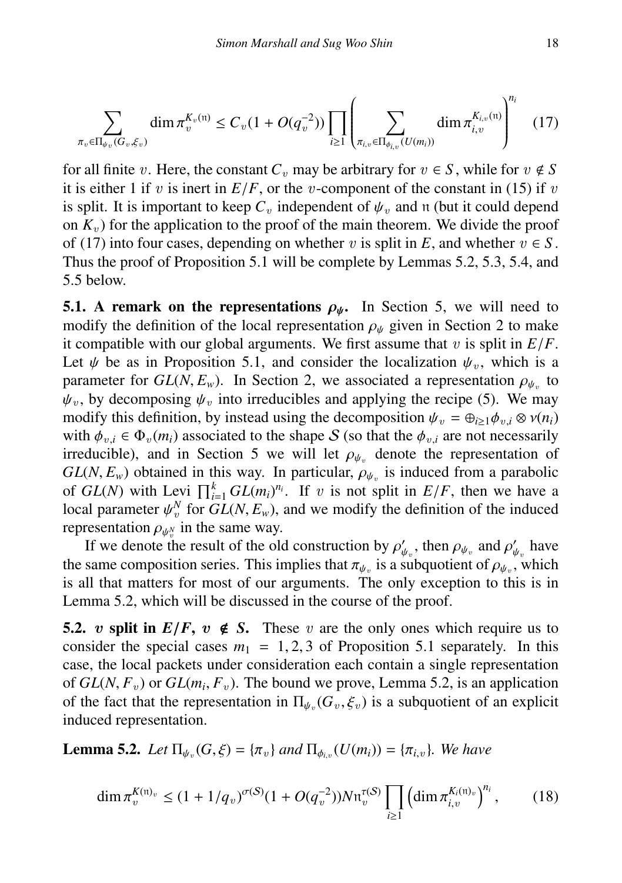$$\sum_{\pi_v \in \Pi_{\psi_v}(G_v,\xi_v)} \dim \pi_v^{K_v(\mathfrak{n})} \leq C_v(1+O(q_v^{-2})) \prod_{i\geq 1} \left( \sum_{\pi_{i,v}\in \Pi_{\phi_{i,v}}(U(m_i))} \dim \pi_{i,v}^{K_{i,v}(\mathfrak{n})} \right)^{n_i} \quad (17)$$

for all finite $v$. Here, the constant $C_v$ may be arbitrary for $v \in S$, while for $v \notin S$ it is either 1 if $v$ is inert in $E/F$, or the $v$-component of the constant in (15) if $v$ is split. It is important to keep $C_v$ independent of $\psi_v$ and $\mathfrak{n}$ (but it could depend on $K_v$) for the application to the proof of the main theorem. We divide the proof of (17) into four cases, depending on whether $v$ is split in $E$, and whether $v \in S$. Thus the proof of Proposition 5.1 will be complete by Lemmas 5.2, 5.3, 5.4, and 5.5 below.

**5.1. A remark on the representations $\rho_\psi$.** In Section 5, we will need to modify the definition of the local representation $\rho_\psi$ given in Section 2 to make it compatible with our global arguments. We first assume that $v$ is split in $E/F$. Let $\psi$ be as in Proposition 5.1, and consider the localization $\psi_v$, which is a parameter for $GL(N, E_w)$. In Section 2, we associated a representation $\rho_{\psi_v}$ to $\psi_v$, by decomposing $\psi_v$ into irreducibles and applying the recipe (5). We may modify this definition, by instead using the decomposition $\psi_v = \oplus_{i\geq 1} \phi_{v,i} \otimes \nu(n_i)$ with $\phi_{v,i} \in \Phi_v(m_i)$ associated to the shape $\mathcal{S}$ (so that the $\phi_{v,i}$ are not necessarily irreducible), and in Section 5 we will let $\rho_{\psi_v}$ denote the representation of $GL(N, E_w)$ obtained in this way. In particular, $\rho_{\psi_v}$ is induced from a parabolic of $GL(N)$ with Levi $\prod_{i=1}^k GL(m_i)^{n_i}$. If $v$ is not split in $E/F$, then we have a local parameter $\psi_v^N$ for $GL(N, E_w)$, and we modify the definition of the induced representation $\rho_{\psi_v^N}$ in the same way.

If we denote the result of the old construction by $\rho'_{\psi_v}$, then $\rho_{\psi_v}$ and $\rho'_{\psi_v}$ have the same composition series. This implies that $\pi_{\psi_v}$ is a subquotient of $\rho_{\psi_v}$, which is all that matters for most of our arguments. The only exception to this is in Lemma 5.2, which will be discussed in the course of the proof.

**5.2. $v$ split in $E/F$, $v \notin S$.** These $v$ are the only ones which require us to consider the special cases $m_1 = 1, 2, 3$ of Proposition 5.1 separately. In this case, the local packets under consideration each contain a single representation of $GL(N, F_v)$ or $GL(m_i, F_v)$. The bound we prove, Lemma 5.2, is an application of the fact that the representation in $\Pi_{\psi_v}(G_v, \xi_v)$ is a subquotient of an explicit induced representation.

**Lemma 5.2.** *Let $\Pi_{\psi_v}(G, \xi) = \{\pi_v\}$ and $\Pi_{\phi_{i,v}}(U(m_i)) = \{\pi_{i,v}\}$. We have*

$$\dim \pi_v^{K(\mathfrak{n})_v} \leq (1 + 1/q_v)^{\sigma(\mathcal{S})}(1 + O(q_v^{-2}))N\mathfrak{n}_v^{\tau(\mathcal{S})} \prod_{i\geq 1} \left(\dim \pi_{i,v}^{K_i(\mathfrak{n})_v}\right)^{n_i}, \quad (18)$$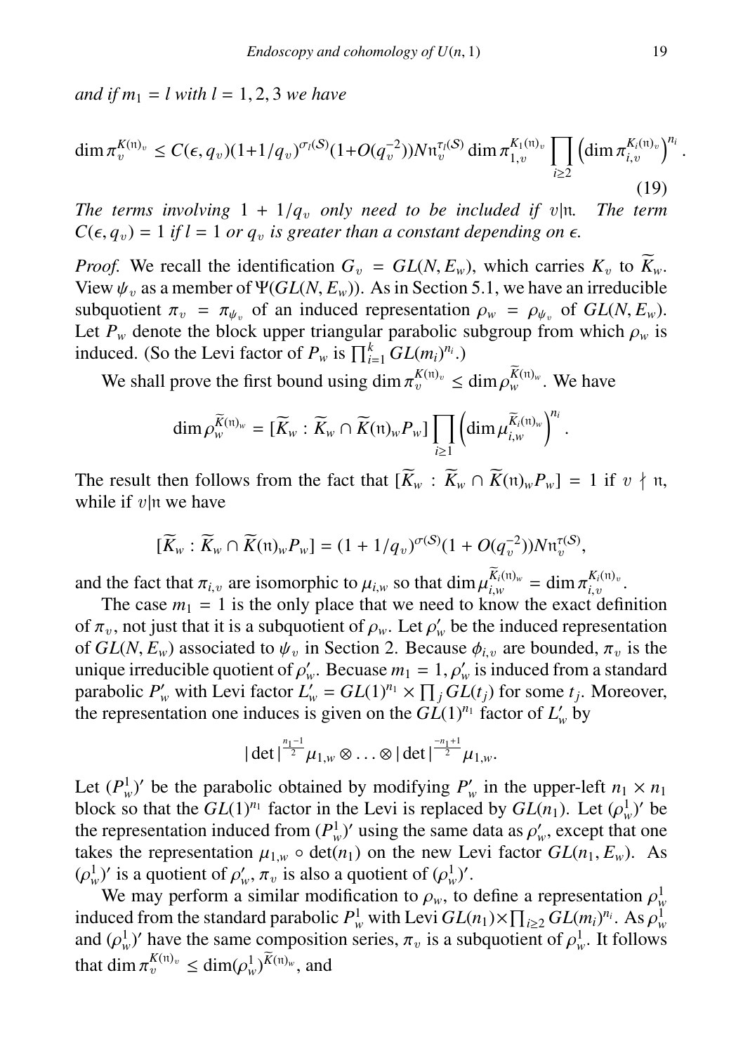*and if $m_1 = l$ with $l = 1, 2, 3$ we have*

$$\dim \pi_v^{K(\mathfrak{n})_v} \leq C(\epsilon, q_v)(1+1/q_v)^{\sigma_l(\mathcal{S})}(1+O(q_v^{-2}))N\mathfrak{n}_v^{\tau_l(\mathcal{S})} \dim \pi_{1,v}^{K_1(\mathfrak{n})_v} \prod_{i\geq 2} \left(\dim \pi_{i,v}^{K_i(\mathfrak{n})_v}\right)^{n_i}. \tag{19}$$

*The terms involving $1 + 1/q_v$ only need to be included if $v|\mathfrak{n}$. The term $C(\epsilon, q_v) = 1$ if $l = 1$ or $q_v$ is greater than a constant depending on $\epsilon$.*

*Proof.* We recall the identification $G_v = GL(N, E_w)$, which carries $K_v$ to $\widetilde{K}_w$. View $\psi_v$ as a member of $\Psi(GL(N, E_w))$. As in Section 5.1, we have an irreducible subquotient $\pi_v = \pi_{\psi_v}$ of an induced representation $\rho_w = \rho_{\psi_v}$ of $GL(N, E_w)$. Let $P_w$ denote the block upper triangular parabolic subgroup from which $\rho_w$ is induced. (So the Levi factor of $P_w$ is $\prod_{i=1}^k GL(m_i)^{n_i}$.)

We shall prove the first bound using $\dim \pi_v^{K(\mathfrak{n})_v} \leq \dim \rho_w^{\widetilde{K}(\mathfrak{n})_w}$. We have

$$\dim \rho_w^{\widetilde{K}(\mathfrak{n})_w} = [\widetilde{K}_w : \widetilde{K}_w \cap \widetilde{K}(\mathfrak{n})_w P_w] \prod_{i\geq 1} \left(\dim \mu_{i,w}^{\widetilde{K}_i(\mathfrak{n})_w}\right)^{n_i}.$$

The result then follows from the fact that $[\widetilde{K}_w : \widetilde{K}_w \cap \widetilde{K}(\mathfrak{n})_w P_w] = 1$ if $v \nmid \mathfrak{n}$, while if $v|\mathfrak{n}$ we have

$$[\widetilde{K}_w : \widetilde{K}_w \cap \widetilde{K}(\mathfrak{n})_w P_w] = (1 + 1/q_v)^{\sigma(\mathcal{S})}(1 + O(q_v^{-2}))N\mathfrak{n}_v^{\tau(\mathcal{S})},$$

and the fact that $\pi_{i,v}$ are isomorphic to $\mu_{i,w}$ so that $\dim \mu_{i,w}^{\widetilde{K}_i(\mathfrak{n})_w} = \dim \pi_{i,v}^{K_i(\mathfrak{n})_v}$.

The case $m_1 = 1$ is the only place that we need to know the exact definition of $\pi_v$, not just that it is a subquotient of $\rho_w$. Let $\rho_w'$ be the induced representation of $GL(N, E_w)$ associated to $\psi_v$ in Section 2. Because $\phi_{i,v}$ are bounded, $\pi_v$ is the unique irreducible quotient of $\rho_w'$. Becuase $m_1 = 1$, $\rho_w'$ is induced from a standard parabolic $P_w'$ with Levi factor $L_w' = GL(1)^{n_1} \times \prod_j GL(t_j)$ for some $t_j$. Moreover, the representation one induces is given on the $GL(1)^{n_1}$ factor of $L_w'$ by

$$|\det|^{\frac{n_1-1}{2}}\mu_{1,w} \otimes \ldots \otimes |\det|^{\frac{-n_1+1}{2}}\mu_{1,w}.$$

Let $(P_w^1)'$ be the parabolic obtained by modifying $P_w'$ in the upper-left $n_1 \times n_1$ block so that the $GL(1)^{n_1}$ factor in the Levi is replaced by $GL(n_1)$. Let $(\rho_w^1)'$ be the representation induced from $(P_w^1)'$ using the same data as $\rho_w'$, except that one takes the representation $\mu_{1,w} \circ \det(n_1)$ on the new Levi factor $GL(n_1, E_w)$. As $(\rho_w^1)'$ is a quotient of $\rho_w'$, $\pi_v$ is also a quotient of $(\rho_w^1)'$.

We may perform a similar modification to $\rho_w$, to define a representation $\rho_w^1$ induced from the standard parabolic $P_w^1$ with Levi $GL(n_1) \times \prod_{i\geq 2} GL(m_i)^{n_i}$. As $\rho_w^1$ and $(\rho_w^1)'$ have the same composition series, $\pi_v$ is a subquotient of $\rho_w^1$. It follows that $\dim \pi_v^{K(\mathfrak{n})_v} \leq \dim(\rho_w^1)^{\widetilde{K}(\mathfrak{n})_w}$, and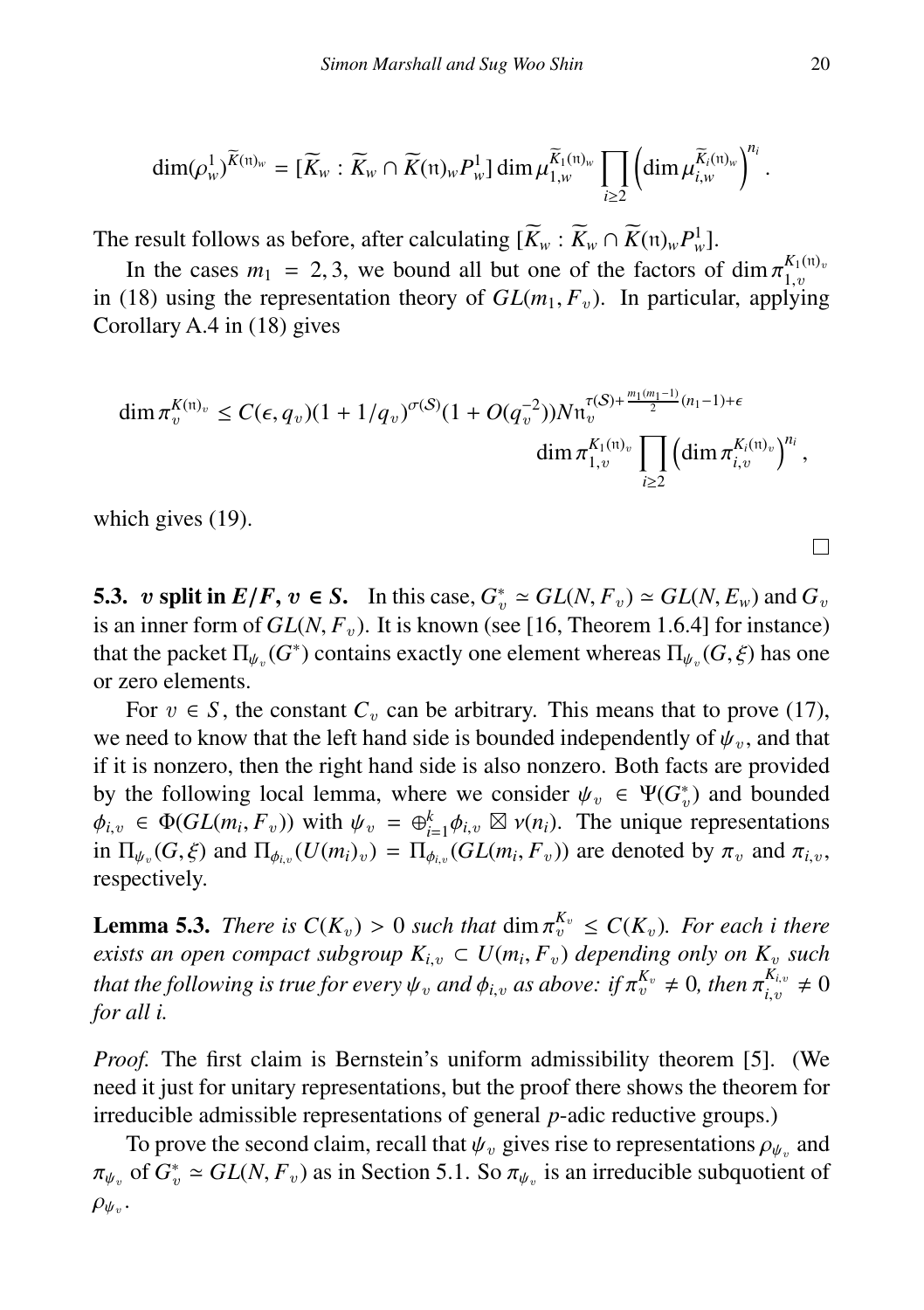$$\dim(\rho_w^1)^{\widetilde{K}(\mathfrak{n})_w} = [\widetilde{K}_w : \widetilde{K}_w \cap \widetilde{K}(\mathfrak{n})_w P_w^1] \dim \mu_{1,w}^{\widetilde{K}_1(\mathfrak{n})_w} \prod_{i\geq 2} \left( \dim \mu_{i,w}^{\widetilde{K}_i(\mathfrak{n})_w} \right)^{n_i}.$$

The result follows as before, after calculating $[\widetilde{K}_w : \widetilde{K}_w \cap \widetilde{K}(\mathfrak{n})_w P_w^1]$.

In the cases $m_1 = 2, 3$, we bound all but one of the factors of $\dim \pi_{1,v}^{K_1(\mathfrak{n})_v}$ in (18) using the representation theory of $GL(m_1, F_v)$. In particular, applying Corollary A.4 in (18) gives

$$\dim \pi_v^{K(\mathfrak{n})_v} \leq C(\epsilon, q_v)(1 + 1/q_v)^{\sigma(\mathcal{S})}(1 + O(q_v^{-2}))N\mathfrak{n}_v^{\tau(\mathcal{S}) + \frac{m_1(m_1-1)}{2}(n_1-1)+\epsilon} \dim \pi_{1,v}^{K_1(\mathfrak{n})_v} \prod_{i\geq 2} \left( \dim \pi_{i,v}^{K_i(\mathfrak{n})_v} \right)^{n_i},$$

which gives (19). □

**5.3. $v$ split in $E/F$, $v \in S$.** In this case, $G_v^* \simeq GL(N, F_v) \simeq GL(N, E_w)$ and $G_v$ is an inner form of $GL(N, F_v)$. It is known (see [16, Theorem 1.6.4] for instance) that the packet $\Pi_{\psi_v}(G^*)$ contains exactly one element whereas $\Pi_{\psi_v}(G, \xi)$ has one or zero elements.

For $v \in S$, the constant $C_v$ can be arbitrary. This means that to prove (17), we need to know that the left hand side is bounded independently of $\psi_v$, and that if it is nonzero, then the right hand side is also nonzero. Both facts are provided by the following local lemma, where we consider $\psi_v \in \Psi(G_v^*)$ and bounded $\phi_{i,v} \in \Phi(GL(m_i, F_v))$ with $\psi_v = \oplus_{i=1}^k \phi_{i,v} \boxtimes \nu(n_i)$. The unique representations in $\Pi_{\psi_v}(G, \xi)$ and $\Pi_{\phi_{i,v}}(U(m_i)_v) = \Pi_{\phi_{i,v}}(GL(m_i, F_v))$ are denoted by $\pi_v$ and $\pi_{i,v}$, respectively.

**Lemma 5.3.** *There is $C(K_v) > 0$ such that $\dim \pi_v^{K_v} \leq C(K_v)$. For each $i$ there exists an open compact subgroup $K_{i,v} \subset U(m_i, F_v)$ depending only on $K_v$ such that the following is true for every $\psi_v$ and $\phi_{i,v}$ as above: if $\pi_v^{K_v} \neq 0$, then $\pi_{i,v}^{K_{i,v}} \neq 0$ for all $i$.*

*Proof.* The first claim is Bernstein's uniform admissibility theorem [5]. (We need it just for unitary representations, but the proof there shows the theorem for irreducible admissible representations of general $p$-adic reductive groups.)

To prove the second claim, recall that $\psi_v$ gives rise to representations $\rho_{\psi_v}$ and $\pi_{\psi_v}$ of $G_v^* \simeq GL(N, F_v)$ as in Section 5.1. So $\pi_{\psi_v}$ is an irreducible subquotient of $\rho_{\psi_v}$.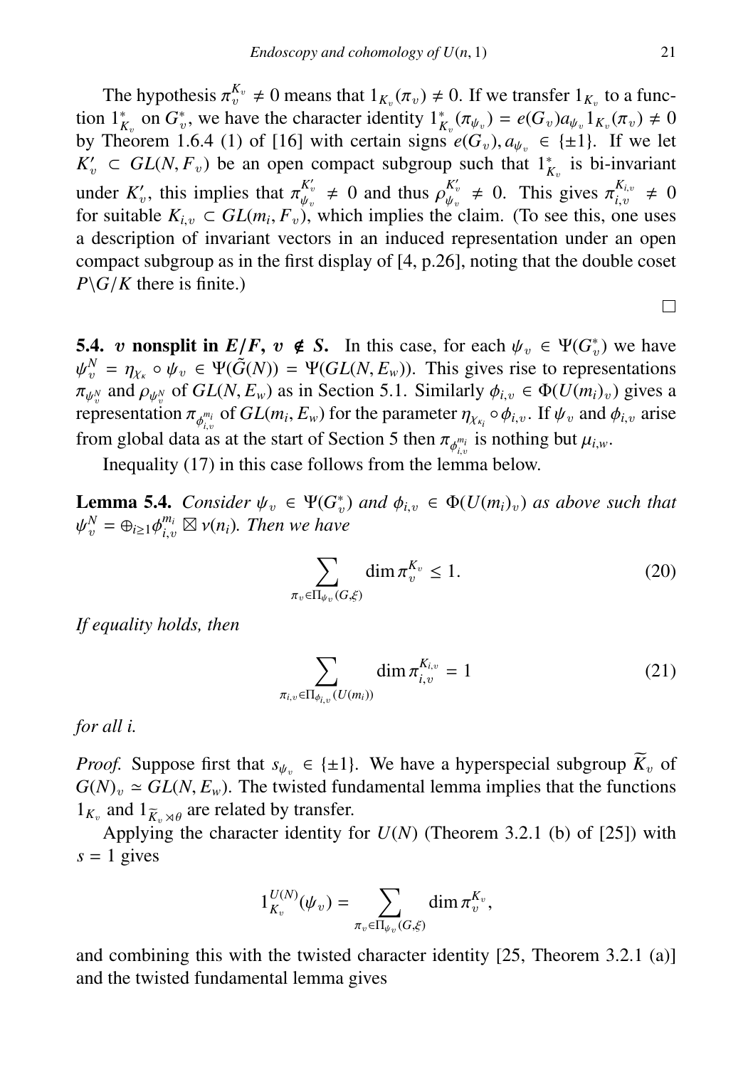The hypothesis $\pi_v^{K_v} \neq 0$ means that $1_{K_v}(\pi_v) \neq 0$. If we transfer $1_{K_v}$ to a function $1^*_{K_v}$ on $G^*_v$, we have the character identity $1^*_{K_v}(\pi_{\psi_v}) = e(G_v)a_{\psi_v} 1_{K_v}(\pi_v) \neq 0$ by Theorem 1.6.4 (1) of [16] with certain signs $e(G_v), a_{\psi_v} \in \{\pm 1\}$. If we let $K'_v \subset GL(N, F_v)$ be an open compact subgroup such that $1^*_{K_v}$ is bi-invariant under $K'_v$, this implies that $\pi_{\psi_v}^{K'_v} \neq 0$ and thus $\rho_{\psi_v}^{K'_v} \neq 0$. This gives $\pi_{i,v}^{K_{i,v}} \neq 0$ for suitable $K_{i,v} \subset GL(m_i, F_v)$, which implies the claim. (To see this, one uses a description of invariant vectors in an induced representation under an open compact subgroup as in the first display of [4, p.26], noting that the double coset $P\backslash G/K$ there is finite.)

□

**5.4. $v$ nonsplit in $E/F$, $v \notin S$.** In this case, for each $\psi_v \in \Psi(G^*_v)$ we have $\psi_v^N = \eta_{\chi_\kappa} \circ \psi_v \in \Psi(\tilde{G}(N)) = \Psi(GL(N, E_w))$. This gives rise to representations $\pi_{\psi_v^N}$ and $\rho_{\psi_v^N}$ of $GL(N, E_w)$ as in Section 5.1. Similarly $\phi_{i,v} \in \Phi(U(m_i)_v)$ gives a representation $\pi_{\phi_{i,v}^{m_i}}$ of $GL(m_i, E_w)$ for the parameter $\eta_{\chi_{\kappa_i}} \circ \phi_{i,v}$. If $\psi_v$ and $\phi_{i,v}$ arise from global data as at the start of Section 5 then $\pi_{\phi_{i,v}^{m_i}}$ is nothing but $\mu_{i,w}$.

Inequality (17) in this case follows from the lemma below.

**Lemma 5.4.** *Consider $\psi_v \in \Psi(G^*_v)$ and $\phi_{i,v} \in \Phi(U(m_i)_v)$ as above such that $\psi_v^N = \oplus_{i \geq 1} \phi_{i,v}^{m_i} \boxtimes \nu(n_i)$. Then we have*

$$\sum_{\pi_v \in \Pi_{\psi_v}(G,\xi)} \dim \pi_v^{K_v} \leq 1. \tag{20}$$

*If equality holds, then*

$$\sum_{\pi_{i,v} \in \Pi_{\phi_{i,v}}(U(m_i))} \dim \pi_{i,v}^{K_{i,v}} = 1 \tag{21}$$

*for all $i$.*

*Proof.* Suppose first that $s_{\psi_v} \in \{\pm 1\}$. We have a hyperspecial subgroup $\widetilde{K}_v$ of $G(N)_v \simeq GL(N, E_w)$. The twisted fundamental lemma implies that the functions $1_{K_v}$ and $1_{\widetilde{K}_v \rtimes \theta}$ are related by transfer.

Applying the character identity for $U(N)$ (Theorem 3.2.1 (b) of [25]) with $s = 1$ gives

$$1_{K_v}^{U(N)}(\psi_v) = \sum_{\pi_v \in \Pi_{\psi_v}(G,\xi)} \dim \pi_v^{K_v},$$

and combining this with the twisted character identity [25, Theorem 3.2.1 (a)] and the twisted fundamental lemma gives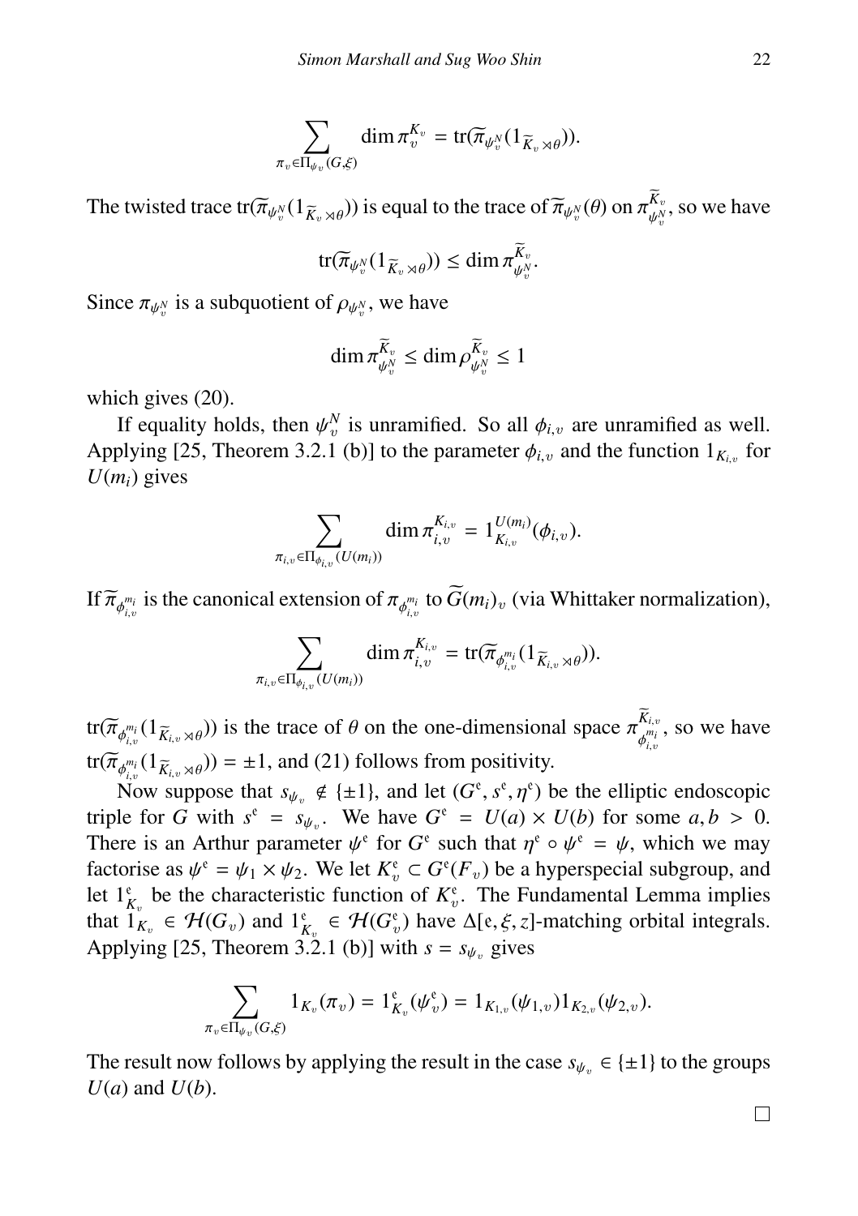$$\sum_{\pi_v \in \Pi_{\psi_v}(G,\xi)} \dim \pi_v^{K_v} = \operatorname{tr}(\widetilde{\pi}_{\psi_v^N}(1_{\widetilde{K}_v \rtimes \theta})).$$

The twisted trace $\operatorname{tr}(\widetilde{\pi}_{\psi_v^N}(1_{\widetilde{K}_v \rtimes \theta}))$ is equal to the trace of $\widetilde{\pi}_{\psi_v^N}(\theta)$ on $\pi_{\psi_v^N}^{\widetilde{K}_v}$, so we have

$$\operatorname{tr}(\widetilde{\pi}_{\psi_v^N}(1_{\widetilde{K}_v \rtimes \theta})) \leq \dim \pi_{\psi_v^N}^{\widetilde{K}_v}.$$

Since $\pi_{\psi_v^N}$ is a subquotient of $\rho_{\psi_v^N}$, we have

$$\dim \pi_{\psi_v^N}^{\widetilde{K}_v} \leq \dim \rho_{\psi_v^N}^{\widetilde{K}_v} \leq 1$$

which gives (20).

If equality holds, then $\psi_v^N$ is unramified. So all $\phi_{i,v}$ are unramified as well. Applying [25, Theorem 3.2.1 (b)] to the parameter $\phi_{i,v}$ and the function $1_{K_{i,v}}$ for $U(m_i)$ gives

$$\sum_{\pi_{i,v} \in \Pi_{\phi_{i,v}}(U(m_i))} \dim \pi_{i,v}^{K_{i,v}} = 1_{K_{i,v}}^{U(m_i)}(\phi_{i,v}).$$

If $\widetilde{\pi}_{\phi_{i,v}^{m_i}}$ is the canonical extension of $\pi_{\phi_{i,v}^{m_i}}$ to $\widetilde{G}(m_i)_v$ (via Whittaker normalization),

$$\sum_{\pi_{i,v} \in \Pi_{\phi_{i,v}}(U(m_i))} \dim \pi_{i,v}^{K_{i,v}} = \operatorname{tr}(\widetilde{\pi}_{\phi_{i,v}^{m_i}}(1_{\widetilde{K}_{i,v} \rtimes \theta})).$$

$\operatorname{tr}(\widetilde{\pi}_{\phi_{i,v}^{m_i}}(1_{\widetilde{K}_{i,v} \rtimes \theta}))$ is the trace of $\theta$ on the one-dimensional space $\pi_{\phi_{i,v}^{m_i}}^{\widetilde{K}_{i,v}}$, so we have $\operatorname{tr}(\widetilde{\pi}_{\phi_{i,v}^{m_i}}(1_{\widetilde{K}_{i,v} \rtimes \theta})) = \pm 1$, and (21) follows from positivity.

Now suppose that $s_{\psi_v} \notin \{\pm 1\}$, and let $(G^{\mathfrak{e}}, s^{\mathfrak{e}}, \eta^{\mathfrak{e}})$ be the elliptic endoscopic triple for $G$ with $s^{\mathfrak{e}} = s_{\psi_v}$. We have $G^{\mathfrak{e}} = U(a) \times U(b)$ for some $a, b > 0$. There is an Arthur parameter $\psi^{\mathfrak{e}}$ for $G^{\mathfrak{e}}$ such that $\eta^{\mathfrak{e}} \circ \psi^{\mathfrak{e}} = \psi$, which we may factorise as $\psi^{\mathfrak{e}} = \psi_1 \times \psi_2$. We let $K_v^{\mathfrak{e}} \subset G^{\mathfrak{e}}(F_v)$ be a hyperspecial subgroup, and let $1_{K_v}^{\mathfrak{e}}$ be the characteristic function of $K_v^{\mathfrak{e}}$. The Fundamental Lemma implies that $1_{K_v} \in \mathcal{H}(G_v)$ and $1_{K_v}^{\mathfrak{e}} \in \mathcal{H}(G_v^{\mathfrak{e}})$ have $\Delta[\mathfrak{e}, \xi, z]$-matching orbital integrals. Applying [25, Theorem 3.2.1 (b)] with $s = s_{\psi_v}$ gives

$$\sum_{\pi_v \in \Pi_{\psi_v}(G,\xi)} 1_{K_v}(\pi_v) = 1_{K_v}^{\mathfrak{e}}(\psi_v^{\mathfrak{e}}) = 1_{K_{1,v}}(\psi_{1,v}) 1_{K_{2,v}}(\psi_{2,v}).$$

The result now follows by applying the result in the case $s_{\psi_v} \in \{\pm 1\}$ to the groups $U(a)$ and $U(b)$.

□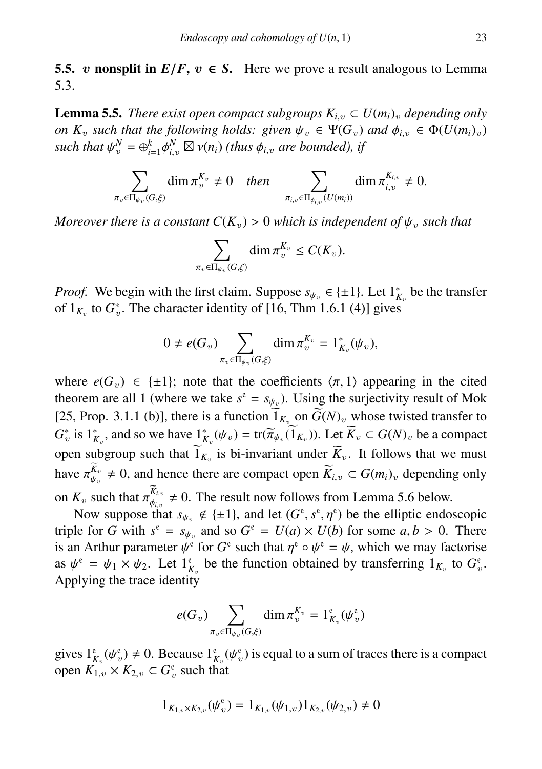### 5.5. $v$ nonsplit in $E/F$, $v \in S$.

Here we prove a result analogous to Lemma 5.3.

**Lemma 5.5.** *There exist open compact subgroups $K_{i,v} \subset U(m_i)_v$ depending only on $K_v$ such that the following holds: given $\psi_v \in \Psi(G_v)$ and $\phi_{i,v} \in \Phi(U(m_i)_v)$ such that $\psi_v^N = \oplus_{i=1}^k \phi_{i,v}^N \boxtimes \nu(n_i)$ (thus $\phi_{i,v}$ are bounded), if*

$$\sum_{\pi_v \in \Pi_{\psi_v}(G,\xi)} \dim \pi_v^{K_v} \neq 0 \quad \textit{then} \quad \sum_{\pi_{i,v} \in \Pi_{\phi_{i,v}}(U(m_i))} \dim \pi_{i,v}^{K_{i,v}} \neq 0.$$

*Moreover there is a constant $C(K_v) > 0$ which is independent of $\psi_v$ such that*

$$\sum_{\pi_v \in \Pi_{\psi_v}(G,\xi)} \dim \pi_v^{K_v} \leq C(K_v).$$

*Proof.* We begin with the first claim. Suppose $s_{\psi_v} \in \{\pm 1\}$. Let $1_{K_v}^*$ be the transfer of $1_{K_v}$ to $G_v^*$. The character identity of [16, Thm 1.6.1 (4)] gives

$$0 \neq e(G_v) \sum_{\pi_v \in \Pi_{\psi_v}(G,\xi)} \dim \pi_v^{K_v} = 1_{K_v}^*(\psi_v),$$

where $e(G_v) \in \{\pm 1\}$; note that the coefficients $\langle \pi, 1 \rangle$ appearing in the cited theorem are all 1 (where we take $s^{\mathfrak{e}} = s_{\psi_v}$). Using the surjectivity result of Mok [25, Prop. 3.1.1 (b)], there is a function $\widetilde{1}_{K_v}$ on $\widetilde{G}(N)_v$ whose twisted transfer to $G_v^*$ is $1_{K_v}^*$, and so we have $1_{K_v}^*(\psi_v) = \mathrm{tr}(\widetilde{\pi}_{\psi_v}(\widetilde{1}_{K_v}))$. Let $\widetilde{K}_v \subset G(N)_v$ be a compact open subgroup such that $\widetilde{1}_{K_v}$ is bi-invariant under $\widetilde{K}_v$. It follows that we must have $\pi_{\psi_v}^{\widetilde{K}_v} \neq 0$, and hence there are compact open $\widetilde{K}_{i,v} \subset G(m_i)_v$ depending only on $K_v$ such that $\pi_{\phi_{i,v}}^{\widetilde{K}_{i,v}} \neq 0$. The result now follows from Lemma 5.6 below.

Now suppose that $s_{\psi_v} \notin \{\pm 1\}$, and let $(G^{\mathfrak{e}}, s^{\mathfrak{e}}, \eta^{\mathfrak{e}})$ be the elliptic endoscopic triple for $G$ with $s^{\mathfrak{e}} = s_{\psi_v}$ and so $G^{\mathfrak{e}} = U(a) \times U(b)$ for some $a, b > 0$. There is an Arthur parameter $\psi^{\mathfrak{e}}$ for $G^{\mathfrak{e}}$ such that $\eta^{\mathfrak{e}} \circ \psi^{\mathfrak{e}} = \psi$, which we may factorise as $\psi^{\mathfrak{e}} = \psi_1 \times \psi_2$. Let $1_{K_v}^{\mathfrak{e}}$ be the function obtained by transferring $1_{K_v}$ to $G_v^{\mathfrak{e}}$. Applying the trace identity

$$e(G_v) \sum_{\pi_v \in \Pi_{\psi_v}(G,\xi)} \dim \pi_v^{K_v} = 1_{K_v}^{\mathfrak{e}}(\psi_v^{\mathfrak{e}})$$

gives $1_{K_v}^{\mathfrak{e}}(\psi_v^{\mathfrak{e}}) \neq 0$. Because $1_{K_v}^{\mathfrak{e}}(\psi_v^{\mathfrak{e}})$ is equal to a sum of traces there is a compact open $K_{1,v} \times K_{2,v} \subset G_v^{\mathfrak{e}}$ such that

$$1_{K_{1,v} \times K_{2,v}}(\psi_v^{\mathfrak{e}}) = 1_{K_{1,v}}(\psi_{1,v}) 1_{K_{2,v}}(\psi_{2,v}) \neq 0$$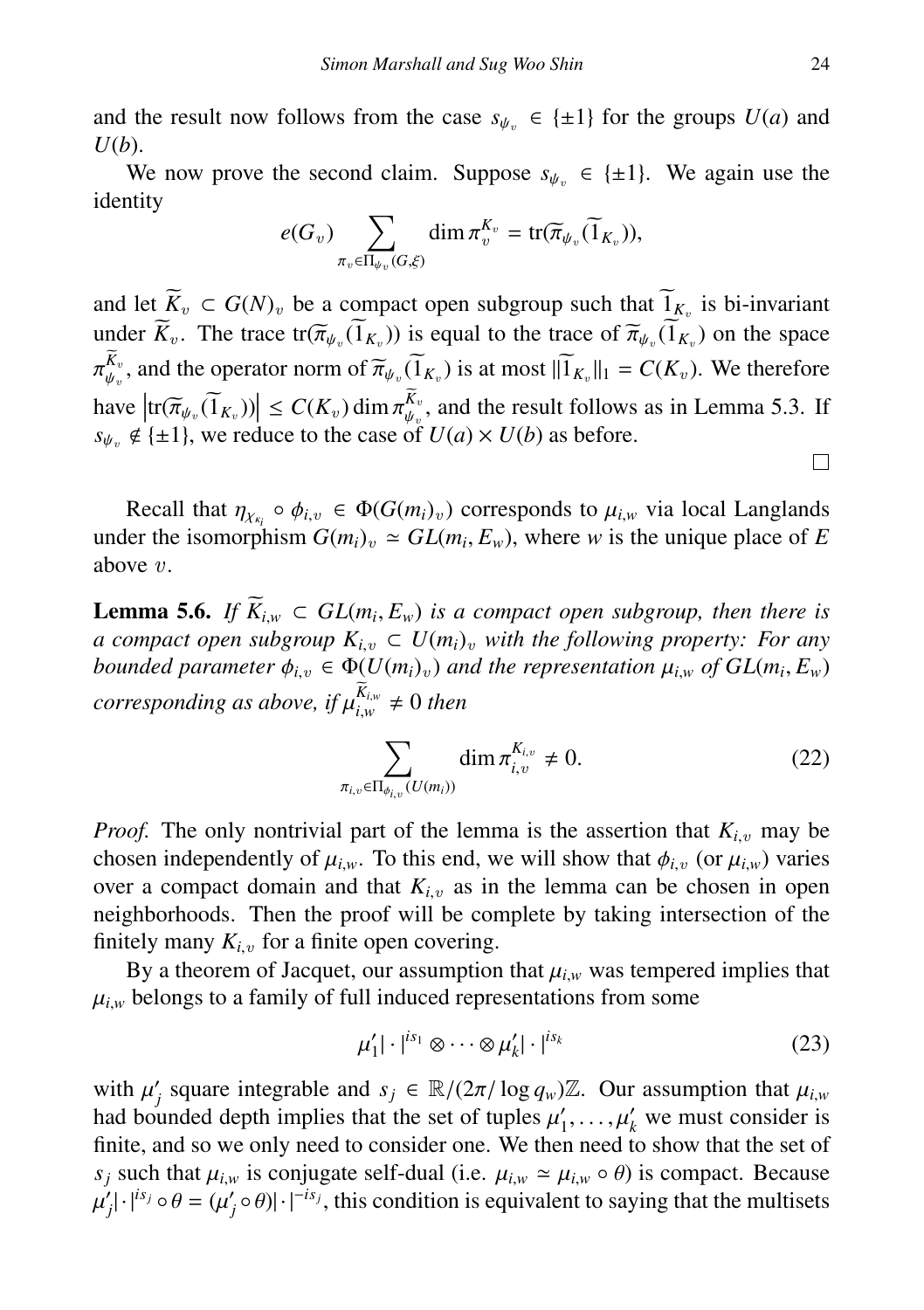and the result now follows from the case $s_{\psi_v} \in \{\pm 1\}$ for the groups $U(a)$ and $U(b)$.

We now prove the second claim. Suppose $s_{\psi_v} \in \{\pm 1\}$. We again use the identity

$$e(G_v) \sum_{\pi_v \in \Pi_{\psi_v}(G,\xi)} \dim \pi_v^{K_v} = \mathrm{tr}(\widetilde{\pi}_{\psi_v}(\widetilde{1}_{K_v})),$$

and let $\widetilde{K}_v \subset G(N)_v$ be a compact open subgroup such that $\widetilde{1}_{K_v}$ is bi-invariant under $\widetilde{K}_v$. The trace $\mathrm{tr}(\widetilde{\pi}_{\psi_v}(\widetilde{1}_{K_v}))$ is equal to the trace of $\widetilde{\pi}_{\psi_v}(\widetilde{1}_{K_v})$ on the space $\pi_{\psi_v}^{\widetilde{K}_v}$, and the operator norm of $\widetilde{\pi}_{\psi_v}(\widetilde{1}_{K_v})$ is at most $\|\widetilde{1}_{K_v}\|_1 = C(K_v)$. We therefore have $\left|\mathrm{tr}(\widetilde{\pi}_{\psi_v}(\widetilde{1}_{K_v}))\right| \leq C(K_v) \dim \pi_{\psi_v}^{\widetilde{K}_v}$, and the result follows as in Lemma 5.3. If $s_{\psi_v} \notin \{\pm 1\}$, we reduce to the case of $U(a) \times U(b)$ as before. □

Recall that $\eta_{\chi_{\kappa_i}} \circ \phi_{i,v} \in \Phi(G(m_i)_v)$ corresponds to $\mu_{i,w}$ via local Langlands under the isomorphism $G(m_i)_v \simeq GL(m_i, E_w)$, where $w$ is the unique place of $E$ above $v$.

**Lemma 5.6.** *If $\widetilde{K}_{i,w} \subset GL(m_i, E_w)$ is a compact open subgroup, then there is a compact open subgroup $K_{i,v} \subset U(m_i)_v$ with the following property: For any bounded parameter $\phi_{i,v} \in \Phi(U(m_i)_v)$ and the representation $\mu_{i,w}$ of $GL(m_i, E_w)$ corresponding as above, if $\mu_{i,w}^{\widetilde{K}_{i,w}} \neq 0$ then*

$$\sum_{\pi_{i,v} \in \Pi_{\phi_{i,v}}(U(m_i))} \dim \pi_{i,v}^{K_{i,v}} \neq 0. \tag{22}$$

*Proof.* The only nontrivial part of the lemma is the assertion that $K_{i,v}$ may be chosen independently of $\mu_{i,w}$. To this end, we will show that $\phi_{i,v}$ (or $\mu_{i,w}$) varies over a compact domain and that $K_{i,v}$ as in the lemma can be chosen in open neighborhoods. Then the proof will be complete by taking intersection of the finitely many $K_{i,v}$ for a finite open covering.

By a theorem of Jacquet, our assumption that $\mu_{i,w}$ was tempered implies that $\mu_{i,w}$ belongs to a family of full induced representations from some

$$\mu'_1 |\cdot|^{is_1} \otimes \cdots \otimes \mu'_k |\cdot|^{is_k} \tag{23}$$

with $\mu'_j$ square integrable and $s_j \in \mathbb{R}/(2\pi/\log q_w)\mathbb{Z}$. Our assumption that $\mu_{i,w}$ had bounded depth implies that the set of tuples $\mu'_1, \ldots, \mu'_k$ we must consider is finite, and so we only need to consider one. We then need to show that the set of $s_j$ such that $\mu_{i,w}$ is conjugate self-dual (i.e. $\mu_{i,w} \simeq \mu_{i,w} \circ \theta$) is compact. Because $\mu'_j |\cdot|^{is_j} \circ \theta = (\mu'_j \circ \theta) |\cdot|^{-is_j}$, this condition is equivalent to saying that the multisets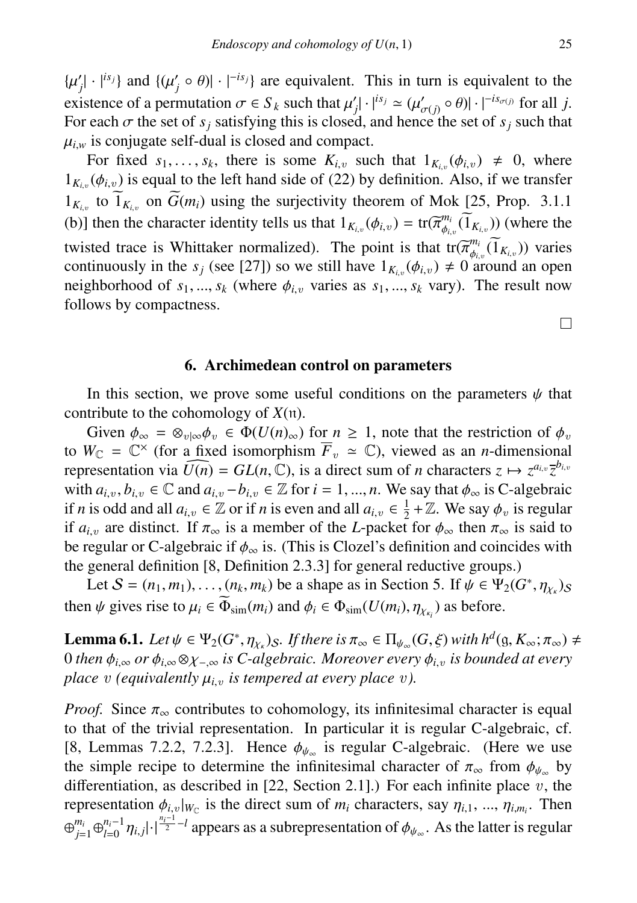$\{\mu'_j| \cdot |^{is_j}\}$ and $\{(\mu'_j \circ \theta)| \cdot |^{-is_j}\}$ are equivalent. This in turn is equivalent to the existence of a permutation $\sigma \in S_k$ such that $\mu'_j| \cdot |^{is_j} \simeq (\mu'_{\sigma(j)} \circ \theta)| \cdot |^{-is_{\sigma(j)}}$ for all $j$. For each $\sigma$ the set of $s_j$ satisfying this is closed, and hence the set of $s_j$ such that $\mu_{i,w}$ is conjugate self-dual is closed and compact.

For fixed $s_1, \ldots, s_k$, there is some $K_{i,v}$ such that $1_{K_{i,v}}(\phi_{i,v}) \neq 0$, where $1_{K_{i,v}}(\phi_{i,v})$ is equal to the left hand side of (22) by definition. Also, if we transfer $1_{K_{i,v}}$ to $\widetilde{1}_{K_{i,v}}$ on $\widetilde{G}(m_i)$ using the surjectivity theorem of Mok [25, Prop. 3.1.1 (b)] then the character identity tells us that $1_{K_{i,v}}(\phi_{i,v}) = \mathrm{tr}(\widetilde{\pi}^{m_i}_{\phi_{i,v}}(\widetilde{1}_{K_{i,v}}))$ (where the twisted trace is Whittaker normalized). The point is that $\mathrm{tr}(\widetilde{\pi}^{m_i}_{\phi_{i,v}}(\widetilde{1}_{K_{i,v}}))$ varies continuously in the $s_j$ (see [27]) so we still have $1_{K_{i,v}}(\phi_{i,v}) \neq 0$ around an open neighborhood of $s_1, ..., s_k$ (where $\phi_{i,v}$ varies as $s_1, ..., s_k$ vary). The result now follows by compactness.

□

## 6. Archimedean control on parameters

In this section, we prove some useful conditions on the parameters $\psi$ that contribute to the cohomology of $X(\mathfrak{n})$.

Given $\phi_\infty = \otimes_{v|\infty}\phi_v \in \Phi(U(n)_\infty)$ for $n \geq 1$, note that the restriction of $\phi_v$ to $W_\mathbb{C} = \mathbb{C}^\times$ (for a fixed isomorphism $\overline{F}_v \simeq \mathbb{C}$), viewed as an $n$-dimensional representation via $\widehat{U(n)} = GL(n, \mathbb{C})$, is a direct sum of $n$ characters $z \mapsto z^{a_{i,v}}\overline{z}^{b_{i,v}}$ with $a_{i,v}, b_{i,v} \in \mathbb{C}$ and $a_{i,v} - b_{i,v} \in \mathbb{Z}$ for $i = 1, ..., n$. We say that $\phi_\infty$ is C-algebraic if $n$ is odd and all $a_{i,v} \in \mathbb{Z}$ or if $n$ is even and all $a_{i,v} \in \frac{1}{2} + \mathbb{Z}$. We say $\phi_v$ is regular if $a_{i,v}$ are distinct. If $\pi_\infty$ is a member of the $L$-packet for $\phi_\infty$ then $\pi_\infty$ is said to be regular or C-algebraic if $\phi_\infty$ is. (This is Clozel's definition and coincides with the general definition [8, Definition 2.3.3] for general reductive groups.)

Let $\mathcal{S} = (n_1, m_1), \ldots, (n_k, m_k)$ be a shape as in Section 5. If $\psi \in \Psi_2(G^*, \eta_{\chi_\kappa})_\mathcal{S}$ then $\psi$ gives rise to $\mu_i \in \widetilde{\Phi}_{\mathrm{sim}}(m_i)$ and $\phi_i \in \Phi_{\mathrm{sim}}(U(m_i), \eta_{\chi_{\kappa_i}})$ as before.

**Lemma 6.1.** *Let $\psi \in \Psi_2(G^*, \eta_{\chi_\kappa})_\mathcal{S}$. If there is $\pi_\infty \in \Pi_{\psi_\infty}(G, \xi)$ with $h^d(\mathfrak{g}, K_\infty; \pi_\infty) \neq 0$ then $\phi_{i,\infty}$ or $\phi_{i,\infty} \otimes \chi_{-,\infty}$ is C-algebraic. Moreover every $\phi_{i,v}$ is bounded at every place $v$ (equivalently $\mu_{i,v}$ is tempered at every place $v$).*

*Proof.* Since $\pi_\infty$ contributes to cohomology, its infinitesimal character is equal to that of the trivial representation. In particular it is regular C-algebraic, cf. [8, Lemmas 7.2.2, 7.2.3]. Hence $\phi_{\psi_\infty}$ is regular C-algebraic. (Here we use the simple recipe to determine the infinitesimal character of $\pi_\infty$ from $\phi_{\psi_\infty}$ by differentiation, as described in [22, Section 2.1].) For each infinite place $v$, the representation $\phi_{i,v}|_{W_\mathbb{C}}$ is the direct sum of $m_i$ characters, say $\eta_{i,1}$, ..., $\eta_{i,m_i}$. Then $\oplus_{j=1}^{m_i} \oplus_{l=0}^{n_i-1} \eta_{i,j}| \cdot |^{\frac{n_i-1}{2}-l}$ appears as a subrepresentation of $\phi_{\psi_\infty}$. As the latter is regular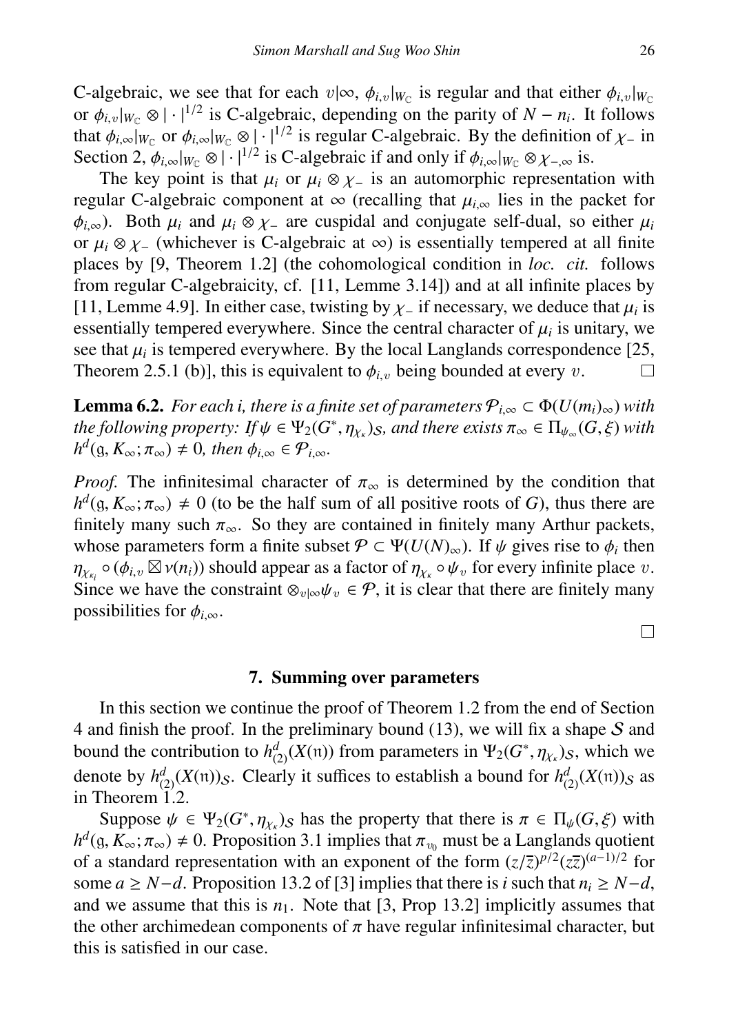C-algebraic, we see that for each $v|\infty$, $\phi_{i,v}|_{W_\mathbb{C}}$ is regular and that either $\phi_{i,v}|_{W_\mathbb{C}}$ or $\phi_{i,v}|_{W_\mathbb{C}} \otimes |\cdot|^{1/2}$ is C-algebraic, depending on the parity of $N - n_i$. It follows that $\phi_{i,\infty}|_{W_\mathbb{C}}$ or $\phi_{i,\infty}|_{W_\mathbb{C}} \otimes |\cdot|^{1/2}$ is regular C-algebraic. By the definition of $\chi_-$ in Section 2, $\phi_{i,\infty}|_{W_\mathbb{C}} \otimes |\cdot|^{1/2}$ is C-algebraic if and only if $\phi_{i,\infty}|_{W_\mathbb{C}} \otimes \chi_{-,\infty}$ is.

The key point is that $\mu_i$ or $\mu_i \otimes \chi_-$ is an automorphic representation with regular C-algebraic component at $\infty$ (recalling that $\mu_{i,\infty}$ lies in the packet for $\phi_{i,\infty}$). Both $\mu_i$ and $\mu_i \otimes \chi_-$ are cuspidal and conjugate self-dual, so either $\mu_i$ or $\mu_i \otimes \chi_-$ (whichever is C-algebraic at $\infty$) is essentially tempered at all finite places by [9, Theorem 1.2] (the cohomological condition in *loc. cit.* follows from regular C-algebraicity, cf. [11, Lemme 3.14]) and at all infinite places by [11, Lemme 4.9]. In either case, twisting by $\chi_-$ if necessary, we deduce that $\mu_i$ is essentially tempered everywhere. Since the central character of $\mu_i$ is unitary, we see that $\mu_i$ is tempered everywhere. By the local Langlands correspondence [25, Theorem 2.5.1 (b)], this is equivalent to $\phi_{i,v}$ being bounded at every $v$. □

**Lemma 6.2.** *For each i, there is a finite set of parameters $\mathcal{P}_{i,\infty} \subset \Phi(U(m_i)_\infty)$ with the following property: If $\psi \in \Psi_2(G^*, \eta_{\chi_\kappa})_\mathcal{S}$, and there exists $\pi_\infty \in \Pi_{\psi_\infty}(G,\xi)$ with $h^d(\mathfrak{g}, K_\infty; \pi_\infty) \neq 0$, then $\phi_{i,\infty} \in \mathcal{P}_{i,\infty}$.*

*Proof.* The infinitesimal character of $\pi_\infty$ is determined by the condition that $h^d(\mathfrak{g}, K_\infty; \pi_\infty) \neq 0$ (to be the half sum of all positive roots of $G$), thus there are finitely many such $\pi_\infty$. So they are contained in finitely many Arthur packets, whose parameters form a finite subset $\mathcal{P} \subset \Psi(U(N)_\infty)$. If $\psi$ gives rise to $\phi_i$ then $\eta_{\chi_{\kappa_i}} \circ (\phi_{i,v} \boxtimes \nu(n_i))$ should appear as a factor of $\eta_{\chi_\kappa} \circ \psi_v$ for every infinite place $v$. Since we have the constraint $\otimes_{v|\infty}\psi_v \in \mathcal{P}$, it is clear that there are finitely many possibilities for $\phi_{i,\infty}$.

□

## 7. Summing over parameters

In this section we continue the proof of Theorem 1.2 from the end of Section 4 and finish the proof. In the preliminary bound (13), we will fix a shape $\mathcal{S}$ and bound the contribution to $h^d_{(2)}(X(\mathfrak{n}))$ from parameters in $\Psi_2(G^*, \eta_{\chi_\kappa})_\mathcal{S}$, which we denote by $h^d_{(2)}(X(\mathfrak{n}))_\mathcal{S}$. Clearly it suffices to establish a bound for $h^d_{(2)}(X(\mathfrak{n}))_\mathcal{S}$ as in Theorem 1.2.

Suppose $\psi \in \Psi_2(G^*, \eta_{\chi_\kappa})_\mathcal{S}$ has the property that there is $\pi \in \Pi_\psi(G,\xi)$ with $h^d(\mathfrak{g}, K_\infty; \pi_\infty) \neq 0$. Proposition 3.1 implies that $\pi_{v_0}$ must be a Langlands quotient of a standard representation with an exponent of the form $(z/\overline{z})^{p/2}(z\overline{z})^{(a-1)/2}$ for some $a \geq N-d$. Proposition 13.2 of [3] implies that there is $i$ such that $n_i \geq N-d$, and we assume that this is $n_1$. Note that [3, Prop 13.2] implicitly assumes that the other archimedean components of $\pi$ have regular infinitesimal character, but this is satisfied in our case.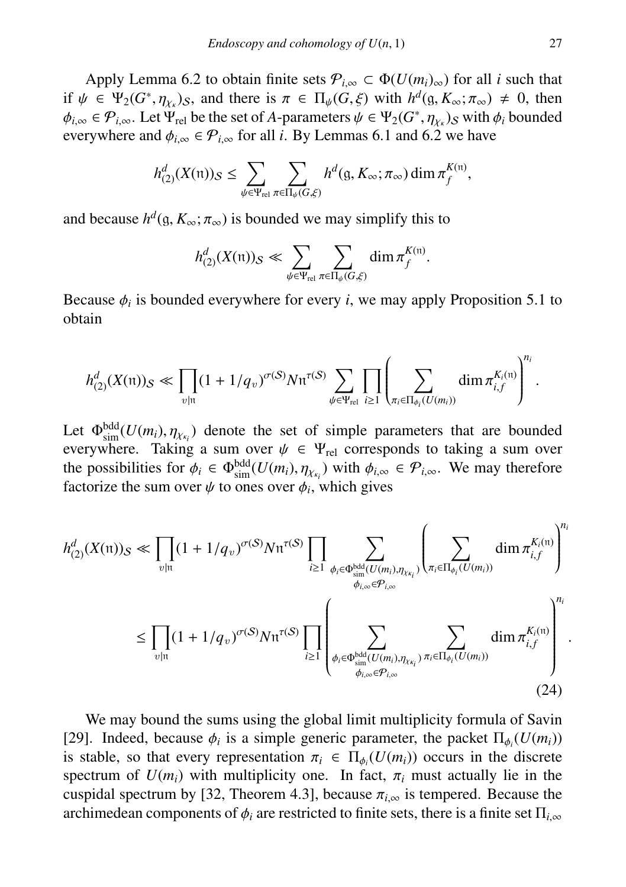Apply Lemma 6.2 to obtain finite sets $\mathcal{P}_{i,\infty} \subset \Phi(U(m_i)_\infty)$ for all $i$ such that if $\psi \in \Psi_2(G^*, \eta_{\chi_\kappa})_\mathcal{S}$, and there is $\pi \in \Pi_\psi(G,\xi)$ with $h^d(\mathfrak{g}, K_\infty; \pi_\infty) \neq 0$, then $\phi_{i,\infty} \in \mathcal{P}_{i,\infty}$. Let $\Psi_{\text{rel}}$ be the set of $A$-parameters $\psi \in \Psi_2(G^*, \eta_{\chi_\kappa})_\mathcal{S}$ with $\phi_i$ bounded everywhere and $\phi_{i,\infty} \in \mathcal{P}_{i,\infty}$ for all $i$. By Lemmas 6.1 and 6.2 we have

$$h^d_{(2)}(X(\mathfrak{n}))_\mathcal{S} \le \sum_{\psi \in \Psi_{\text{rel}}} \sum_{\pi \in \Pi_\psi(G,\xi)} h^d(\mathfrak{g}, K_\infty; \pi_\infty) \dim \pi_f^{K(\mathfrak{n})},$$

and because $h^d(\mathfrak{g}, K_\infty; \pi_\infty)$ is bounded we may simplify this to

$$h^d_{(2)}(X(\mathfrak{n}))_\mathcal{S} \ll \sum_{\psi \in \Psi_{\text{rel}}} \sum_{\pi \in \Pi_\psi(G,\xi)} \dim \pi_f^{K(\mathfrak{n})}.$$

Because $\phi_i$ is bounded everywhere for every $i$, we may apply Proposition 5.1 to obtain

$$h^d_{(2)}(X(\mathfrak{n}))_\mathcal{S} \ll \prod_{v|\mathfrak{n}} (1 + 1/q_v)^{\sigma(\mathcal{S})} N\mathfrak{n}^{\tau(\mathcal{S})} \sum_{\psi \in \Psi_{\text{rel}}} \prod_{i \ge 1} \left( \sum_{\pi_i \in \Pi_{\phi_i}(U(m_i))} \dim \pi_{i,f}^{K_i(\mathfrak{n})} \right)^{n_i}.$$

Let $\Phi^{\text{bdd}}_{\text{sim}}(U(m_i), \eta_{\chi_{\kappa_i}})$ denote the set of simple parameters that are bounded everywhere. Taking a sum over $\psi \in \Psi_{\text{rel}}$ corresponds to taking a sum over the possibilities for $\phi_i \in \Phi^{\text{bdd}}_{\text{sim}}(U(m_i), \eta_{\chi_{\kappa_i}})$ with $\phi_{i,\infty} \in \mathcal{P}_{i,\infty}$. We may therefore factorize the sum over $\psi$ to ones over $\phi_i$, which gives

$$\begin{aligned}
h^d_{(2)}(X(\mathfrak{n}))_\mathcal{S} &\ll \prod_{v|\mathfrak{n}} (1 + 1/q_v)^{\sigma(\mathcal{S})} N\mathfrak{n}^{\tau(\mathcal{S})} \prod_{i \ge 1} \sum_{\substack{\phi_i \in \Phi^{\text{bdd}}_{\text{sim}}(U(m_i), \eta_{\chi_{\kappa_i}}) \\ \phi_{i,\infty} \in \mathcal{P}_{i,\infty}}} \left( \sum_{\pi_i \in \Pi_{\phi_i}(U(m_i))} \dim \pi_{i,f}^{K_i(\mathfrak{n})} \right)^{n_i} \\
&\le \prod_{v|\mathfrak{n}} (1 + 1/q_v)^{\sigma(\mathcal{S})} N\mathfrak{n}^{\tau(\mathcal{S})} \prod_{i \ge 1} \left( \sum_{\substack{\phi_i \in \Phi^{\text{bdd}}_{\text{sim}}(U(m_i), \eta_{\chi_{\kappa_i}}) \\ \phi_{i,\infty} \in \mathcal{P}_{i,\infty}}} \sum_{\pi_i \in \Pi_{\phi_i}(U(m_i))} \dim \pi_{i,f}^{K_i(\mathfrak{n})} \right)^{n_i}.
\end{aligned} \tag{24}$$

We may bound the sums using the global limit multiplicity formula of Savin [29]. Indeed, because $\phi_i$ is a simple generic parameter, the packet $\Pi_{\phi_i}(U(m_i))$ is stable, so that every representation $\pi_i \in \Pi_{\phi_i}(U(m_i))$ occurs in the discrete spectrum of $U(m_i)$ with multiplicity one. In fact, $\pi_i$ must actually lie in the cuspidal spectrum by [32, Theorem 4.3], because $\pi_{i,\infty}$ is tempered. Because the archimedean components of $\phi_i$ are restricted to finite sets, there is a finite set $\Pi_{i,\infty}$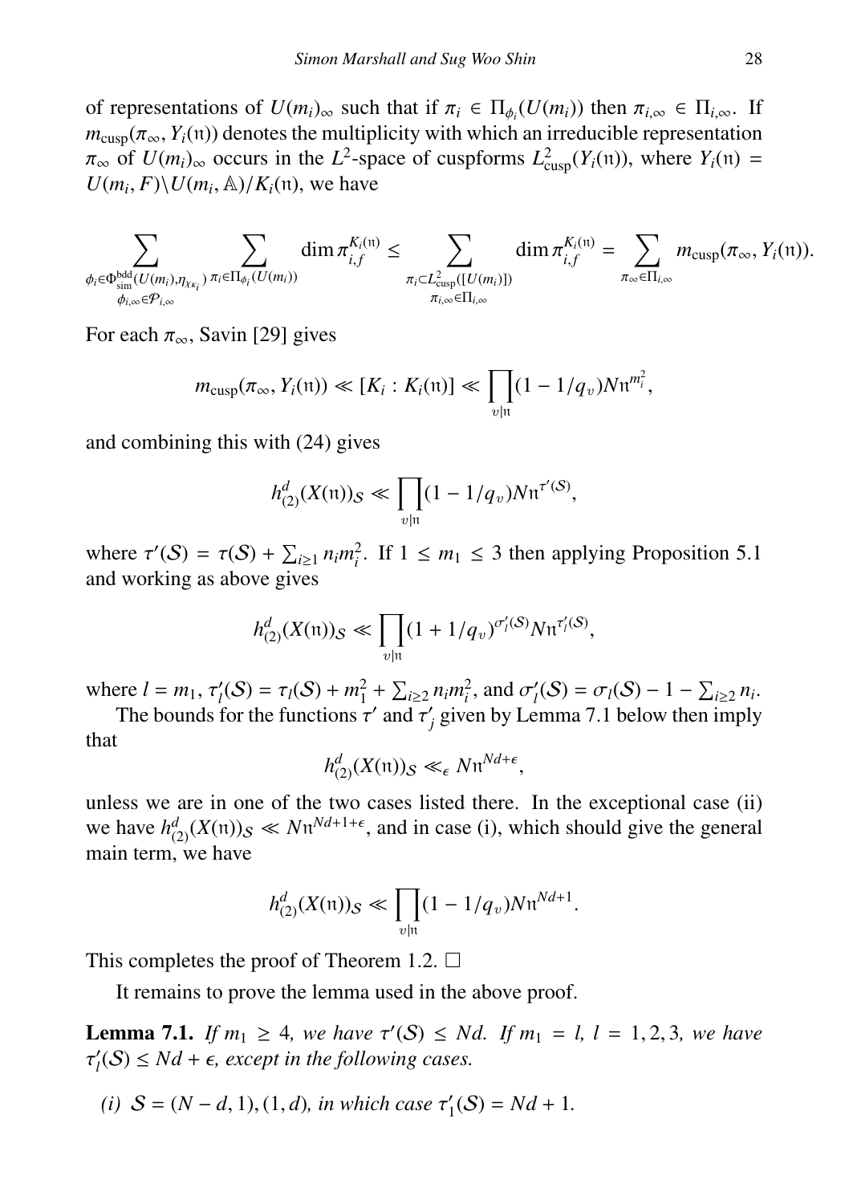of representations of $U(m_i)_\infty$ such that if $\pi_i \in \Pi_{\phi_i}(U(m_i))$ then $\pi_{i,\infty} \in \Pi_{i,\infty}$. If $m_{\text{cusp}}(\pi_\infty, Y_i(\mathfrak{n}))$ denotes the multiplicity with which an irreducible representation $\pi_\infty$ of $U(m_i)_\infty$ occurs in the $L^2$-space of cuspforms $L^2_{\text{cusp}}(Y_i(\mathfrak{n}))$, where $Y_i(\mathfrak{n}) = U(m_i, F)\backslash U(m_i, \mathbb{A})/K_i(\mathfrak{n})$, we have

$$\sum_{\substack{\phi_i \in \Phi^{\text{bdd}}_{\text{sim}}(U(m_i), \eta_{\chi_{\kappa_i}}) \\ \phi_{i,\infty} \in \mathcal{P}_{i,\infty}}} \sum_{\pi_i \in \Pi_{\phi_i}(U(m_i))} \dim \pi_{i,f}^{K_i(\mathfrak{n})} \leq \sum_{\substack{\pi_i \subset L^2_{\text{cusp}}([U(m_i)]) \\ \pi_{i,\infty} \in \Pi_{i,\infty}}} \dim \pi_{i,f}^{K_i(\mathfrak{n})} = \sum_{\pi_\infty \in \Pi_{i,\infty}} m_{\text{cusp}}(\pi_\infty, Y_i(\mathfrak{n})).$$

For each $\pi_\infty$, Savin [29] gives

$$m_{\text{cusp}}(\pi_\infty, Y_i(\mathfrak{n})) \ll [K_i : K_i(\mathfrak{n})] \ll \prod_{v|\mathfrak{n}} (1 - 1/q_v) N\mathfrak{n}^{m_i^2},$$

and combining this with (24) gives

$$h^d_{(2)}(X(\mathfrak{n}))_{\mathcal{S}} \ll \prod_{v|\mathfrak{n}} (1 - 1/q_v) N\mathfrak{n}^{\tau'(\mathcal{S})},$$

where $\tau'(\mathcal{S}) = \tau(\mathcal{S}) + \sum_{i \geq 1} n_i m_i^2$. If $1 \leq m_1 \leq 3$ then applying Proposition 5.1 and working as above gives

$$h^d_{(2)}(X(\mathfrak{n}))_{\mathcal{S}} \ll \prod_{v|\mathfrak{n}} (1 + 1/q_v)^{\sigma_l'(\mathcal{S})} N\mathfrak{n}^{\tau_l'(\mathcal{S})},$$

where $l = m_1$, $\tau_l'(\mathcal{S}) = \tau_l(\mathcal{S}) + m_1^2 + \sum_{i \geq 2} n_i m_i^2$, and $\sigma_l'(\mathcal{S}) = \sigma_l(\mathcal{S}) - 1 - \sum_{i \geq 2} n_i$.

The bounds for the functions $\tau'$ and $\tau_j'$ given by Lemma 7.1 below then imply that

$$h^d_{(2)}(X(\mathfrak{n}))_{\mathcal{S}} \ll_\epsilon N\mathfrak{n}^{Nd+\epsilon},$$

unless we are in one of the two cases listed there. In the exceptional case (ii) we have $h^d_{(2)}(X(\mathfrak{n}))_{\mathcal{S}} \ll N\mathfrak{n}^{Nd+1+\epsilon}$, and in case (i), which should give the general main term, we have

$$h^d_{(2)}(X(\mathfrak{n}))_{\mathcal{S}} \ll \prod_{v|\mathfrak{n}} (1 - 1/q_v) N\mathfrak{n}^{Nd+1}.$$

This completes the proof of Theorem 1.2. $\square$

It remains to prove the lemma used in the above proof.

**Lemma 7.1.** *If $m_1 \geq 4$, we have $\tau'(\mathcal{S}) \leq Nd$. If $m_1 = l$, $l = 1, 2, 3$, we have $\tau_l'(\mathcal{S}) \leq Nd + \epsilon$, except in the following cases.*

*(i) $\mathcal{S} = (N - d, 1), (1, d)$, in which case $\tau_1'(\mathcal{S}) = Nd + 1$.*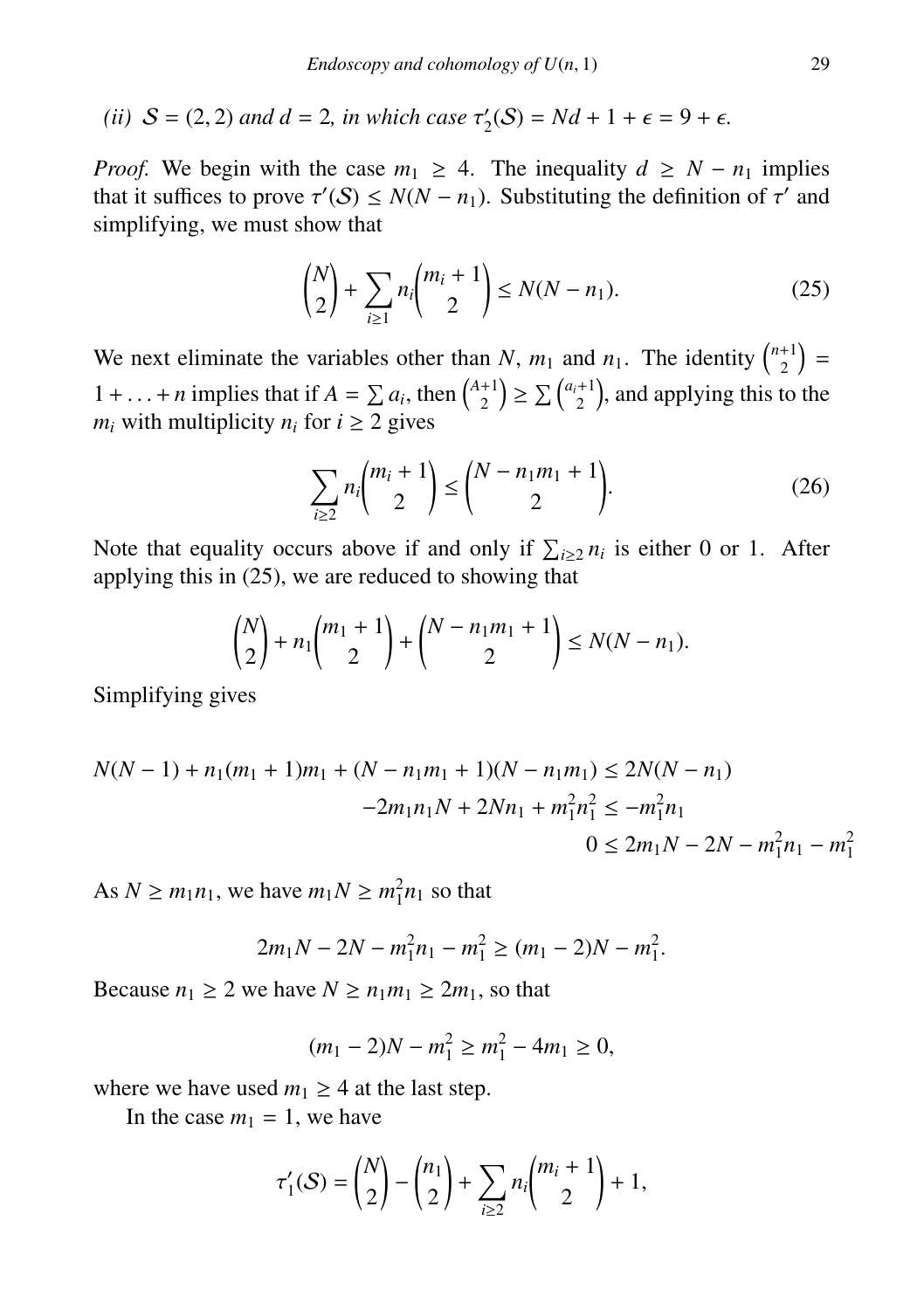*(ii)* $\mathcal{S} = (2,2)$ *and* $d = 2$*, in which case* $\tau_2'(\mathcal{S}) = Nd + 1 + \epsilon = 9 + \epsilon$*.*

*Proof.* We begin with the case $m_1 \geq 4$. The inequality $d \geq N - n_1$ implies that it suffices to prove $\tau'(\mathcal{S}) \leq N(N - n_1)$. Substituting the definition of $\tau'$ and simplifying, we must show that

$$\binom{N}{2} + \sum_{i \geq 1} n_i \binom{m_i + 1}{2} \leq N(N - n_1). \tag{25}$$

We next eliminate the variables other than $N$, $m_1$ and $n_1$. The identity $\binom{n+1}{2} = 1 + \ldots + n$ implies that if $A = \sum a_i$, then $\binom{A+1}{2} \geq \sum \binom{a_i+1}{2}$, and applying this to the $m_i$ with multiplicity $n_i$ for $i \geq 2$ gives

$$\sum_{i \geq 2} n_i \binom{m_i + 1}{2} \leq \binom{N - n_1 m_1 + 1}{2}. \tag{26}$$

Note that equality occurs above if and only if $\sum_{i \geq 2} n_i$ is either 0 or 1. After applying this in (25), we are reduced to showing that

$$\binom{N}{2} + n_1 \binom{m_1 + 1}{2} + \binom{N - n_1 m_1 + 1}{2} \leq N(N - n_1).$$

Simplifying gives

$$\begin{aligned}
N(N-1) + n_1(m_1+1)m_1 + (N - n_1 m_1 + 1)(N - n_1 m_1) &\leq 2N(N - n_1) \\
-2m_1 n_1 N + 2N n_1 + m_1^2 n_1^2 &\leq -m_1^2 n_1 \\
0 &\leq 2m_1 N - 2N - m_1^2 n_1 - m_1^2
\end{aligned}$$

As $N \geq m_1 n_1$, we have $m_1 N \geq m_1^2 n_1$ so that

$$2m_1 N - 2N - m_1^2 n_1 - m_1^2 \geq (m_1 - 2)N - m_1^2.$$

Because $n_1 \geq 2$ we have $N \geq n_1 m_1 \geq 2m_1$, so that

$$(m_1 - 2)N - m_1^2 \geq m_1^2 - 4m_1 \geq 0,$$

where we have used $m_1 \geq 4$ at the last step.

In the case $m_1 = 1$, we have

$$\tau_1'(\mathcal{S}) = \binom{N}{2} - \binom{n_1}{2} + \sum_{i \geq 2} n_i \binom{m_i + 1}{2} + 1,$$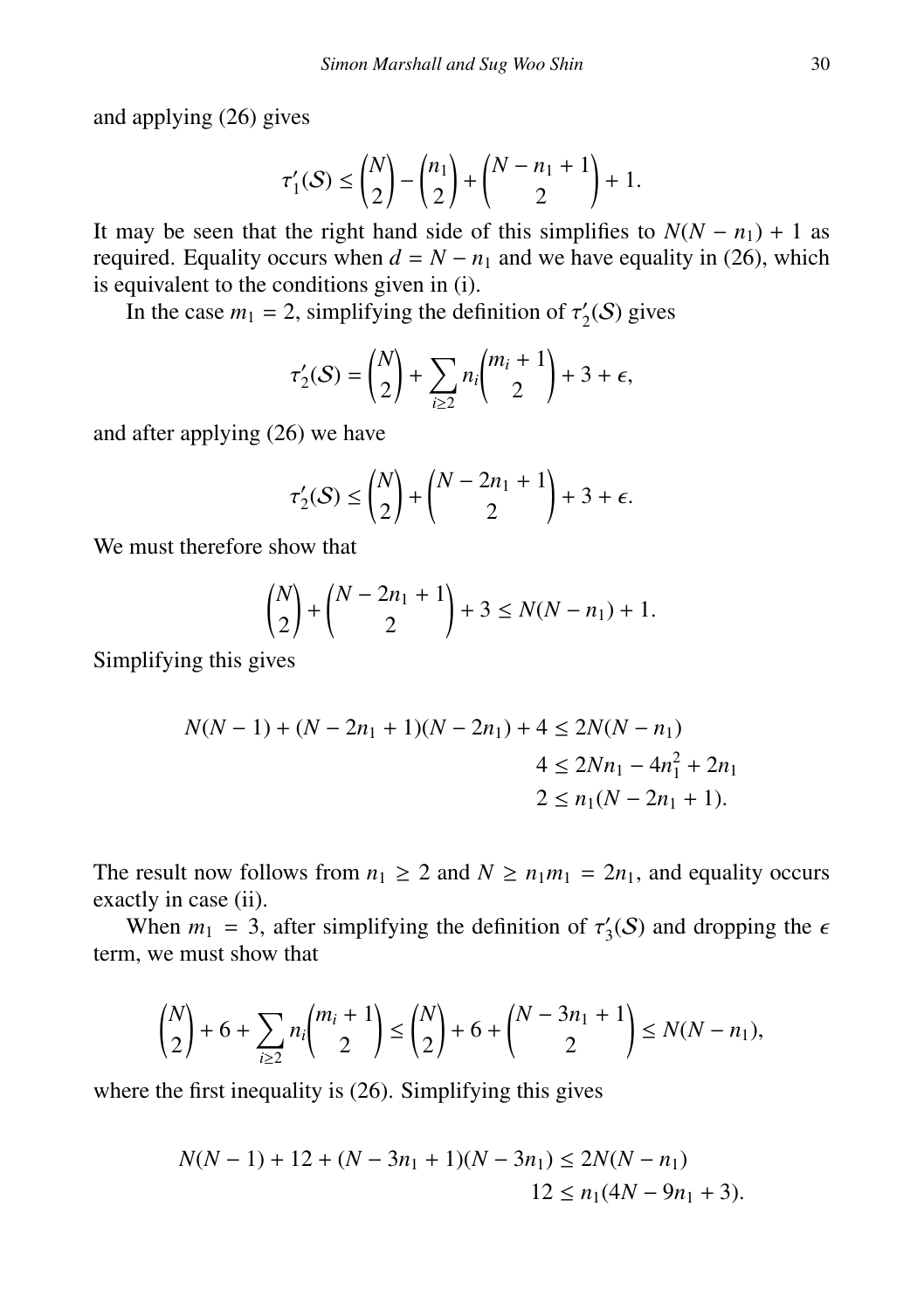and applying (26) gives

$$\tau_1'(\mathcal{S}) \leq \binom{N}{2} - \binom{n_1}{2} + \binom{N - n_1 + 1}{2} + 1.$$

It may be seen that the right hand side of this simplifies to $N(N - n_1) + 1$ as required. Equality occurs when $d = N - n_1$ and we have equality in (26), which is equivalent to the conditions given in (i).

In the case $m_1 = 2$, simplifying the definition of $\tau_2'(\mathcal{S})$ gives

$$\tau_2'(\mathcal{S}) = \binom{N}{2} + \sum_{i \geq 2} n_i \binom{m_i + 1}{2} + 3 + \epsilon,$$

and after applying (26) we have

$$\tau_2'(\mathcal{S}) \leq \binom{N}{2} + \binom{N - 2n_1 + 1}{2} + 3 + \epsilon.$$

We must therefore show that

$$\binom{N}{2} + \binom{N - 2n_1 + 1}{2} + 3 \leq N(N - n_1) + 1.$$

Simplifying this gives

$$\begin{aligned}
N(N-1) + (N - 2n_1 + 1)(N - 2n_1) + 4 &\leq 2N(N - n_1) \\
4 &\leq 2Nn_1 - 4n_1^2 + 2n_1 \\
2 &\leq n_1(N - 2n_1 + 1).
\end{aligned}$$

The result now follows from $n_1 \geq 2$ and $N \geq n_1 m_1 = 2n_1$, and equality occurs exactly in case (ii).

When $m_1 = 3$, after simplifying the definition of $\tau_3'(\mathcal{S})$ and dropping the $\epsilon$ term, we must show that

$$\binom{N}{2} + 6 + \sum_{i \geq 2} n_i \binom{m_i + 1}{2} \leq \binom{N}{2} + 6 + \binom{N - 3n_1 + 1}{2} \leq N(N - n_1),$$

where the first inequality is (26). Simplifying this gives

$$\begin{aligned}
N(N-1) + 12 + (N - 3n_1 + 1)(N - 3n_1) &\leq 2N(N - n_1) \\
12 &\leq n_1(4N - 9n_1 + 3).
\end{aligned}$$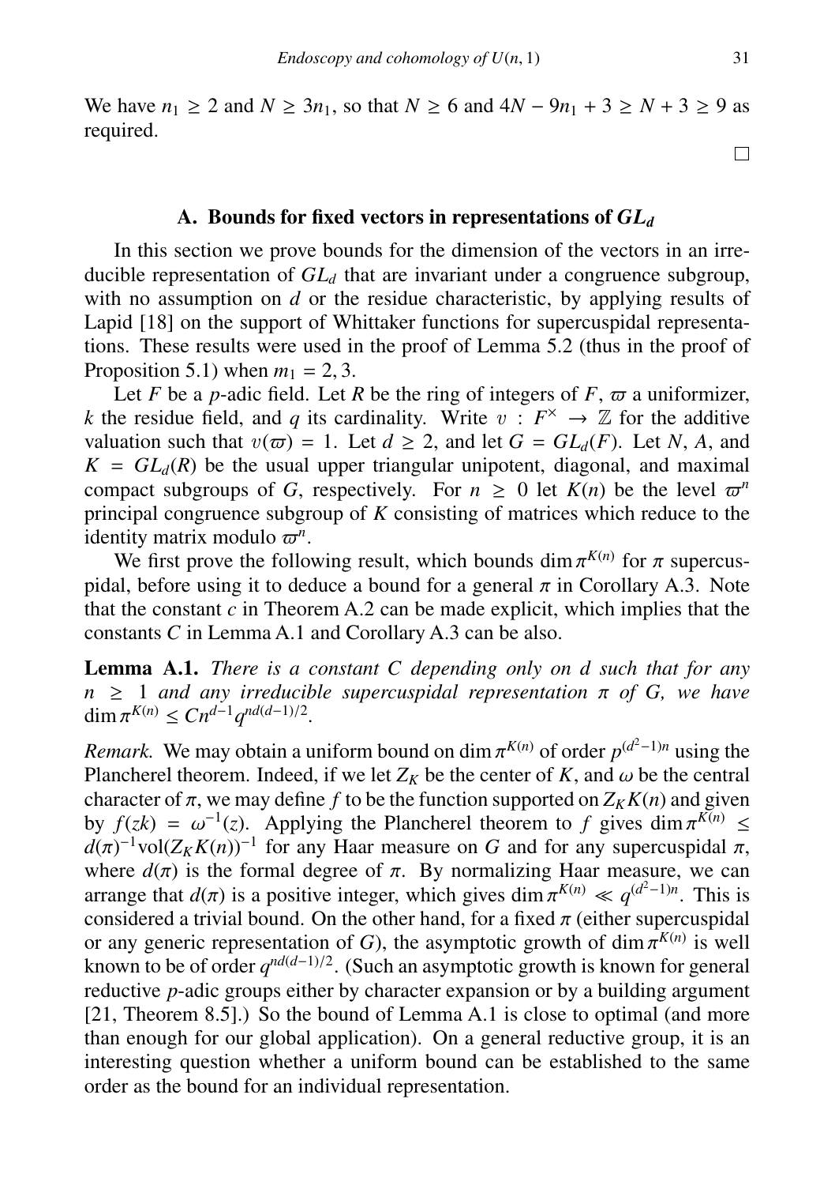We have $n_1 \geq 2$ and $N \geq 3n_1$, so that $N \geq 6$ and $4N - 9n_1 + 3 \geq N + 3 \geq 9$ as required.

□

## A. Bounds for fixed vectors in representations of $GL_d$

In this section we prove bounds for the dimension of the vectors in an irreducible representation of $GL_d$ that are invariant under a congruence subgroup, with no assumption on $d$ or the residue characteristic, by applying results of Lapid [18] on the support of Whittaker functions for supercuspidal representations. These results were used in the proof of Lemma 5.2 (thus in the proof of Proposition 5.1) when $m_1 = 2, 3$.

Let $F$ be a $p$-adic field. Let $R$ be the ring of integers of $F$, $\varpi$ a uniformizer, $k$ the residue field, and $q$ its cardinality. Write $v : F^\times \to \mathbb{Z}$ for the additive valuation such that $v(\varpi) = 1$. Let $d \geq 2$, and let $G = GL_d(F)$. Let $N$, $A$, and $K = GL_d(R)$ be the usual upper triangular unipotent, diagonal, and maximal compact subgroups of $G$, respectively. For $n \geq 0$ let $K(n)$ be the level $\varpi^n$ principal congruence subgroup of $K$ consisting of matrices which reduce to the identity matrix modulo $\varpi^n$.

We first prove the following result, which bounds $\dim \pi^{K(n)}$ for $\pi$ supercuspidal, before using it to deduce a bound for a general $\pi$ in Corollary A.3. Note that the constant $c$ in Theorem A.2 can be made explicit, which implies that the constants $C$ in Lemma A.1 and Corollary A.3 can be also.

**Lemma A.1.** *There is a constant $C$ depending only on $d$ such that for any $n \geq 1$ and any irreducible supercuspidal representation $\pi$ of $G$, we have $\dim \pi^{K(n)} \leq C n^{d-1} q^{nd(d-1)/2}$.*

*Remark.* We may obtain a uniform bound on $\dim \pi^{K(n)}$ of order $p^{(d^2-1)n}$ using the Plancherel theorem. Indeed, if we let $Z_K$ be the center of $K$, and $\omega$ be the central character of $\pi$, we may define $f$ to be the function supported on $Z_K K(n)$ and given by $f(zk) = \omega^{-1}(z)$. Applying the Plancherel theorem to $f$ gives $\dim \pi^{K(n)} \leq d(\pi)^{-1} \mathrm{vol}(Z_K K(n))^{-1}$ for any Haar measure on $G$ and for any supercuspidal $\pi$, where $d(\pi)$ is the formal degree of $\pi$. By normalizing Haar measure, we can arrange that $d(\pi)$ is a positive integer, which gives $\dim \pi^{K(n)} \ll q^{(d^2-1)n}$. This is considered a trivial bound. On the other hand, for a fixed $\pi$ (either supercuspidal or any generic representation of $G$), the asymptotic growth of $\dim \pi^{K(n)}$ is well known to be of order $q^{nd(d-1)/2}$. (Such an asymptotic growth is known for general reductive $p$-adic groups either by character expansion or by a building argument [21, Theorem 8.5].) So the bound of Lemma A.1 is close to optimal (and more than enough for our global application). On a general reductive group, it is an interesting question whether a uniform bound can be established to the same order as the bound for an individual representation.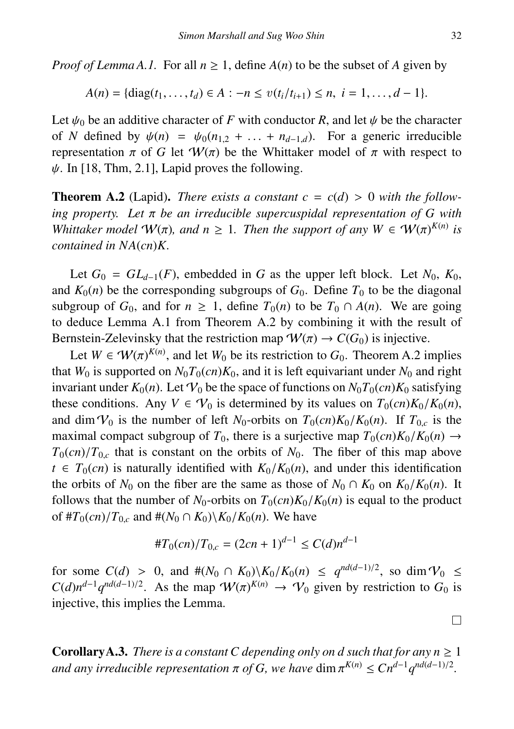*Proof of Lemma A.1.* For all $n \geq 1$, define $A(n)$ to be the subset of $A$ given by

$$A(n) = \{\mathrm{diag}(t_1, \ldots, t_d) \in A : -n \leq v(t_i/t_{i+1}) \leq n,\ i = 1, \ldots, d-1\}.$$

Let $\psi_0$ be an additive character of $F$ with conductor $R$, and let $\psi$ be the character of $N$ defined by $\psi(n) = \psi_0(n_{1,2} + \ldots + n_{d-1,d})$. For a generic irreducible representation $\pi$ of $G$ let $\mathcal{W}(\pi)$ be the Whittaker model of $\pi$ with respect to $\psi$. In [18, Thm, 2.1], Lapid proves the following.

**Theorem A.2** (Lapid)**.** *There exists a constant $c = c(d) > 0$ with the following property. Let $\pi$ be an irreducible supercuspidal representation of $G$ with Whittaker model $\mathcal{W}(\pi)$, and $n \geq 1$. Then the support of any $W \in \mathcal{W}(\pi)^{K(n)}$ is contained in $NA(cn)K$.*

Let $G_0 = GL_{d-1}(F)$, embedded in $G$ as the upper left block. Let $N_0$, $K_0$, and $K_0(n)$ be the corresponding subgroups of $G_0$. Define $T_0$ to be the diagonal subgroup of $G_0$, and for $n \geq 1$, define $T_0(n)$ to be $T_0 \cap A(n)$. We are going to deduce Lemma A.1 from Theorem A.2 by combining it with the result of Bernstein-Zelevinsky that the restriction map $\mathcal{W}(\pi) \to C(G_0)$ is injective.

Let $W \in \mathcal{W}(\pi)^{K(n)}$, and let $W_0$ be its restriction to $G_0$. Theorem A.2 implies that $W_0$ is supported on $N_0 T_0(cn) K_0$, and it is left equivariant under $N_0$ and right invariant under $K_0(n)$. Let $\mathcal{V}_0$ be the space of functions on $N_0 T_0(cn) K_0$ satisfying these conditions. Any $V \in \mathcal{V}_0$ is determined by its values on $T_0(cn)K_0/K_0(n)$, and $\dim \mathcal{V}_0$ is the number of left $N_0$-orbits on $T_0(cn)K_0/K_0(n)$. If $T_{0,c}$ is the maximal compact subgroup of $T_0$, there is a surjective map $T_0(cn)K_0/K_0(n) \to T_0(cn)/T_{0,c}$ that is constant on the orbits of $N_0$. The fiber of this map above $t \in T_0(cn)$ is naturally identified with $K_0/K_0(n)$, and under this identification the orbits of $N_0$ on the fiber are the same as those of $N_0 \cap K_0$ on $K_0/K_0(n)$. It follows that the number of $N_0$-orbits on $T_0(cn)K_0/K_0(n)$ is equal to the product of $\# T_0(cn)/T_{0,c}$ and $\#(N_0 \cap K_0)\backslash K_0/K_0(n)$. We have

$$\# T_0(cn)/T_{0,c} = (2cn+1)^{d-1} \leq C(d) n^{d-1}$$

for some $C(d) > 0$, and $\#(N_0 \cap K_0)\backslash K_0/K_0(n) \leq q^{nd(d-1)/2}$, so $\dim \mathcal{V}_0 \leq C(d) n^{d-1} q^{nd(d-1)/2}$. As the map $\mathcal{W}(\pi)^{K(n)} \to \mathcal{V}_0$ given by restriction to $G_0$ is injective, this implies the Lemma.

□

**Corollary A.3.** *There is a constant $C$ depending only on $d$ such that for any $n \geq 1$ and any irreducible representation $\pi$ of $G$, we have $\dim \pi^{K(n)} \leq C n^{d-1} q^{nd(d-1)/2}$.*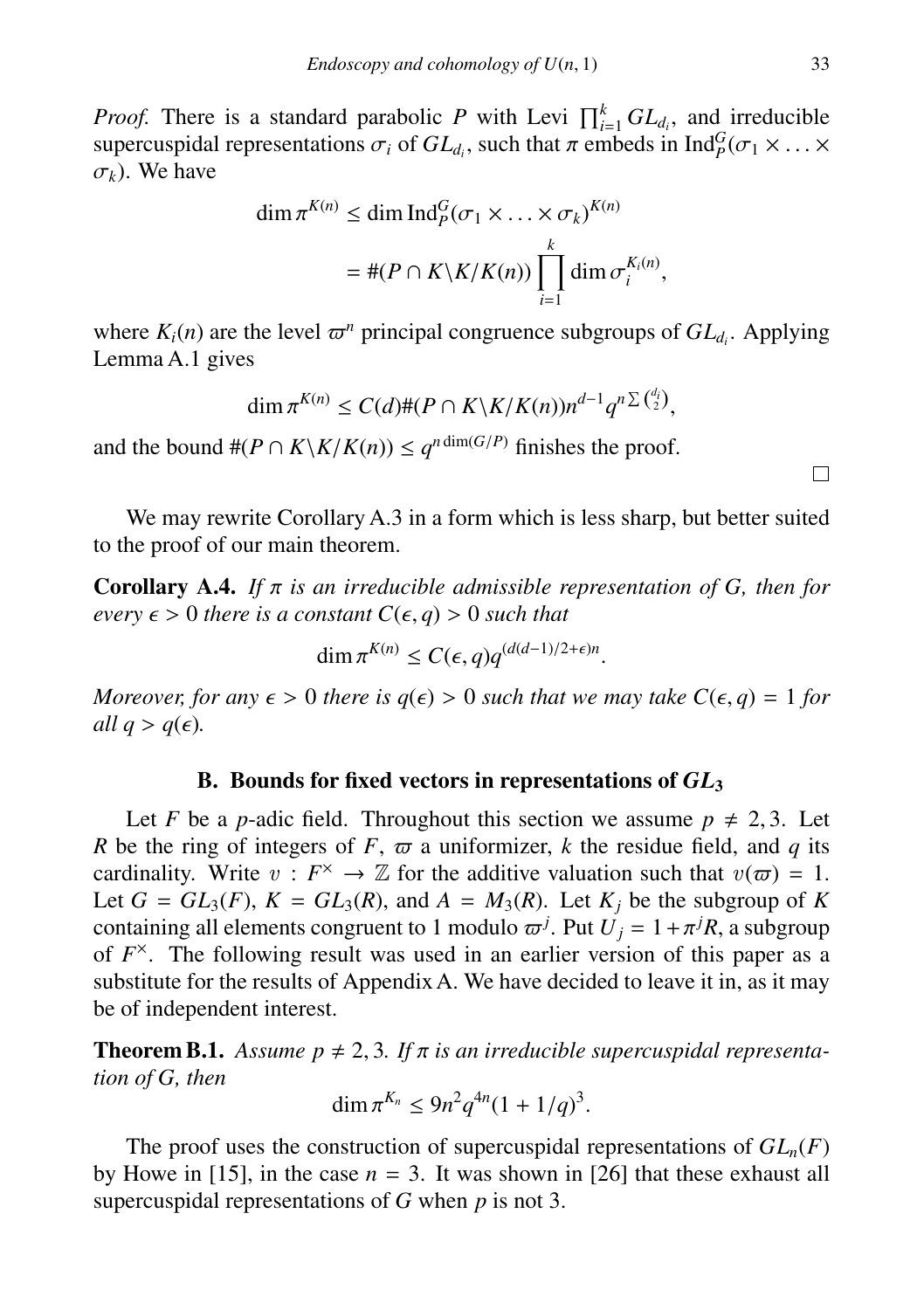*Proof.* There is a standard parabolic $P$ with Levi $\prod_{i=1}^k GL_{d_i}$, and irreducible supercuspidal representations $\sigma_i$ of $GL_{d_i}$, such that $\pi$ embeds in $\mathrm{Ind}_P^G(\sigma_1 \times \ldots \times \sigma_k)$. We have

$$\begin{aligned}
\dim \pi^{K(n)} &\leq \dim \mathrm{Ind}_P^G(\sigma_1 \times \ldots \times \sigma_k)^{K(n)} \\
&= \#(P \cap K \backslash K / K(n)) \prod_{i=1}^k \dim \sigma_i^{K_i(n)},
\end{aligned}$$

where $K_i(n)$ are the level $\varpi^n$ principal congruence subgroups of $GL_{d_i}$. Applying Lemma A.1 gives

$$\dim \pi^{K(n)} \leq C(d) \#(P \cap K \backslash K / K(n)) n^{d-1} q^{n \sum \binom{d_i}{2}},$$

and the bound $\#(P \cap K \backslash K / K(n)) \leq q^{n \dim(G/P)}$ finishes the proof.

□

We may rewrite Corollary A.3 in a form which is less sharp, but better suited to the proof of our main theorem.

**Corollary A.4.** *If $\pi$ is an irreducible admissible representation of $G$, then for every $\epsilon > 0$ there is a constant $C(\epsilon, q) > 0$ such that*

$$\dim \pi^{K(n)} \leq C(\epsilon, q) q^{(d(d-1)/2+\epsilon)n}.$$

*Moreover, for any $\epsilon > 0$ there is $q(\epsilon) > 0$ such that we may take $C(\epsilon, q) = 1$ for all $q > q(\epsilon)$.*

## B. Bounds for fixed vectors in representations of $GL_3$

Let $F$ be a $p$-adic field. Throughout this section we assume $p \neq 2, 3$. Let $R$ be the ring of integers of $F$, $\varpi$ a uniformizer, $k$ the residue field, and $q$ its cardinality. Write $v : F^\times \to \mathbb{Z}$ for the additive valuation such that $v(\varpi) = 1$. Let $G = GL_3(F)$, $K = GL_3(R)$, and $A = M_3(R)$. Let $K_j$ be the subgroup of $K$ containing all elements congruent to 1 modulo $\varpi^j$. Put $U_j = 1 + \pi^j R$, a subgroup of $F^\times$. The following result was used in an earlier version of this paper as a substitute for the results of Appendix A. We have decided to leave it in, as it may be of independent interest.

**Theorem B.1.** *Assume $p \neq 2, 3$. If $\pi$ is an irreducible supercuspidal representation of $G$, then*

$$\dim \pi^{K_n} \leq 9n^2 q^{4n}(1 + 1/q)^3.$$

The proof uses the construction of supercuspidal representations of $GL_n(F)$ by Howe in [15], in the case $n = 3$. It was shown in [26] that these exhaust all supercuspidal representations of $G$ when $p$ is not 3.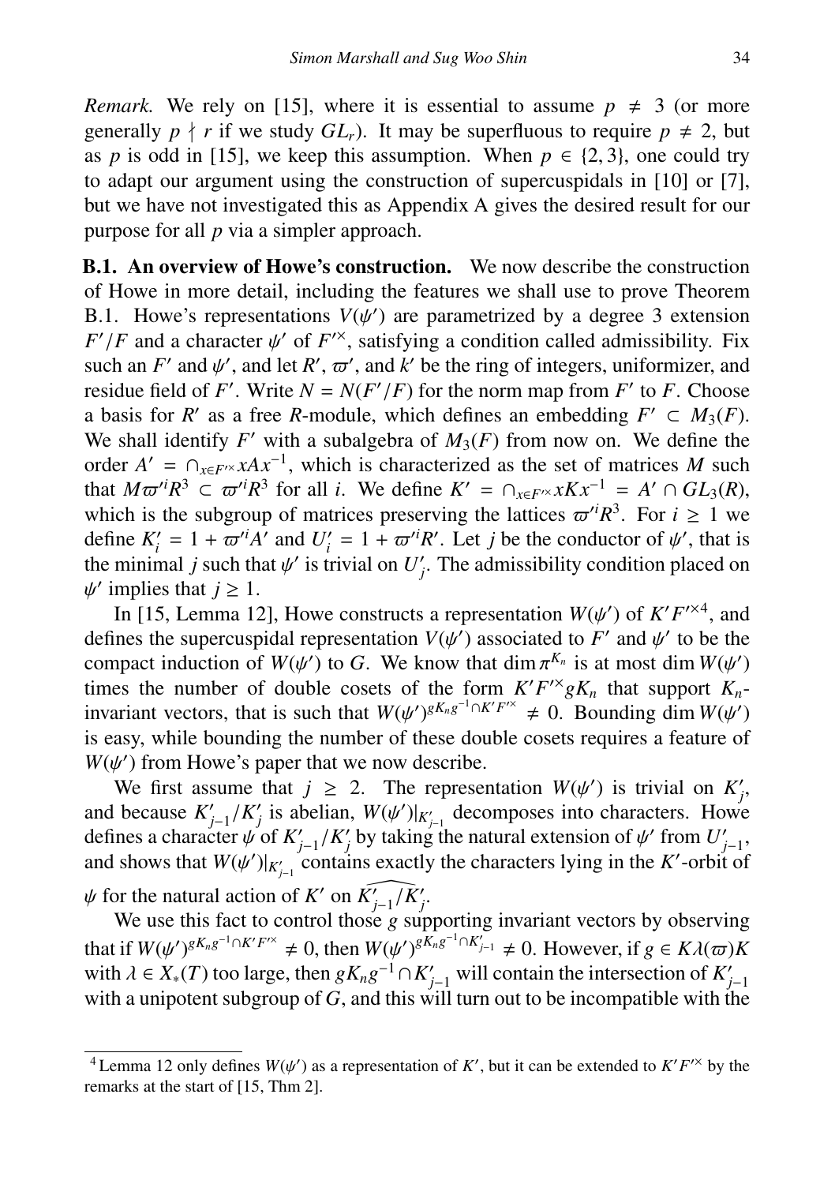*Remark.* We rely on [15], where it is essential to assume $p \neq 3$ (or more generally $p \nmid r$ if we study $GL_r$). It may be superfluous to require $p \neq 2$, but as $p$ is odd in [15], we keep this assumption. When $p \in \{2, 3\}$, one could try to adapt our argument using the construction of supercuspidals in [10] or [7], but we have not investigated this as Appendix A gives the desired result for our purpose for all $p$ via a simpler approach.

**B.1. An overview of Howe's construction.** We now describe the construction of Howe in more detail, including the features we shall use to prove Theorem B.1. Howe's representations $V(\psi')$ are parametrized by a degree 3 extension $F'/F$ and a character $\psi'$ of $F'^{\times}$, satisfying a condition called admissibility. Fix such an $F'$ and $\psi'$, and let $R'$, $\varpi'$, and $k'$ be the ring of integers, uniformizer, and residue field of $F'$. Write $N = N(F'/F)$ for the norm map from $F'$ to $F$. Choose a basis for $R'$ as a free $R$-module, which defines an embedding $F' \subset M_3(F)$. We shall identify $F'$ with a subalgebra of $M_3(F)$ from now on. We define the order $A' = \cap_{x \in F'^{\times}} xAx^{-1}$, which is characterized as the set of matrices $M$ such that $M\varpi'^i R^3 \subset \varpi'^i R^3$ for all $i$. We define $K' = \cap_{x \in F'^{\times}} xKx^{-1} = A' \cap GL_3(R)$, which is the subgroup of matrices preserving the lattices $\varpi'^i R^3$. For $i \geq 1$ we define $K'_i = 1 + \varpi'^i A'$ and $U'_i = 1 + \varpi'^i R'$. Let $j$ be the conductor of $\psi'$, that is the minimal $j$ such that $\psi'$ is trivial on $U'_j$. The admissibility condition placed on $\psi'$ implies that $j \geq 1$.

In [15, Lemma 12], Howe constructs a representation $W(\psi')$ of $K'F'^{\times}$[4], and defines the supercuspidal representation $V(\psi')$ associated to $F'$ and $\psi'$ to be the compact induction of $W(\psi')$ to $G$. We know that $\dim \pi^{K_n}$ is at most $\dim W(\psi')$ times the number of double cosets of the form $K'F'^{\times} g K_n$ that support $K_n$-invariant vectors, that is such that $W(\psi')^{gK_n g^{-1} \cap K'F'^{\times}} \neq 0$. Bounding $\dim W(\psi')$ is easy, while bounding the number of these double cosets requires a feature of $W(\psi')$ from Howe's paper that we now describe.

We first assume that $j \geq 2$. The representation $W(\psi')$ is trivial on $K'_j$, and because $K'_{j-1}/K'_j$ is abelian, $W(\psi')|_{K'_{j-1}}$ decomposes into characters. Howe defines a character $\psi$ of $K'_{j-1}/K'_j$ by taking the natural extension of $\psi'$ from $U'_{j-1}$, and shows that $W(\psi')|_{K'_{j-1}}$ contains exactly the characters lying in the $K'$-orbit of $\psi$ for the natural action of $K'$ on $\widehat{K'_{j-1}/K'_j}$.

We use this fact to control those $g$ supporting invariant vectors by observing that if $W(\psi')^{gK_n g^{-1} \cap K'F'^{\times}} \neq 0$, then $W(\psi')^{gK_n g^{-1} \cap K'_{j-1}} \neq 0$. However, if $g \in K\lambda(\varpi)K$ with $\lambda \in X_*(T)$ too large, then $gK_n g^{-1} \cap K'_{j-1}$ will contain the intersection of $K'_{j-1}$ with a unipotent subgroup of $G$, and this will turn out to be incompatible with the

---

[4] Lemma 12 only defines $W(\psi')$ as a representation of $K'$, but it can be extended to $K'F'^{\times}$ by the remarks at the start of [15, Thm 2].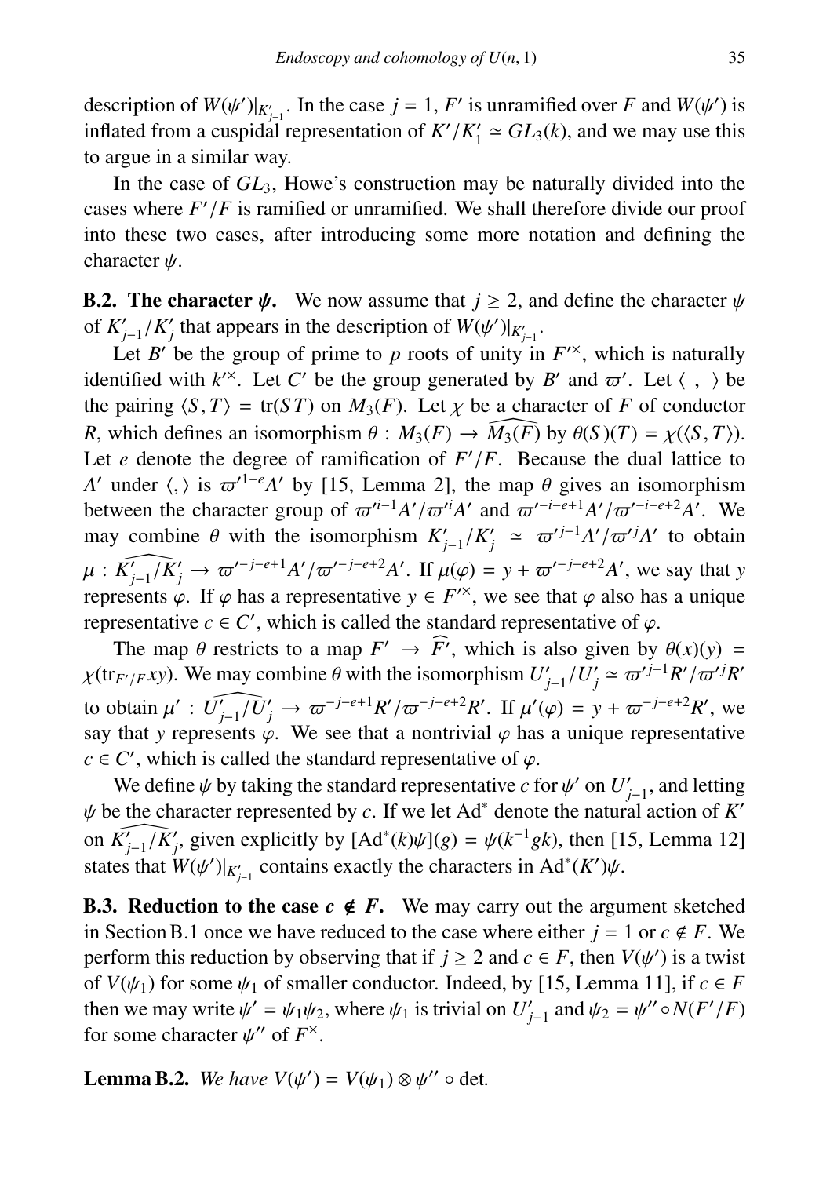description of $W(\psi')|_{K'_{j-1}}$. In the case $j = 1$, $F'$ is unramified over $F$ and $W(\psi')$ is inflated from a cuspidal representation of $K'/K'_1 \simeq GL_3(k)$, and we may use this to argue in a similar way.

In the case of $GL_3$, Howe's construction may be naturally divided into the cases where $F'/F$ is ramified or unramified. We shall therefore divide our proof into these two cases, after introducing some more notation and defining the character $\psi$.

**B.2. The character $\psi$.** We now assume that $j \geq 2$, and define the character $\psi$ of $K'_{j-1}/K'_j$ that appears in the description of $W(\psi')|_{K'_{j-1}}$.

Let $B'$ be the group of prime to $p$ roots of unity in $F'^{\times}$, which is naturally identified with $k'^{\times}$. Let $C'$ be the group generated by $B'$ and $\varpi'$. Let $\langle\ ,\ \rangle$ be the pairing $\langle S, T\rangle = \mathrm{tr}(ST)$ on $M_3(F)$. Let $\chi$ be a character of $F$ of conductor $R$, which defines an isomorphism $\theta : M_3(F) \to \widehat{M_3(F)}$ by $\theta(S)(T) = \chi(\langle S, T\rangle)$. Let $e$ denote the degree of ramification of $F'/F$. Because the dual lattice to $A'$ under $\langle , \rangle$ is $\varpi'^{1-e}A'$ by [15, Lemma 2], the map $\theta$ gives an isomorphism between the character group of $\varpi'^{i-1}A'/\varpi'^{i}A'$ and $\varpi'^{-i-e+1}A'/\varpi'^{-i-e+2}A'$. We may combine $\theta$ with the isomorphism $K'_{j-1}/K'_j \simeq \varpi'^{j-1}A'/\varpi'^{j}A'$ to obtain $\mu : \widehat{K'_{j-1}/K'_j} \to \varpi'^{-j-e+1}A'/\varpi'^{-j-e+2}A'$. If $\mu(\varphi) = y + \varpi'^{-j-e+2}A'$, we say that $y$ represents $\varphi$. If $\varphi$ has a representative $y \in F'^{\times}$, we see that $\varphi$ also has a unique representative $c \in C'$, which is called the standard representative of $\varphi$.

The map $\theta$ restricts to a map $F' \to \widehat{F'}$, which is also given by $\theta(x)(y) = \chi(\mathrm{tr}_{F'/F}xy)$. We may combine $\theta$ with the isomorphism $U'_{j-1}/U'_j \simeq \varpi'^{j-1}R'/\varpi'^{j}R'$ to obtain $\mu' : \widehat{U'_{j-1}/U'_j} \to \varpi^{-j-e+1}R'/\varpi^{-j-e+2}R'$. If $\mu'(\varphi) = y + \varpi^{-j-e+2}R'$, we say that $y$ represents $\varphi$. We see that a nontrivial $\varphi$ has a unique representative $c \in C'$, which is called the standard representative of $\varphi$.

We define $\psi$ by taking the standard representative $c$ for $\psi'$ on $U'_{j-1}$, and letting $\psi$ be the character represented by $c$. If we let $\mathrm{Ad}^*$ denote the natural action of $K'$ on $\widehat{K'_{j-1}/K'_j}$, given explicitly by $[\mathrm{Ad}^*(k)\psi](g) = \psi(k^{-1}gk)$, then [15, Lemma 12] states that $W(\psi')|_{K'_{j-1}}$ contains exactly the characters in $\mathrm{Ad}^*(K')\psi$.

**B.3. Reduction to the case $c \notin F$.** We may carry out the argument sketched in Section B.1 once we have reduced to the case where either $j = 1$ or $c \notin F$. We perform this reduction by observing that if $j \geq 2$ and $c \in F$, then $V(\psi')$ is a twist of $V(\psi_1)$ for some $\psi_1$ of smaller conductor. Indeed, by [15, Lemma 11], if $c \in F$ then we may write $\psi' = \psi_1\psi_2$, where $\psi_1$ is trivial on $U'_{j-1}$ and $\psi_2 = \psi'' \circ N(F'/F)$ for some character $\psi''$ of $F^{\times}$.

**Lemma B.2.** *We have* $V(\psi') = V(\psi_1) \otimes \psi'' \circ \det$.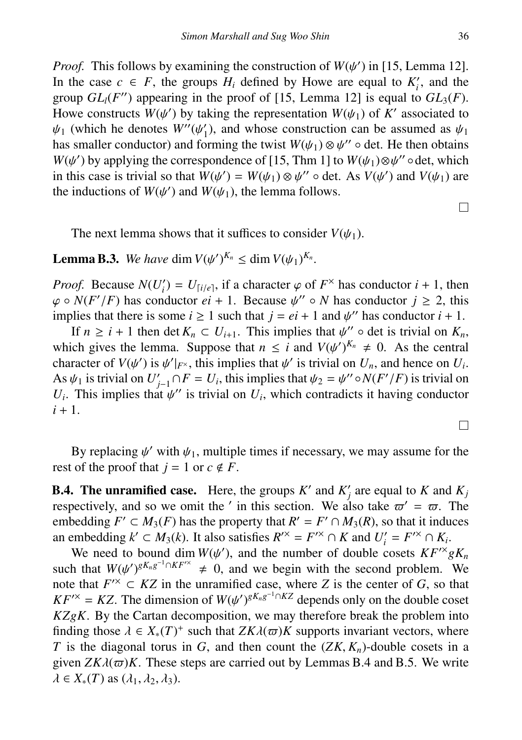*Proof.* This follows by examining the construction of $W(\psi')$ in [15, Lemma 12]. In the case $c \in F$, the groups $H_i$ defined by Howe are equal to $K_i'$, and the group $GL_l(F'')$ appearing in the proof of [15, Lemma 12] is equal to $GL_3(F)$. Howe constructs $W(\psi')$ by taking the representation $W(\psi_1)$ of $K'$ associated to $\psi_1$ (which he denotes $W''(\psi_1')$, and whose construction can be assumed as $\psi_1$ has smaller conductor) and forming the twist $W(\psi_1) \otimes \psi'' \circ \det$. He then obtains $W(\psi')$ by applying the correspondence of [15, Thm 1] to $W(\psi_1) \otimes \psi'' \circ \det$, which in this case is trivial so that $W(\psi') = W(\psi_1) \otimes \psi'' \circ \det$. As $V(\psi')$ and $V(\psi_1)$ are the inductions of $W(\psi')$ and $W(\psi_1)$, the lemma follows. □

The next lemma shows that it suffices to consider $V(\psi_1)$.

**Lemma B.3.** *We have* $\dim V(\psi')^{K_n} \leq \dim V(\psi_1)^{K_n}$.

*Proof.* Because $N(U_i') = U_{\lceil i/e \rceil}$, if a character $\varphi$ of $F^\times$ has conductor $i+1$, then $\varphi \circ N(F'/F)$ has conductor $ei+1$. Because $\psi'' \circ N$ has conductor $j \geq 2$, this implies that there is some $i \geq 1$ such that $j = ei + 1$ and $\psi''$ has conductor $i+1$.

If $n \geq i+1$ then $\det K_n \subset U_{i+1}$. This implies that $\psi'' \circ \det$ is trivial on $K_n$, which gives the lemma. Suppose that $n \leq i$ and $V(\psi')^{K_n} \neq 0$. As the central character of $V(\psi')$ is $\psi'|_{F^\times}$, this implies that $\psi'$ is trivial on $U_n$, and hence on $U_i$. As $\psi_1$ is trivial on $U_{j-1}' \cap F = U_i$, this implies that $\psi_2 = \psi'' \circ N(F'/F)$ is trivial on $U_i$. This implies that $\psi''$ is trivial on $U_i$, which contradicts it having conductor $i+1$. □

By replacing $\psi'$ with $\psi_1$, multiple times if necessary, we may assume for the rest of the proof that $j = 1$ or $c \notin F$.

**B.4. The unramified case.** Here, the groups $K'$ and $K_j'$ are equal to $K$ and $K_j$ respectively, and so we omit the $'$ in this section. We also take $\varpi' = \varpi$. The embedding $F' \subset M_3(F)$ has the property that $R' = F' \cap M_3(R)$, so that it induces an embedding $k' \subset M_3(k)$. It also satisfies $R'^\times = F'^\times \cap K$ and $U_i' = F'^\times \cap K_i$.

We need to bound $\dim W(\psi')$, and the number of double cosets $KF'^\times g K_n$ such that $W(\psi')^{gK_n g^{-1} \cap KF'^\times} \neq 0$, and we begin with the second problem. We note that $F'^\times \subset KZ$ in the unramified case, where $Z$ is the center of $G$, so that $KF'^\times = KZ$. The dimension of $W(\psi')^{gK_n g^{-1} \cap KZ}$ depends only on the double coset $KZgK$. By the Cartan decomposition, we may therefore break the problem into finding those $\lambda \in X_*(T)^+$ such that $ZK\lambda(\varpi)K$ supports invariant vectors, where $T$ is the diagonal torus in $G$, and then count the $(ZK, K_n)$-double cosets in a given $ZK\lambda(\varpi)K$. These steps are carried out by Lemmas B.4 and B.5. We write $\lambda \in X_*(T)$ as $(\lambda_1, \lambda_2, \lambda_3)$.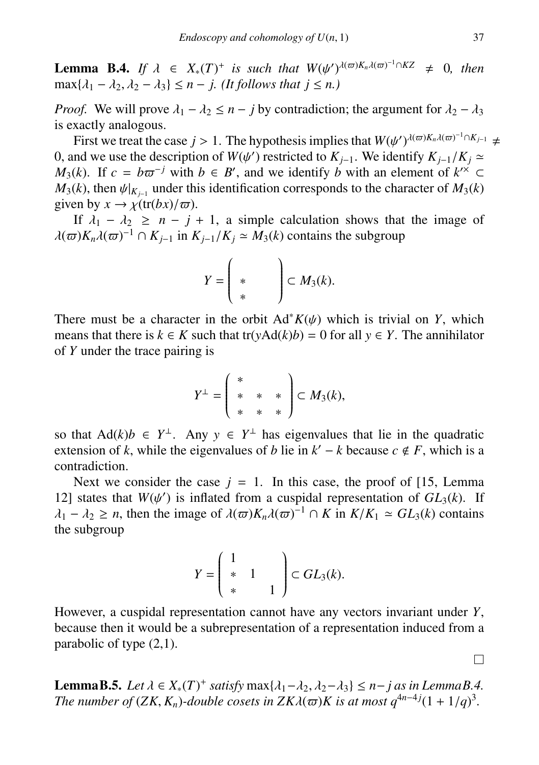**Lemma B.4.** *If $\lambda \in X_*(T)^+$ is such that $W(\psi')^{\lambda(\varpi)K_n\lambda(\varpi)^{-1}\cap KZ} \neq 0$, then $\max\{\lambda_1 - \lambda_2, \lambda_2 - \lambda_3\} \leq n - j$. (It follows that $j \leq n$.)*

*Proof.* We will prove $\lambda_1 - \lambda_2 \leq n - j$ by contradiction; the argument for $\lambda_2 - \lambda_3$ is exactly analogous.

First we treat the case $j > 1$. The hypothesis implies that $W(\psi')^{\lambda(\varpi)K_n\lambda(\varpi)^{-1}\cap K_{j-1}} \neq 0$, and we use the description of $W(\psi')$ restricted to $K_{j-1}$. We identify $K_{j-1}/K_j \simeq M_3(k)$. If $c = b\varpi^{-j}$ with $b \in B'$, and we identify $b$ with an element of $k'^{\times} \subset M_3(k)$, then $\psi|_{K_{j-1}}$ under this identification corresponds to the character of $M_3(k)$ given by $x \to \chi(\mathrm{tr}(bx)/\varpi)$.

If $\lambda_1 - \lambda_2 \geq n - j + 1$, a simple calculation shows that the image of $\lambda(\varpi)K_n\lambda(\varpi)^{-1} \cap K_{j-1}$ in $K_{j-1}/K_j \simeq M_3(k)$ contains the subgroup

$$Y = \begin{pmatrix} & & \\ * & & \\ * & & \end{pmatrix} \subset M_3(k).$$

There must be a character in the orbit $\mathrm{Ad}^*K(\psi)$ which is trivial on $Y$, which means that there is $k \in K$ such that $\mathrm{tr}(y\mathrm{Ad}(k)b) = 0$ for all $y \in Y$. The annihilator of $Y$ under the trace pairing is

$$Y^{\perp} = \begin{pmatrix} * & & \\ * & * & * \\ * & * & * \end{pmatrix} \subset M_3(k),$$

so that $\mathrm{Ad}(k)b \in Y^{\perp}$. Any $y \in Y^{\perp}$ has eigenvalues that lie in the quadratic extension of $k$, while the eigenvalues of $b$ lie in $k' - k$ because $c \notin F$, which is a contradiction.

Next we consider the case $j = 1$. In this case, the proof of [15, Lemma 12] states that $W(\psi')$ is inflated from a cuspidal representation of $GL_3(k)$. If $\lambda_1 - \lambda_2 \geq n$, then the image of $\lambda(\varpi)K_n\lambda(\varpi)^{-1} \cap K$ in $K/K_1 \simeq GL_3(k)$ contains the subgroup

$$Y = \begin{pmatrix} 1 & & \\ * & 1 & \\ * & & 1 \end{pmatrix} \subset GL_3(k).$$

However, a cuspidal representation cannot have any vectors invariant under $Y$, because then it would be a subrepresentation of a representation induced from a parabolic of type (2,1).

□

**Lemma B.5.** *Let $\lambda \in X_*(T)^+$ satisfy $\max\{\lambda_1 - \lambda_2, \lambda_2 - \lambda_3\} \leq n - j$ as in Lemma B.4. The number of $(ZK, K_n)$-double cosets in $ZK\lambda(\varpi)K$ is at most $q^{4n-4j}(1 + 1/q)^3$.*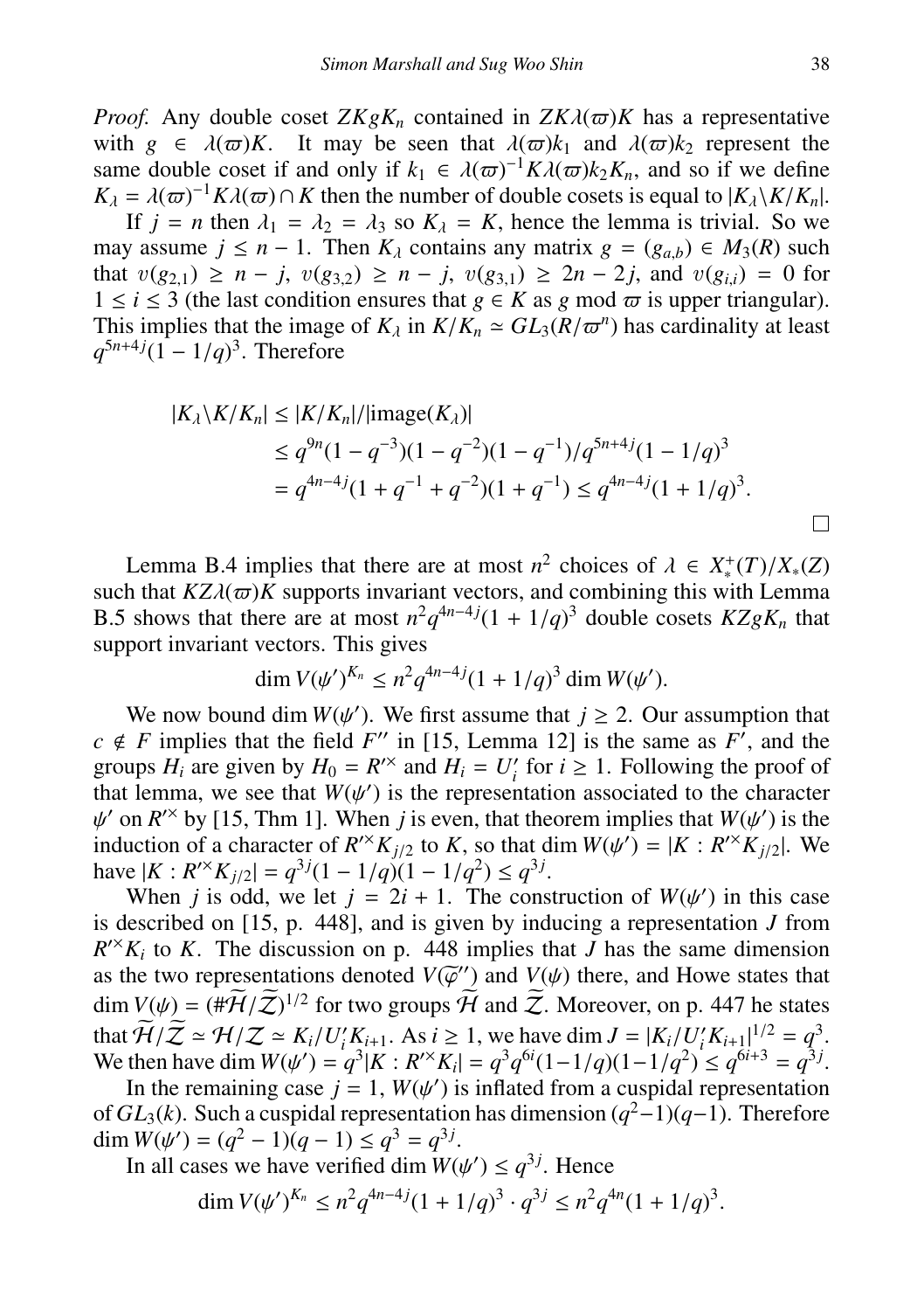*Proof.* Any double coset $ZKgK_n$ contained in $ZK\lambda(\varpi)K$ has a representative with $g \in \lambda(\varpi)K$. It may be seen that $\lambda(\varpi)k_1$ and $\lambda(\varpi)k_2$ represent the same double coset if and only if $k_1 \in \lambda(\varpi)^{-1}K\lambda(\varpi)k_2K_n$, and so if we define $K_\lambda = \lambda(\varpi)^{-1}K\lambda(\varpi) \cap K$ then the number of double cosets is equal to $|K_\lambda \backslash K/K_n|$.

If $j = n$ then $\lambda_1 = \lambda_2 = \lambda_3$ so $K_\lambda = K$, hence the lemma is trivial. So we may assume $j \leq n-1$. Then $K_\lambda$ contains any matrix $g = (g_{a,b}) \in M_3(R)$ such that $v(g_{2,1}) \geq n-j$, $v(g_{3,2}) \geq n-j$, $v(g_{3,1}) \geq 2n-2j$, and $v(g_{i,i}) = 0$ for $1 \leq i \leq 3$ (the last condition ensures that $g \in K$ as $g$ mod $\varpi$ is upper triangular). This implies that the image of $K_\lambda$ in $K/K_n \simeq GL_3(R/\varpi^n)$ has cardinality at least $q^{5n+4j}(1-1/q)^3$. Therefore

$$\begin{aligned}
|K_\lambda \backslash K/K_n| &\leq |K/K_n|/|\text{image}(K_\lambda)| \\
&\leq q^{9n}(1-q^{-3})(1-q^{-2})(1-q^{-1})/q^{5n+4j}(1-1/q)^3 \\
&= q^{4n-4j}(1+q^{-1}+q^{-2})(1+q^{-1}) \leq q^{4n-4j}(1+1/q)^3.
\end{aligned}$$

□

Lemma B.4 implies that there are at most $n^2$ choices of $\lambda \in X_*^+(T)/X_*(Z)$ such that $KZ\lambda(\varpi)K$ supports invariant vectors, and combining this with Lemma B.5 shows that there are at most $n^2q^{4n-4j}(1+1/q)^3$ double cosets $KZgK_n$ that support invariant vectors. This gives

$$\dim V(\psi')^{K_n} \leq n^2q^{4n-4j}(1+1/q)^3 \dim W(\psi').$$

We now bound $\dim W(\psi')$. We first assume that $j \geq 2$. Our assumption that $c \notin F$ implies that the field $F''$ in [15, Lemma 12] is the same as $F'$, and the groups $H_i$ are given by $H_0 = R'^\times$ and $H_i = U_i'$ for $i \geq 1$. Following the proof of that lemma, we see that $W(\psi')$ is the representation associated to the character $\psi'$ on $R'^\times$ by [15, Thm 1]. When $j$ is even, that theorem implies that $W(\psi')$ is the induction of a character of $R'^\times K_{j/2}$ to $K$, so that $\dim W(\psi') = |K : R'^\times K_{j/2}|$. We have $|K : R'^\times K_{j/2}| = q^{3j}(1-1/q)(1-1/q^2) \leq q^{3j}$.

When $j$ is odd, we let $j = 2i+1$. The construction of $W(\psi')$ in this case is described on [15, p. 448], and is given by inducing a representation $J$ from $R'^\times K_i$ to $K$. The discussion on p. 448 implies that $J$ has the same dimension as the two representations denoted $V(\widetilde{\varphi}'')$ and $V(\psi)$ there, and Howe states that $\dim V(\psi) = (\#\widetilde{\mathcal{H}}/\widetilde{\mathcal{Z}})^{1/2}$ for two groups $\widetilde{\mathcal{H}}$ and $\widetilde{\mathcal{Z}}$. Moreover, on p. 447 he states that $\widetilde{\mathcal{H}}/\widetilde{\mathcal{Z}} \simeq \mathcal{H}/\mathcal{Z} \simeq K_i/U_i'K_{i+1}$. As $i \geq 1$, we have $\dim J = |K_i/U_i'K_{i+1}|^{1/2} = q^3$. We then have $\dim W(\psi') = q^3|K : R'^\times K_i| = q^3q^{6i}(1-1/q)(1-1/q^2) \leq q^{6i+3} = q^{3j}$.

In the remaining case $j = 1$, $W(\psi')$ is inflated from a cuspidal representation of $GL_3(k)$. Such a cuspidal representation has dimension $(q^2-1)(q-1)$. Therefore $\dim W(\psi') = (q^2-1)(q-1) \leq q^3 = q^{3j}$.

In all cases we have verified $\dim W(\psi') \leq q^{3j}$. Hence

$$\dim V(\psi')^{K_n} \leq n^2q^{4n-4j}(1+1/q)^3 \cdot q^{3j} \leq n^2q^{4n}(1+1/q)^3.$$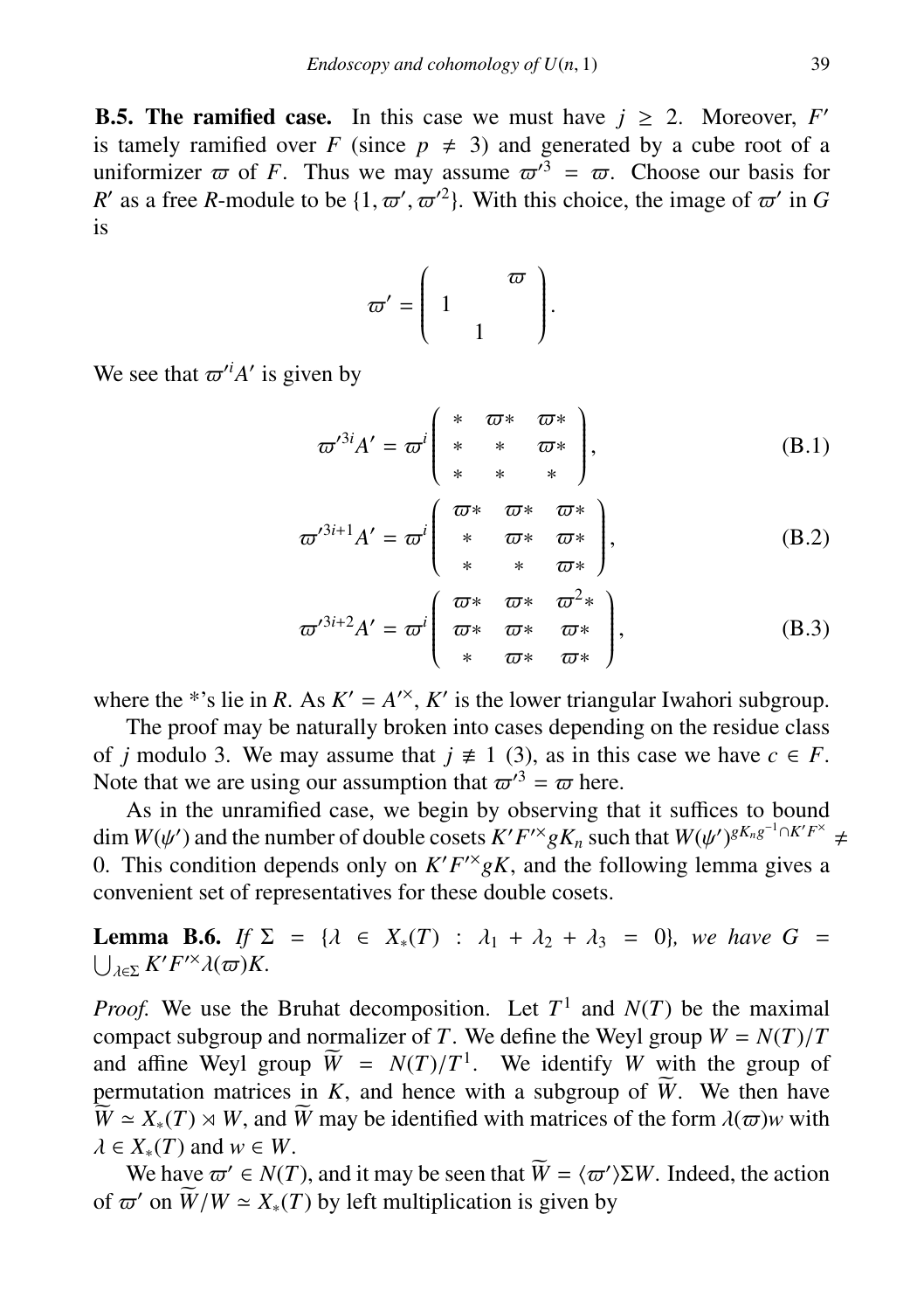**B.5. The ramified case.** In this case we must have $j \geq 2$. Moreover, $F'$ is tamely ramified over $F$ (since $p \neq 3$) and generated by a cube root of a uniformizer $\varpi$ of $F$. Thus we may assume $\varpi'^3 = \varpi$. Choose our basis for $R'$ as a free $R$-module to be $\{1, \varpi', \varpi'^2\}$. With this choice, the image of $\varpi'$ in $G$ is

$$\varpi' = \begin{pmatrix} & & \varpi \\ 1 & & \\ & 1 & \end{pmatrix}.$$

We see that $\varpi'^i A'$ is given by

$$\varpi'^{3i} A' = \varpi^i \begin{pmatrix} * & \varpi * & \varpi * \\ * & * & \varpi * \\ * & * & * \end{pmatrix}, \tag{B.1}$$

$$\varpi'^{3i+1} A' = \varpi^i \begin{pmatrix} \varpi * & \varpi * & \varpi * \\ * & \varpi * & \varpi * \\ * & * & \varpi * \end{pmatrix}, \tag{B.2}$$

$$\varpi'^{3i+2} A' = \varpi^i \begin{pmatrix} \varpi * & \varpi * & \varpi^2 * \\ \varpi * & \varpi * & \varpi * \\ * & \varpi * & \varpi * \end{pmatrix}, \tag{B.3}$$

where the *'s lie in $R$. As $K' = A'^\times$, $K'$ is the lower triangular Iwahori subgroup.

The proof may be naturally broken into cases depending on the residue class of $j$ modulo 3. We may assume that $j \not\equiv 1$ (3), as in this case we have $c \in F$. Note that we are using our assumption that $\varpi'^3 = \varpi$ here.

As in the unramified case, we begin by observing that it suffices to bound $\dim W(\psi')$ and the number of double cosets $K'F'^\times g K_n$ such that $W(\psi')^{gK_n g^{-1} \cap K'F^\times} \neq 0$. This condition depends only on $K'F'^\times gK$, and the following lemma gives a convenient set of representatives for these double cosets.

**Lemma B.6.** *If* $\Sigma = \{\lambda \in X_*(T) : \lambda_1 + \lambda_2 + \lambda_3 = 0\}$*, we have* $G = \bigcup_{\lambda \in \Sigma} K'F'^\times \lambda(\varpi) K$.

*Proof.* We use the Bruhat decomposition. Let $T^1$ and $N(T)$ be the maximal compact subgroup and normalizer of $T$. We define the Weyl group $W = N(T)/T$ and affine Weyl group $\widetilde{W} = N(T)/T^1$. We identify $W$ with the group of permutation matrices in $K$, and hence with a subgroup of $\widetilde{W}$. We then have $\widetilde{W} \simeq X_*(T) \rtimes W$, and $\widetilde{W}$ may be identified with matrices of the form $\lambda(\varpi)w$ with $\lambda \in X_*(T)$ and $w \in W$.

We have $\varpi' \in N(T)$, and it may be seen that $\widetilde{W} = \langle \varpi' \rangle \Sigma W$. Indeed, the action of $\varpi'$ on $\widetilde{W}/W \simeq X_*(T)$ by left multiplication is given by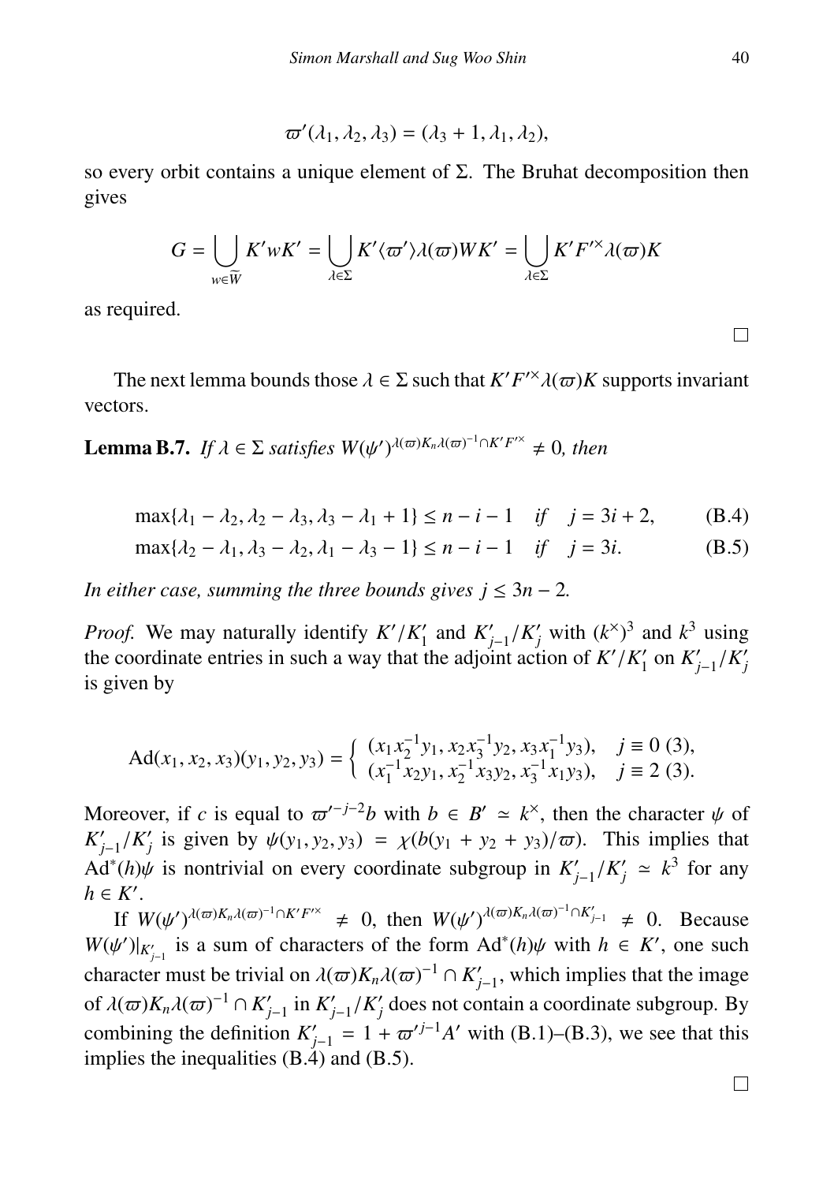$$\varpi'(\lambda_1, \lambda_2, \lambda_3) = (\lambda_3 + 1, \lambda_1, \lambda_2),$$

so every orbit contains a unique element of $\Sigma$. The Bruhat decomposition then gives

$$G = \bigcup_{w \in \widetilde{W}} K' w K' = \bigcup_{\lambda \in \Sigma} K' \langle \varpi' \rangle \lambda(\varpi) W K' = \bigcup_{\lambda \in \Sigma} K' F'^{\times} \lambda(\varpi) K$$

as required.

□

The next lemma bounds those $\lambda \in \Sigma$ such that $K' F'^{\times} \lambda(\varpi) K$ supports invariant vectors.

**Lemma B.7.** *If $\lambda \in \Sigma$ satisfies $W(\psi')^{\lambda(\varpi) K_n \lambda(\varpi)^{-1} \cap K' F'^{\times}} \neq 0$, then*

$$\max\{\lambda_1 - \lambda_2, \lambda_2 - \lambda_3, \lambda_3 - \lambda_1 + 1\} \leq n - i - 1 \quad \text{if} \quad j = 3i + 2, \tag{B.4}$$

$$\max\{\lambda_2 - \lambda_1, \lambda_3 - \lambda_2, \lambda_1 - \lambda_3 - 1\} \leq n - i - 1 \quad \text{if} \quad j = 3i. \tag{B.5}$$

*In either case, summing the three bounds gives $j \leq 3n - 2$.*

*Proof.* We may naturally identify $K'/K'_1$ and $K'_{j-1}/K'_j$ with $(k^{\times})^3$ and $k^3$ using the coordinate entries in such a way that the adjoint action of $K'/K'_1$ on $K'_{j-1}/K'_j$ is given by

$$\mathrm{Ad}(x_1, x_2, x_3)(y_1, y_2, y_3) = \begin{cases} (x_1 x_2^{-1} y_1, x_2 x_3^{-1} y_2, x_3 x_1^{-1} y_3), & j \equiv 0 \ (3), \\ (x_1^{-1} x_2 y_1, x_2^{-1} x_3 y_2, x_3^{-1} x_1 y_3), & j \equiv 2 \ (3). \end{cases}$$

Moreover, if $c$ is equal to $\varpi'^{-j-2} b$ with $b \in B' \simeq k^{\times}$, then the character $\psi$ of $K'_{j-1}/K'_j$ is given by $\psi(y_1, y_2, y_3) = \chi(b(y_1 + y_2 + y_3)/\varpi)$. This implies that $\mathrm{Ad}^*(h)\psi$ is nontrivial on every coordinate subgroup in $K'_{j-1}/K'_j \simeq k^3$ for any $h \in K'$.

If $W(\psi')^{\lambda(\varpi) K_n \lambda(\varpi)^{-1} \cap K' F'^{\times}} \neq 0$, then $W(\psi')^{\lambda(\varpi) K_n \lambda(\varpi)^{-1} \cap K'_{j-1}} \neq 0$. Because $W(\psi')|_{K'_{j-1}}$ is a sum of characters of the form $\mathrm{Ad}^*(h)\psi$ with $h \in K'$, one such character must be trivial on $\lambda(\varpi) K_n \lambda(\varpi)^{-1} \cap K'_{j-1}$, which implies that the image of $\lambda(\varpi) K_n \lambda(\varpi)^{-1} \cap K'_{j-1}$ in $K'_{j-1}/K'_j$ does not contain a coordinate subgroup. By combining the definition $K'_{j-1} = 1 + \varpi'^{j-1} A'$ with (B.1)–(B.3), we see that this implies the inequalities (B.4) and (B.5).

□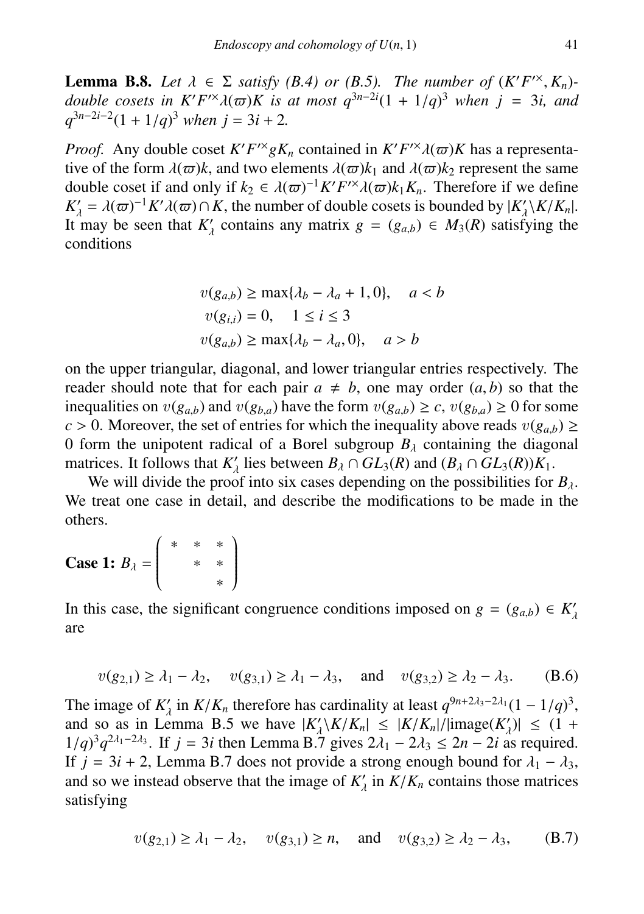**Lemma B.8.** *Let $\lambda \in \Sigma$ satisfy (B.4) or (B.5). The number of $(K'F'^{\times}, K_n)$-double cosets in $K'F'^{\times}\lambda(\varpi)K$ is at most $q^{3n-2i}(1+1/q)^3$ when $j = 3i$, and $q^{3n-2i-2}(1+1/q)^3$ when $j = 3i+2$.*

*Proof.* Any double coset $K'F'^{\times}gK_n$ contained in $K'F'^{\times}\lambda(\varpi)K$ has a representative of the form $\lambda(\varpi)k$, and two elements $\lambda(\varpi)k_1$ and $\lambda(\varpi)k_2$ represent the same double coset if and only if $k_2 \in \lambda(\varpi)^{-1}K'F'^{\times}\lambda(\varpi)k_1K_n$. Therefore if we define $K'_\lambda = \lambda(\varpi)^{-1}K'\lambda(\varpi) \cap K$, the number of double cosets is bounded by $|K'_\lambda \backslash K/K_n|$. It may be seen that $K'_\lambda$ contains any matrix $g = (g_{a,b}) \in M_3(R)$ satisfying the conditions

$$v(g_{a,b}) \geq \max\{\lambda_b - \lambda_a + 1, 0\}, \quad a < b$$
$$v(g_{i,i}) = 0, \quad 1 \leq i \leq 3$$
$$v(g_{a,b}) \geq \max\{\lambda_b - \lambda_a, 0\}, \quad a > b$$

on the upper triangular, diagonal, and lower triangular entries respectively. The reader should note that for each pair $a \neq b$, one may order $(a, b)$ so that the inequalities on $v(g_{a,b})$ and $v(g_{b,a})$ have the form $v(g_{a,b}) \geq c$, $v(g_{b,a}) \geq 0$ for some $c > 0$. Moreover, the set of entries for which the inequality above reads $v(g_{a,b}) \geq 0$ form the unipotent radical of a Borel subgroup $B_\lambda$ containing the diagonal matrices. It follows that $K'_\lambda$ lies between $B_\lambda \cap GL_3(R)$ and $(B_\lambda \cap GL_3(R))K_1$.

We will divide the proof into six cases depending on the possibilities for $B_\lambda$. We treat one case in detail, and describe the modifications to be made in the others.

**Case 1:** $B_\lambda = \begin{pmatrix} * & * & * \\ & * & * \\ & & * \end{pmatrix}$

In this case, the significant congruence conditions imposed on $g = (g_{a,b}) \in K'_\lambda$ are

$$v(g_{2,1}) \geq \lambda_1 - \lambda_2, \quad v(g_{3,1}) \geq \lambda_1 - \lambda_3, \quad \text{and} \quad v(g_{3,2}) \geq \lambda_2 - \lambda_3. \tag{B.6}$$

The image of $K'_\lambda$ in $K/K_n$ therefore has cardinality at least $q^{9n+2\lambda_3-2\lambda_1}(1-1/q)^3$, and so as in Lemma B.5 we have $|K'_\lambda \backslash K/K_n| \leq |K/K_n|/|\text{image}(K'_\lambda)| \leq (1 + 1/q)^3 q^{2\lambda_1 - 2\lambda_3}$. If $j = 3i$ then Lemma B.7 gives $2\lambda_1 - 2\lambda_3 \leq 2n - 2i$ as required. If $j = 3i + 2$, Lemma B.7 does not provide a strong enough bound for $\lambda_1 - \lambda_3$, and so we instead observe that the image of $K'_\lambda$ in $K/K_n$ contains those matrices satisfying

$$v(g_{2,1}) \geq \lambda_1 - \lambda_2, \quad v(g_{3,1}) \geq n, \quad \text{and} \quad v(g_{3,2}) \geq \lambda_2 - \lambda_3, \tag{B.7}$$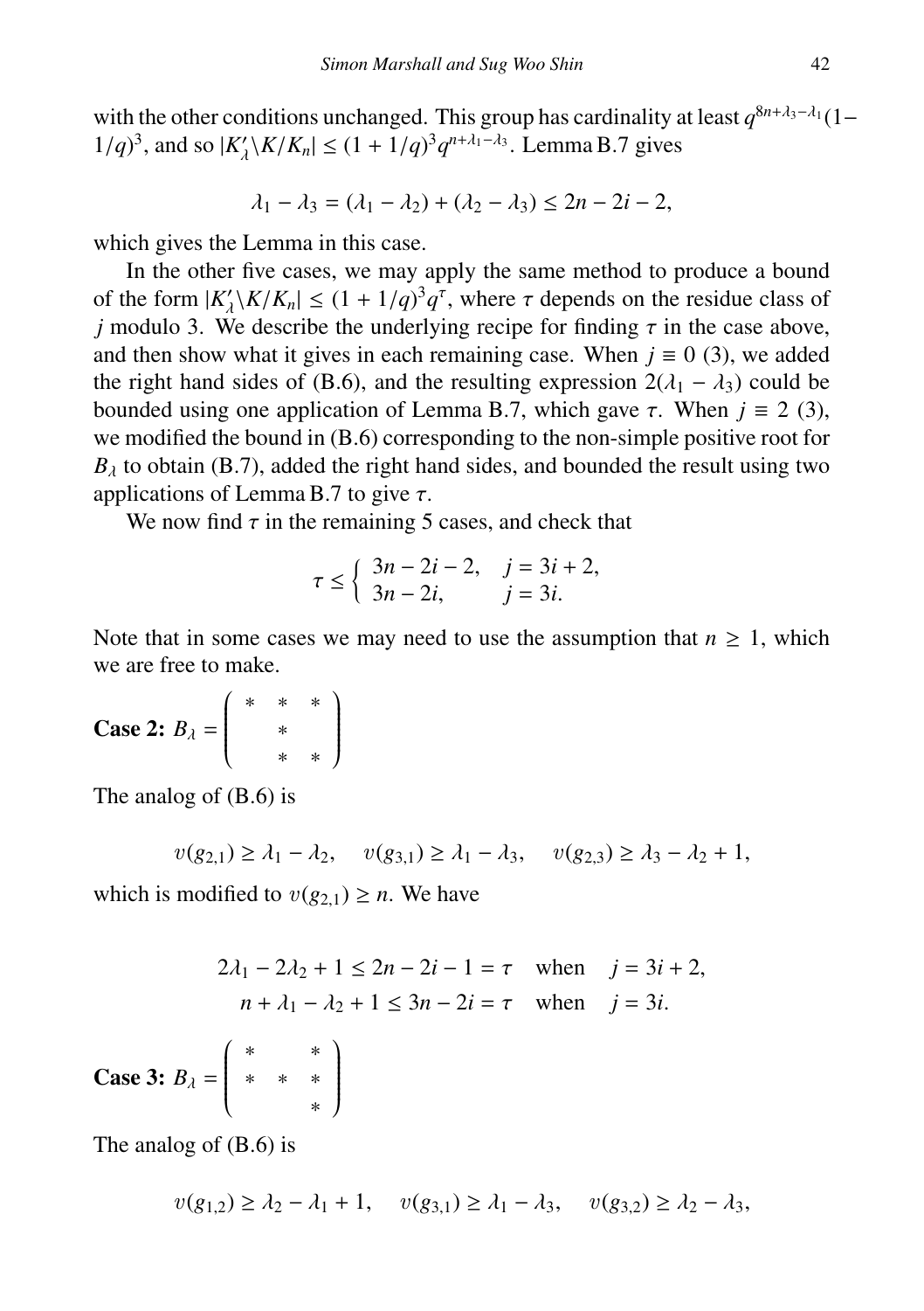with the other conditions unchanged. This group has cardinality at least $q^{8n+\lambda_3-\lambda_1}(1-1/q)^3$, and so $|K'_\lambda\backslash K/K_n| \leq (1+1/q)^3 q^{n+\lambda_1-\lambda_3}$. Lemma B.7 gives

$$\lambda_1 - \lambda_3 = (\lambda_1 - \lambda_2) + (\lambda_2 - \lambda_3) \leq 2n - 2i - 2,$$

which gives the Lemma in this case.

In the other five cases, we may apply the same method to produce a bound of the form $|K'_\lambda\backslash K/K_n| \leq (1+1/q)^3 q^\tau$, where $\tau$ depends on the residue class of $j$ modulo 3. We describe the underlying recipe for finding $\tau$ in the case above, and then show what it gives in each remaining case. When $j \equiv 0$ (3), we added the right hand sides of (B.6), and the resulting expression $2(\lambda_1 - \lambda_3)$ could be bounded using one application of Lemma B.7, which gave $\tau$. When $j \equiv 2$ (3), we modified the bound in (B.6) corresponding to the non-simple positive root for $B_\lambda$ to obtain (B.7), added the right hand sides, and bounded the result using two applications of Lemma B.7 to give $\tau$.

We now find $\tau$ in the remaining 5 cases, and check that

$$\tau \leq \begin{cases} 3n - 2i - 2, & j = 3i + 2, \\ 3n - 2i, & j = 3i. \end{cases}$$

Note that in some cases we may need to use the assumption that $n \geq 1$, which we are free to make.

**Case 2:** $B_\lambda = \begin{pmatrix} * & * & * \\ & * & \\ & * & * \end{pmatrix}$

The analog of (B.6) is

$$v(g_{2,1}) \geq \lambda_1 - \lambda_2, \quad v(g_{3,1}) \geq \lambda_1 - \lambda_3, \quad v(g_{2,3}) \geq \lambda_3 - \lambda_2 + 1,$$

which is modified to $v(g_{2,1}) \geq n$. We have

$$\begin{aligned} 2\lambda_1 - 2\lambda_2 + 1 \leq 2n - 2i - 1 = \tau \quad &\text{when} \quad j = 3i + 2, \\ n + \lambda_1 - \lambda_2 + 1 \leq 3n - 2i = \tau \quad &\text{when} \quad j = 3i. \end{aligned}$$

**Case 3:** $B_\lambda = \begin{pmatrix} * & & * \\ * & * & * \\ & & * \end{pmatrix}$

The analog of (B.6) is

$$v(g_{1,2}) \geq \lambda_2 - \lambda_1 + 1, \quad v(g_{3,1}) \geq \lambda_1 - \lambda_3, \quad v(g_{3,2}) \geq \lambda_2 - \lambda_3,$$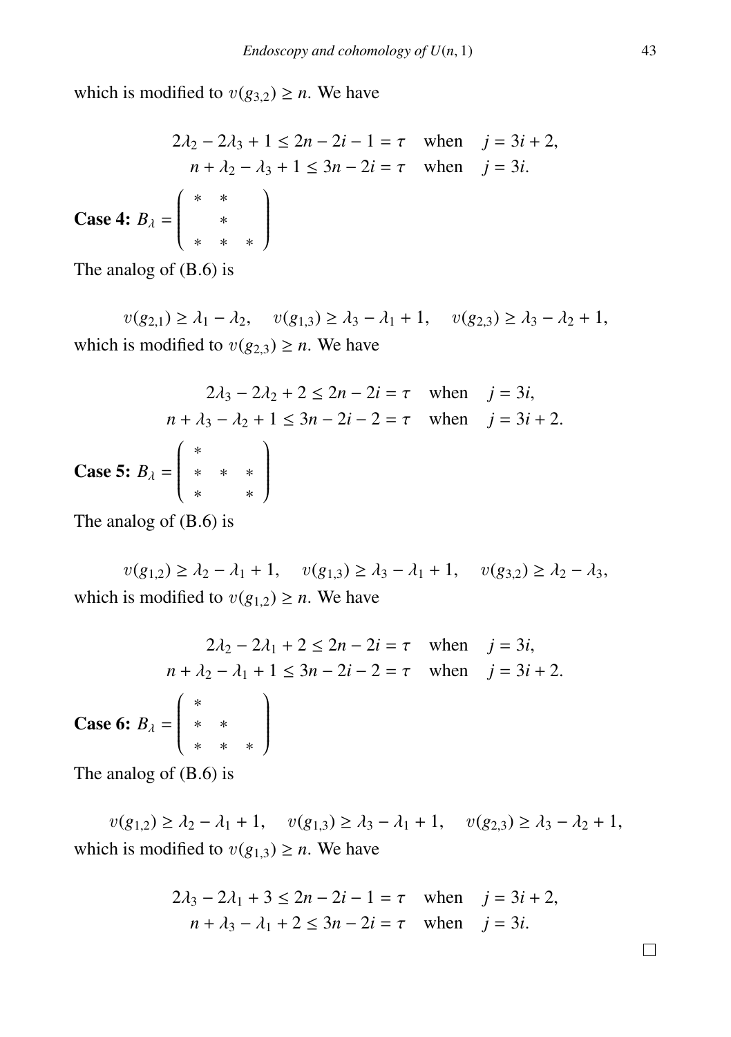which is modified to $v(g_{3,2}) \geq n$. We have

$$
\begin{aligned}
2\lambda_2 - 2\lambda_3 + 1 &\leq 2n - 2i - 1 = \tau \quad \text{when} \quad j = 3i + 2, \\
n + \lambda_2 - \lambda_3 + 1 &\leq 3n - 2i = \tau \quad \text{when} \quad j = 3i.
\end{aligned}
$$

**Case 4:** $B_\lambda = \begin{pmatrix} * & * & \\ & * & \\ * & * & * \end{pmatrix}$

The analog of (B.6) is

$$
v(g_{2,1}) \geq \lambda_1 - \lambda_2, \quad v(g_{1,3}) \geq \lambda_3 - \lambda_1 + 1, \quad v(g_{2,3}) \geq \lambda_3 - \lambda_2 + 1,
$$

which is modified to $v(g_{2,3}) \geq n$. We have

$$
\begin{aligned}
2\lambda_3 - 2\lambda_2 + 2 &\leq 2n - 2i = \tau \quad \text{when} \quad j = 3i, \\
n + \lambda_3 - \lambda_2 + 1 &\leq 3n - 2i - 2 = \tau \quad \text{when} \quad j = 3i + 2.
\end{aligned}
$$

**Case 5:** $B_\lambda = \begin{pmatrix} * & & \\ * & * & * \\ * & & * \end{pmatrix}$

The analog of (B.6) is

$$
v(g_{1,2}) \geq \lambda_2 - \lambda_1 + 1, \quad v(g_{1,3}) \geq \lambda_3 - \lambda_1 + 1, \quad v(g_{3,2}) \geq \lambda_2 - \lambda_3,
$$

which is modified to $v(g_{1,2}) \geq n$. We have

$$
\begin{aligned}
2\lambda_2 - 2\lambda_1 + 2 &\leq 2n - 2i = \tau \quad \text{when} \quad j = 3i, \\
n + \lambda_2 - \lambda_1 + 1 &\leq 3n - 2i - 2 = \tau \quad \text{when} \quad j = 3i + 2.
\end{aligned}
$$

**Case 6:** $B_\lambda = \begin{pmatrix} * & & \\ * & * & \\ * & * & * \end{pmatrix}$

The analog of (B.6) is

$$
v(g_{1,2}) \geq \lambda_2 - \lambda_1 + 1, \quad v(g_{1,3}) \geq \lambda_3 - \lambda_1 + 1, \quad v(g_{2,3}) \geq \lambda_3 - \lambda_2 + 1,
$$

which is modified to $v(g_{1,3}) \geq n$. We have

$$
\begin{aligned}
2\lambda_3 - 2\lambda_1 + 3 &\leq 2n - 2i - 1 = \tau \quad \text{when} \quad j = 3i + 2, \\
n + \lambda_3 - \lambda_1 + 2 &\leq 3n - 2i = \tau \quad \text{when} \quad j = 3i.
\end{aligned}
$$

□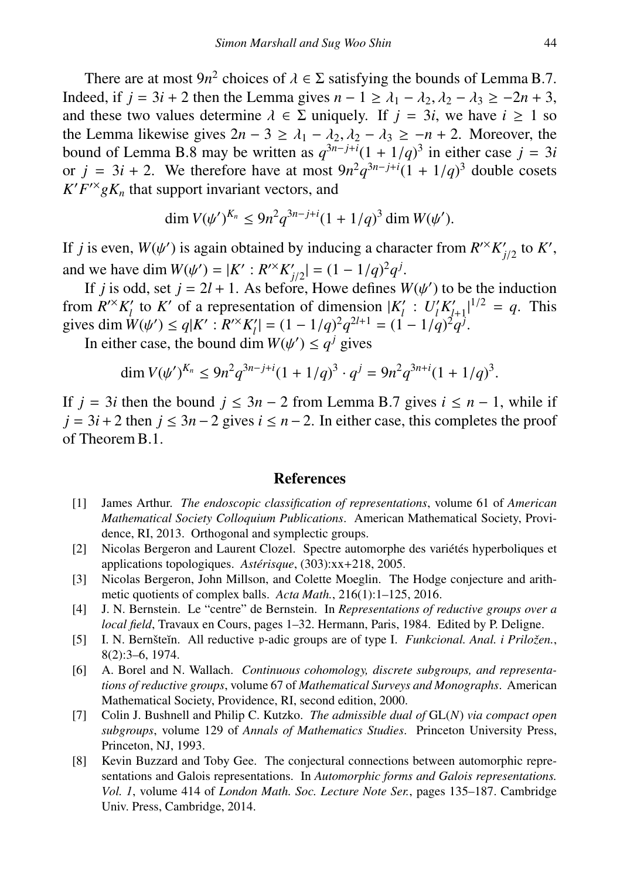There are at most $9n^2$ choices of $\lambda \in \Sigma$ satisfying the bounds of Lemma B.7. Indeed, if $j = 3i + 2$ then the Lemma gives $n - 1 \geq \lambda_1 - \lambda_2, \lambda_2 - \lambda_3 \geq -2n + 3$, and these two values determine $\lambda \in \Sigma$ uniquely. If $j = 3i$, we have $i \geq 1$ so the Lemma likewise gives $2n - 3 \geq \lambda_1 - \lambda_2, \lambda_2 - \lambda_3 \geq -n + 2$. Moreover, the bound of Lemma B.8 may be written as $q^{3n-j+i}(1 + 1/q)^3$ in either case $j = 3i$ or $j = 3i + 2$. We therefore have at most $9n^2 q^{3n-j+i}(1 + 1/q)^3$ double cosets $K'F'^{\times} gK_n$ that support invariant vectors, and

$$\dim V(\psi')^{K_n} \leq 9n^2 q^{3n-j+i}(1 + 1/q)^3 \dim W(\psi').$$

If $j$ is even, $W(\psi')$ is again obtained by inducing a character from $R'^{\times} K'_{j/2}$ to $K'$, and we have $\dim W(\psi') = |K' : R'^{\times} K'_{j/2}| = (1 - 1/q)^2 q^j$.

If $j$ is odd, set $j = 2l + 1$. As before, Howe defines $W(\psi')$ to be the induction from $R'^{\times} K'_l$ to $K'$ of a representation of dimension $|K'_l : U'_l K'_{l+1}|^{1/2} = q$. This gives $\dim W(\psi') \leq q|K' : R'^{\times} K'_l| = (1 - 1/q)^2 q^{2l+1} = (1 - 1/q)^2 q^j$.

In either case, the bound $\dim W(\psi') \leq q^j$ gives

$$\dim V(\psi')^{K_n} \leq 9n^2 q^{3n-j+i}(1 + 1/q)^3 \cdot q^j = 9n^2 q^{3n+i}(1 + 1/q)^3.$$

If $j = 3i$ then the bound $j \leq 3n - 2$ from Lemma B.7 gives $i \leq n - 1$, while if $j = 3i + 2$ then $j \leq 3n - 2$ gives $i \leq n - 2$. In either case, this completes the proof of Theorem B.1.

## References

[1] James Arthur. *The endoscopic classification of representations*, volume 61 of *American Mathematical Society Colloquium Publications*. American Mathematical Society, Providence, RI, 2013. Orthogonal and symplectic groups.

[2] Nicolas Bergeron and Laurent Clozel. Spectre automorphe des variétés hyperboliques et applications topologiques. *Astérisque*, (303):xx+218, 2005.

[3] Nicolas Bergeron, John Millson, and Colette Moeglin. The Hodge conjecture and arithmetic quotients of complex balls. *Acta Math.*, 216(1):1–125, 2016.

[4] J. N. Bernstein. Le "centre" de Bernstein. In *Representations of reductive groups over a local field*, Travaux en Cours, pages 1–32. Hermann, Paris, 1984. Edited by P. Deligne.

[5] I. N. Bernšteĭn. All reductive $\mathfrak{p}$-adic groups are of type I. *Funkcional. Anal. i Priložen.*, 8(2):3–6, 1974.

[6] A. Borel and N. Wallach. *Continuous cohomology, discrete subgroups, and representations of reductive groups*, volume 67 of *Mathematical Surveys and Monographs*. American Mathematical Society, Providence, RI, second edition, 2000.

[7] Colin J. Bushnell and Philip C. Kutzko. *The admissible dual of* GL($N$) *via compact open subgroups*, volume 129 of *Annals of Mathematics Studies*. Princeton University Press, Princeton, NJ, 1993.

[8] Kevin Buzzard and Toby Gee. The conjectural connections between automorphic representations and Galois representations. In *Automorphic forms and Galois representations. Vol. 1*, volume 414 of *London Math. Soc. Lecture Note Ser.*, pages 135–187. Cambridge Univ. Press, Cambridge, 2014.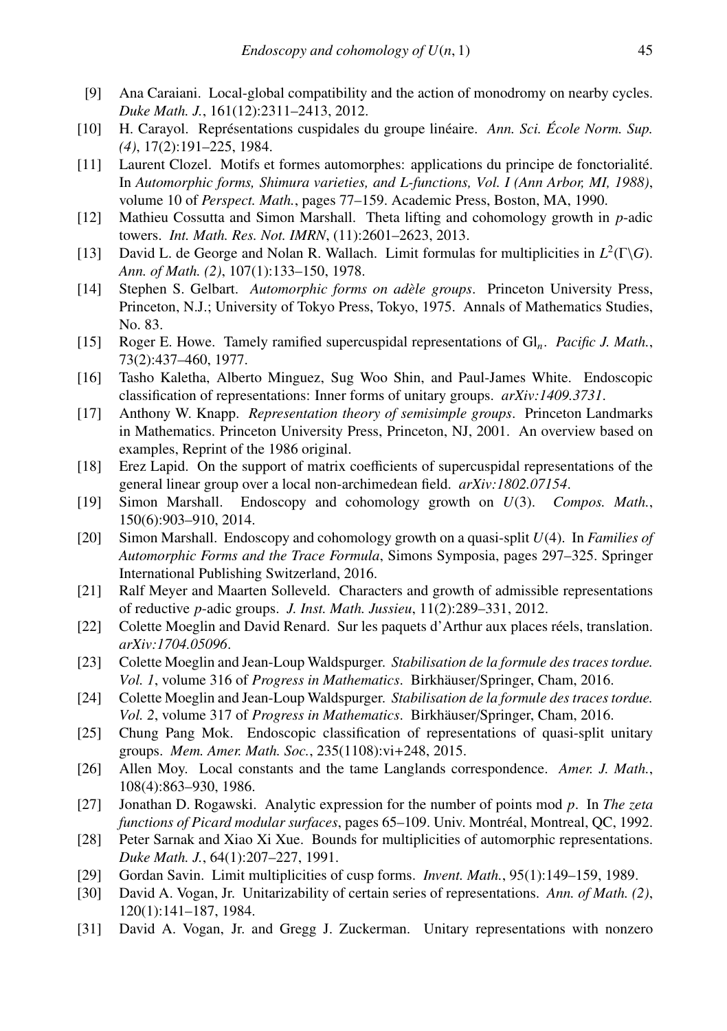[9] Ana Caraiani. Local-global compatibility and the action of monodromy on nearby cycles. *Duke Math. J.*, 161(12):2311–2413, 2012.

[10] H. Carayol. Représentations cuspidales du groupe linéaire. *Ann. Sci. École Norm. Sup. (4)*, 17(2):191–225, 1984.

[11] Laurent Clozel. Motifs et formes automorphes: applications du principe de fonctorialité. In *Automorphic forms, Shimura varieties, and L-functions, Vol. I (Ann Arbor, MI, 1988)*, volume 10 of *Perspect. Math.*, pages 77–159. Academic Press, Boston, MA, 1990.

[12] Mathieu Cossutta and Simon Marshall. Theta lifting and cohomology growth in $p$-adic towers. *Int. Math. Res. Not. IMRN*, (11):2601–2623, 2013.

[13] David L. de George and Nolan R. Wallach. Limit formulas for multiplicities in $L^2(\Gamma\backslash G)$. *Ann. of Math. (2)*, 107(1):133–150, 1978.

[14] Stephen S. Gelbart. *Automorphic forms on adèle groups*. Princeton University Press, Princeton, N.J.; University of Tokyo Press, Tokyo, 1975. Annals of Mathematics Studies, No. 83.

[15] Roger E. Howe. Tamely ramified supercuspidal representations of $\mathrm{Gl}_n$. *Pacific J. Math.*, 73(2):437–460, 1977.

[16] Tasho Kaletha, Alberto Minguez, Sug Woo Shin, and Paul-James White. Endoscopic classification of representations: Inner forms of unitary groups. *arXiv:1409.3731*.

[17] Anthony W. Knapp. *Representation theory of semisimple groups*. Princeton Landmarks in Mathematics. Princeton University Press, Princeton, NJ, 2001. An overview based on examples, Reprint of the 1986 original.

[18] Erez Lapid. On the support of matrix coefficients of supercuspidal representations of the general linear group over a local non-archimedean field. *arXiv:1802.07154*.

[19] Simon Marshall. Endoscopy and cohomology growth on $U(3)$. *Compos. Math.*, 150(6):903–910, 2014.

[20] Simon Marshall. Endoscopy and cohomology growth on a quasi-split $U(4)$. In *Families of Automorphic Forms and the Trace Formula*, Simons Symposia, pages 297–325. Springer International Publishing Switzerland, 2016.

[21] Ralf Meyer and Maarten Solleveld. Characters and growth of admissible representations of reductive $p$-adic groups. *J. Inst. Math. Jussieu*, 11(2):289–331, 2012.

[22] Colette Moeglin and David Renard. Sur les paquets d'Arthur aux places réels, translation. *arXiv:1704.05096*.

[23] Colette Moeglin and Jean-Loup Waldspurger. *Stabilisation de la formule des traces tordue. Vol. 1*, volume 316 of *Progress in Mathematics*. Birkhäuser/Springer, Cham, 2016.

[24] Colette Moeglin and Jean-Loup Waldspurger. *Stabilisation de la formule des traces tordue. Vol. 2*, volume 317 of *Progress in Mathematics*. Birkhäuser/Springer, Cham, 2016.

[25] Chung Pang Mok. Endoscopic classification of representations of quasi-split unitary groups. *Mem. Amer. Math. Soc.*, 235(1108):vi+248, 2015.

[26] Allen Moy. Local constants and the tame Langlands correspondence. *Amer. J. Math.*, 108(4):863–930, 1986.

[27] Jonathan D. Rogawski. Analytic expression for the number of points mod $p$. In *The zeta functions of Picard modular surfaces*, pages 65–109. Univ. Montréal, Montreal, QC, 1992.

[28] Peter Sarnak and Xiao Xi Xue. Bounds for multiplicities of automorphic representations. *Duke Math. J.*, 64(1):207–227, 1991.

[29] Gordan Savin. Limit multiplicities of cusp forms. *Invent. Math.*, 95(1):149–159, 1989.

[30] David A. Vogan, Jr. Unitarizability of certain series of representations. *Ann. of Math. (2)*, 120(1):141–187, 1984.

[31] David A. Vogan, Jr. and Gregg J. Zuckerman. Unitary representations with nonzero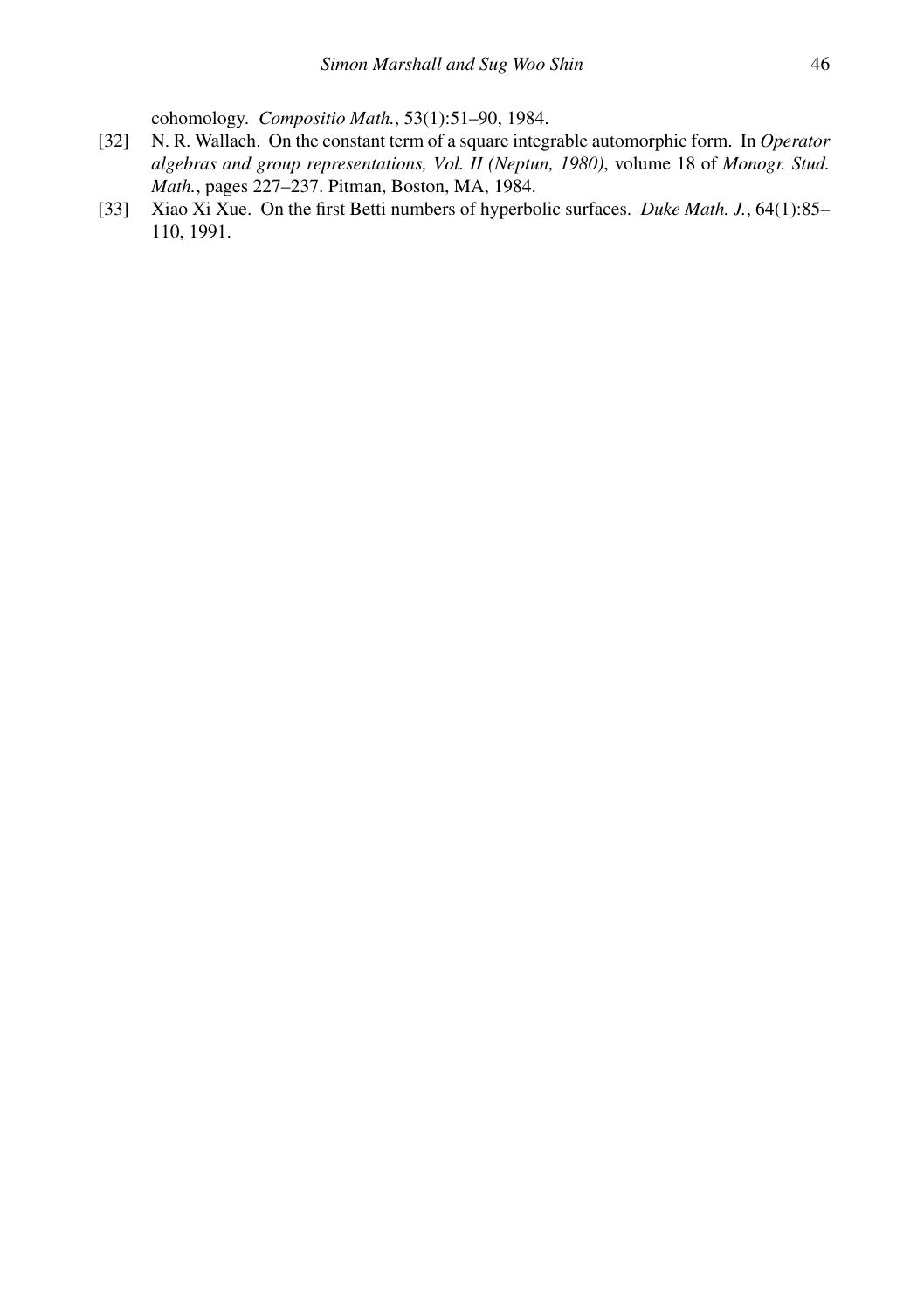cohomology. *Compositio Math.*, 53(1):51–90, 1984.

[32] N. R. Wallach. On the constant term of a square integrable automorphic form. In *Operator algebras and group representations, Vol. II (Neptun, 1980)*, volume 18 of *Monogr. Stud. Math.*, pages 227–237. Pitman, Boston, MA, 1984.

[33] Xiao Xi Xue. On the first Betti numbers of hyperbolic surfaces. *Duke Math. J.*, 64(1):85–110, 1991.